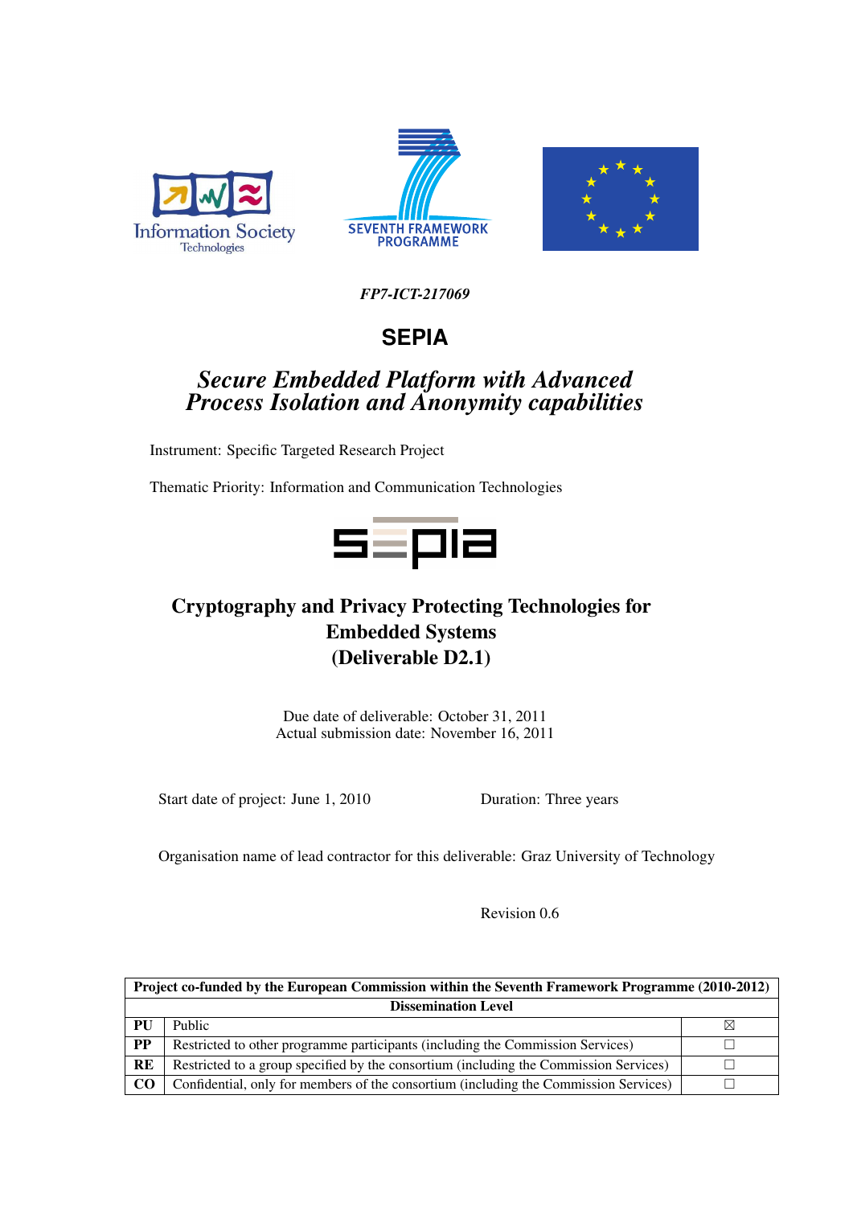*FP7-ICT-217069*

# SEPIA

## *Secure Embedded Platform with Advanced Process Isolation and Anonymity capabilities*

Instrument: Specific Targeted Research Project

Thematic Priority: Information and Communication Technologies

## Cryptography and Privacy Protecting Technologies for Embedded Systems (Deliverable D2.1)

Due date of deliverable: October 31, 2011
Actual submission date: November 16, 2011

Start date of project: June 1, 2010 Duration: Three years

Organisation name of lead contractor for this deliverable: Graz University of Technology

Revision 0.6

| Project co-funded by the European Commission within the Seventh Framework Programme (2010-2012) | | |
|---|---|---|
| **Dissemination Level** | | |
| **PU** | Public | ☒ |
| **PP** | Restricted to other programme participants (including the Commission Services) | ☐ |
| **RE** | Restricted to a group specified by the consortium (including the Commission Services) | ☐ |
| **CO** | Confidential, only for members of the consortium (including the Commission Services) | ☐ |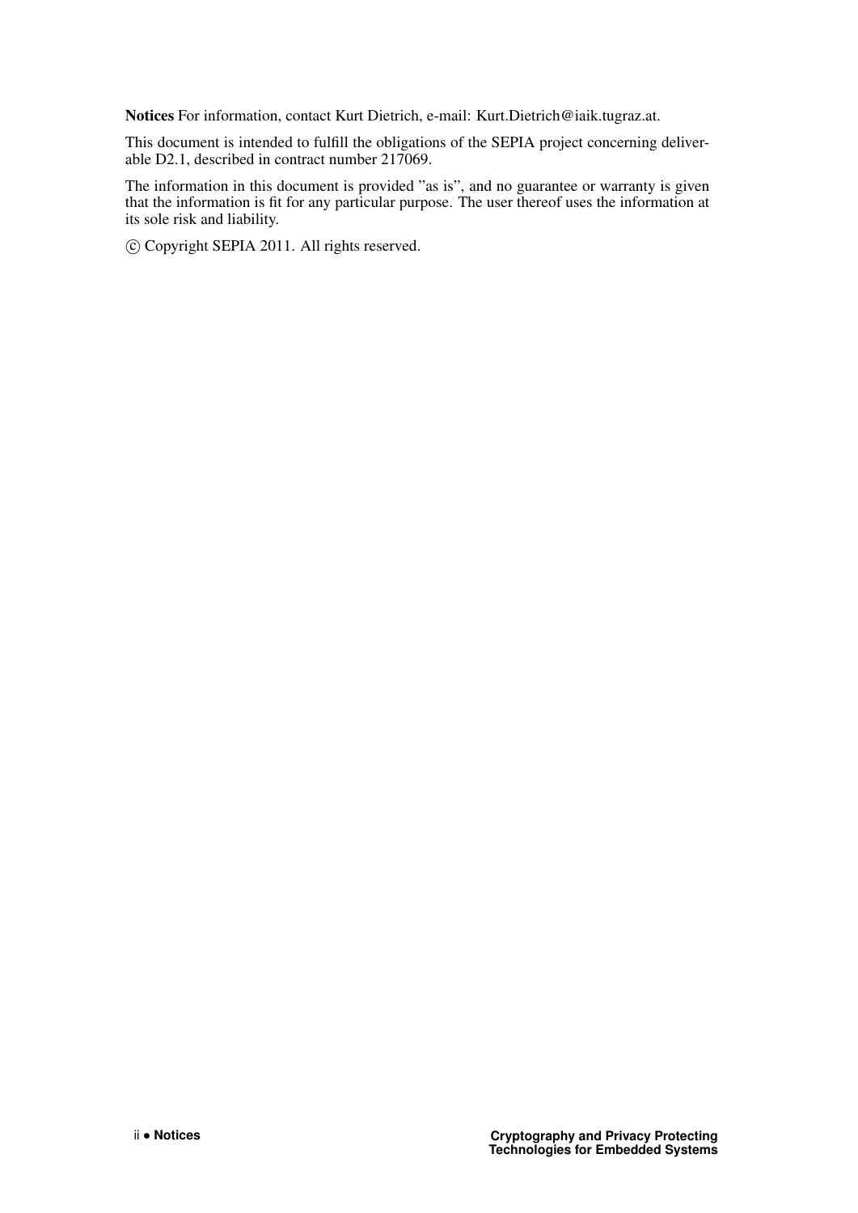**Notices** For information, contact Kurt Dietrich, e-mail: Kurt.Dietrich@iaik.tugraz.at.

This document is intended to fulfill the obligations of the SEPIA project concerning deliverable D2.1, described in contract number 217069.

The information in this document is provided "as is", and no guarantee or warranty is given that the information is fit for any particular purpose. The user thereof uses the information at its sole risk and liability.

© Copyright SEPIA 2011. All rights reserved.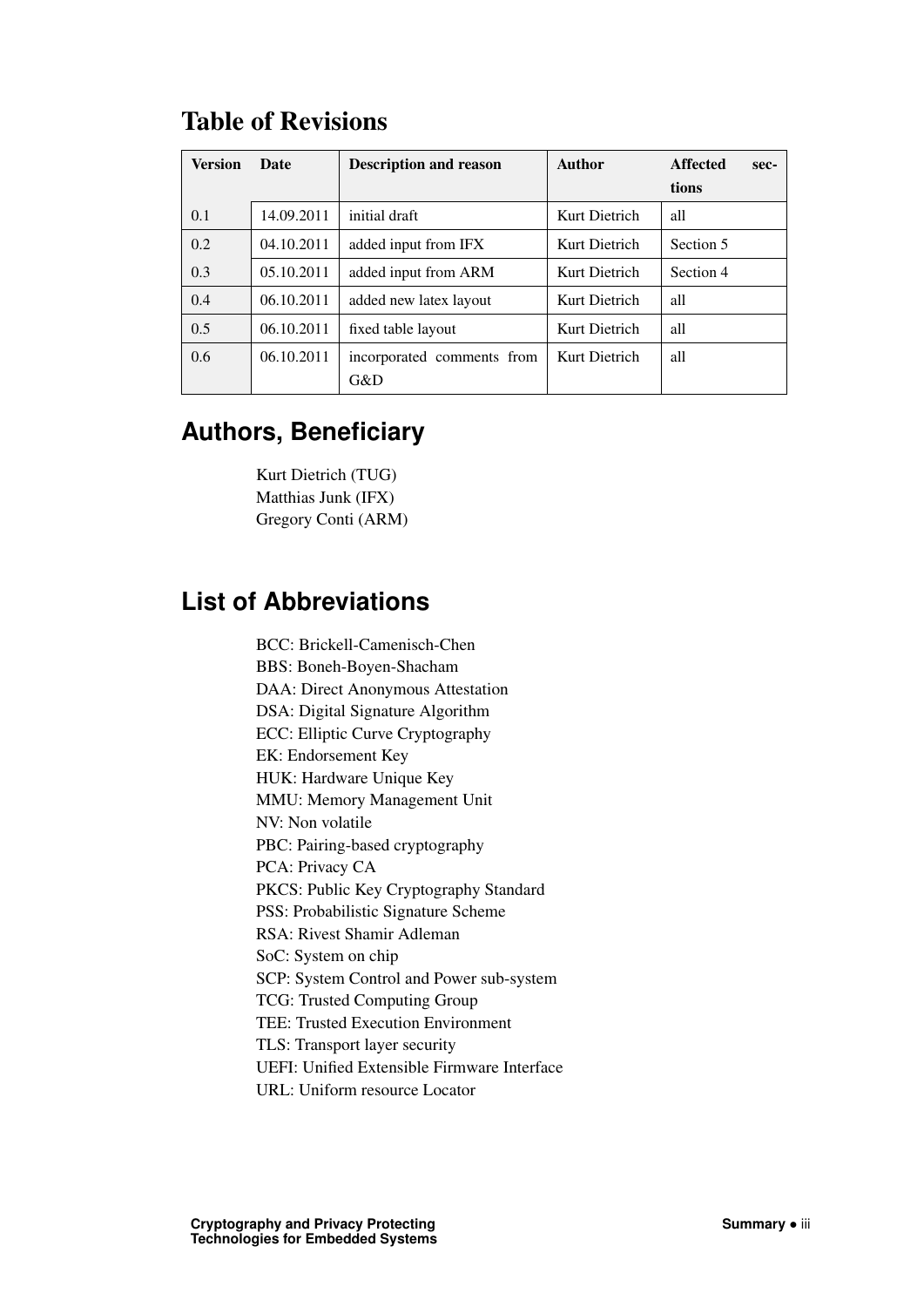# Table of Revisions

| Version | Date | Description and reason | Author | Affected sections |
|---|---|---|---|---|
| 0.1 | 14.09.2011 | initial draft | Kurt Dietrich | all |
| 0.2 | 04.10.2011 | added input from IFX | Kurt Dietrich | Section 5 |
| 0.3 | 05.10.2011 | added input from ARM | Kurt Dietrich | Section 4 |
| 0.4 | 06.10.2011 | added new latex layout | Kurt Dietrich | all |
| 0.5 | 06.10.2011 | fixed table layout | Kurt Dietrich | all |
| 0.6 | 06.10.2011 | incorporated comments from G&D | Kurt Dietrich | all |

## Authors, Beneficiary

Kurt Dietrich (TUG)
Matthias Junk (IFX)
Gregory Conti (ARM)

## List of Abbreviations

BCC: Brickell-Camenisch-Chen
BBS: Boneh-Boyen-Shacham
DAA: Direct Anonymous Attestation
DSA: Digital Signature Algorithm
ECC: Elliptic Curve Cryptography
EK: Endorsement Key
HUK: Hardware Unique Key
MMU: Memory Management Unit
NV: Non volatile
PBC: Pairing-based cryptography
PCA: Privacy CA
PKCS: Public Key Cryptography Standard
PSS: Probabilistic Signature Scheme
RSA: Rivest Shamir Adleman
SoC: System on chip
SCP: System Control and Power sub-system
TCG: Trusted Computing Group
TEE: Trusted Execution Environment
TLS: Transport layer security
UEFI: Unified Extensible Firmware Interface
URL: Uniform resource Locator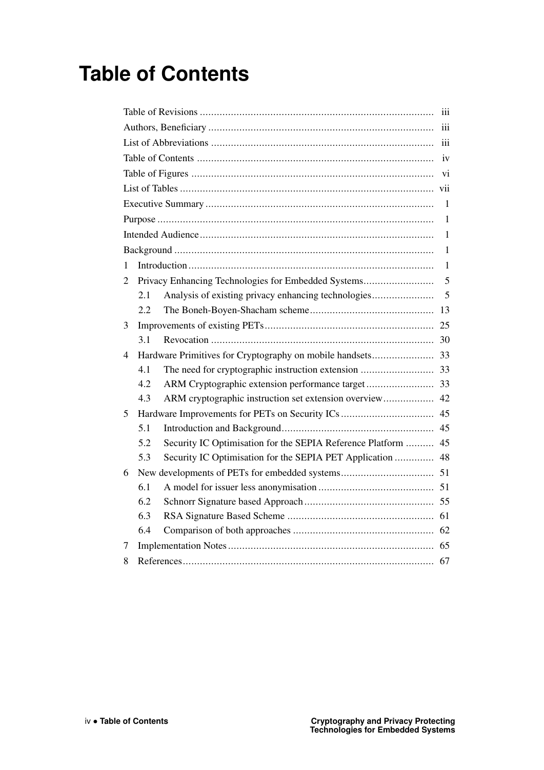# Table of Contents

| | |
|---|---|
| Table of Revisions | iii |
| Authors, Beneficiary | iii |
| List of Abbreviations | iii |
| Table of Contents | iv |
| Table of Figures | vi |
| List of Tables | vii |
| Executive Summary | 1 |
| Purpose | 1 |
| Intended Audience | 1 |
| Background | 1 |
| 1 Introduction | 1 |
| 2 Privacy Enhancing Technologies for Embedded Systems | 5 |
| 2.1 Analysis of existing privacy enhancing technologies | 5 |
| 2.2 The Boneh-Boyen-Shacham scheme | 13 |
| 3 Improvements of existing PETs | 25 |
| 3.1 Revocation | 30 |
| 4 Hardware Primitives for Cryptography on mobile handsets | 33 |
| 4.1 The need for cryptographic instruction extension | 33 |
| 4.2 ARM Cryptographic extension performance target | 33 |
| 4.3 ARM cryptographic instruction set extension overview | 42 |
| 5 Hardware Improvements for PETs on Security ICs | 45 |
| 5.1 Introduction and Background | 45 |
| 5.2 Security IC Optimisation for the SEPIA Reference Platform | 45 |
| 5.3 Security IC Optimisation for the SEPIA PET Application | 48 |
| 6 New developments of PETs for embedded systems | 51 |
| 6.1 A model for issuer less anonymisation | 51 |
| 6.2 Schnorr Signature based Approach | 55 |
| 6.3 RSA Signature Based Scheme | 61 |
| 6.4 Comparison of both approaches | 62 |
| 7 Implementation Notes | 65 |
| 8 References | 67 |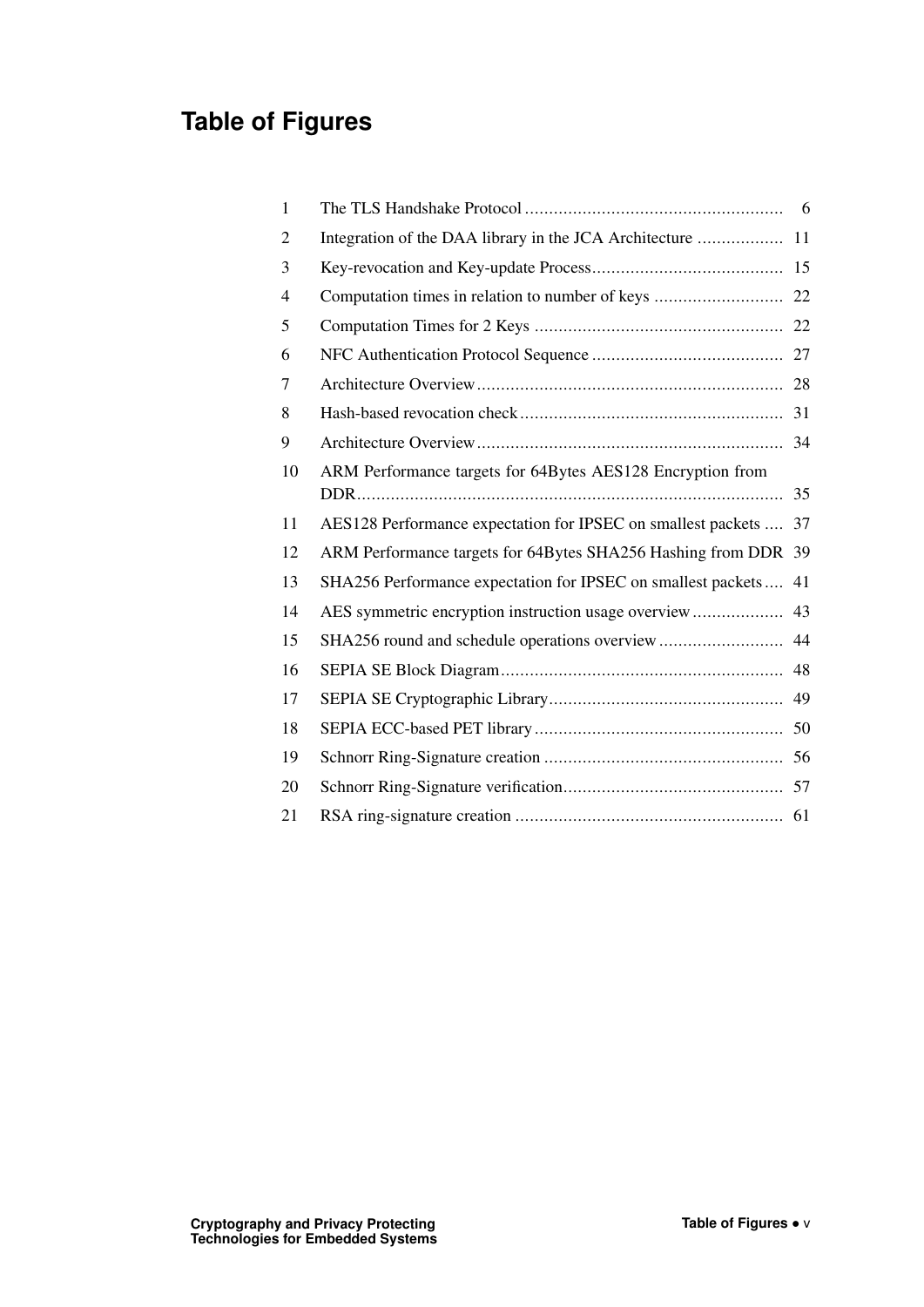# Table of Figures

| | | |
|---|---|---|
| 1 | The TLS Handshake Protocol | 6 |
| 2 | Integration of the DAA library in the JCA Architecture | 11 |
| 3 | Key-revocation and Key-update Process | 15 |
| 4 | Computation times in relation to number of keys | 22 |
| 5 | Computation Times for 2 Keys | 22 |
| 6 | NFC Authentication Protocol Sequence | 27 |
| 7 | Architecture Overview | 28 |
| 8 | Hash-based revocation check | 31 |
| 9 | Architecture Overview | 34 |
| 10 | ARM Performance targets for 64Bytes AES128 Encryption from DDR | 35 |
| 11 | AES128 Performance expectation for IPSEC on smallest packets | 37 |
| 12 | ARM Performance targets for 64Bytes SHA256 Hashing from DDR | 39 |
| 13 | SHA256 Performance expectation for IPSEC on smallest packets | 41 |
| 14 | AES symmetric encryption instruction usage overview | 43 |
| 15 | SHA256 round and schedule operations overview | 44 |
| 16 | SEPIA SE Block Diagram | 48 |
| 17 | SEPIA SE Cryptographic Library | 49 |
| 18 | SEPIA ECC-based PET library | 50 |
| 19 | Schnorr Ring-Signature creation | 56 |
| 20 | Schnorr Ring-Signature verification | 57 |
| 21 | RSA ring-signature creation | 61 |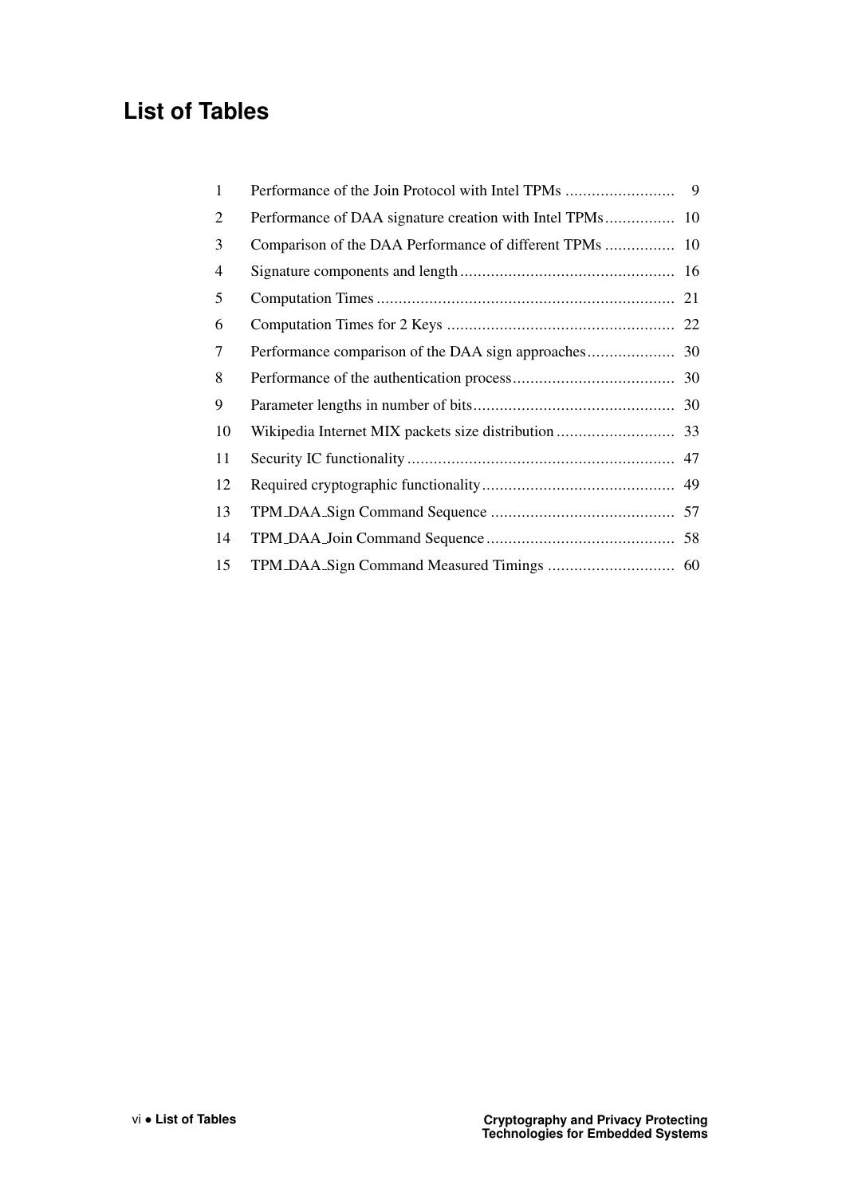# List of Tables

| | | |
|---|---|---|
| 1 | Performance of the Join Protocol with Intel TPMs | 9 |
| 2 | Performance of DAA signature creation with Intel TPMs | 10 |
| 3 | Comparison of the DAA Performance of different TPMs | 10 |
| 4 | Signature components and length | 16 |
| 5 | Computation Times | 21 |
| 6 | Computation Times for 2 Keys | 22 |
| 7 | Performance comparison of the DAA sign approaches | 30 |
| 8 | Performance of the authentication process | 30 |
| 9 | Parameter lengths in number of bits | 30 |
| 10 | Wikipedia Internet MIX packets size distribution | 33 |
| 11 | Security IC functionality | 47 |
| 12 | Required cryptographic functionality | 49 |
| 13 | TPM_DAA_Sign Command Sequence | 57 |
| 14 | TPM_DAA_Join Command Sequence | 58 |
| 15 | TPM_DAA_Sign Command Measured Timings | 60 |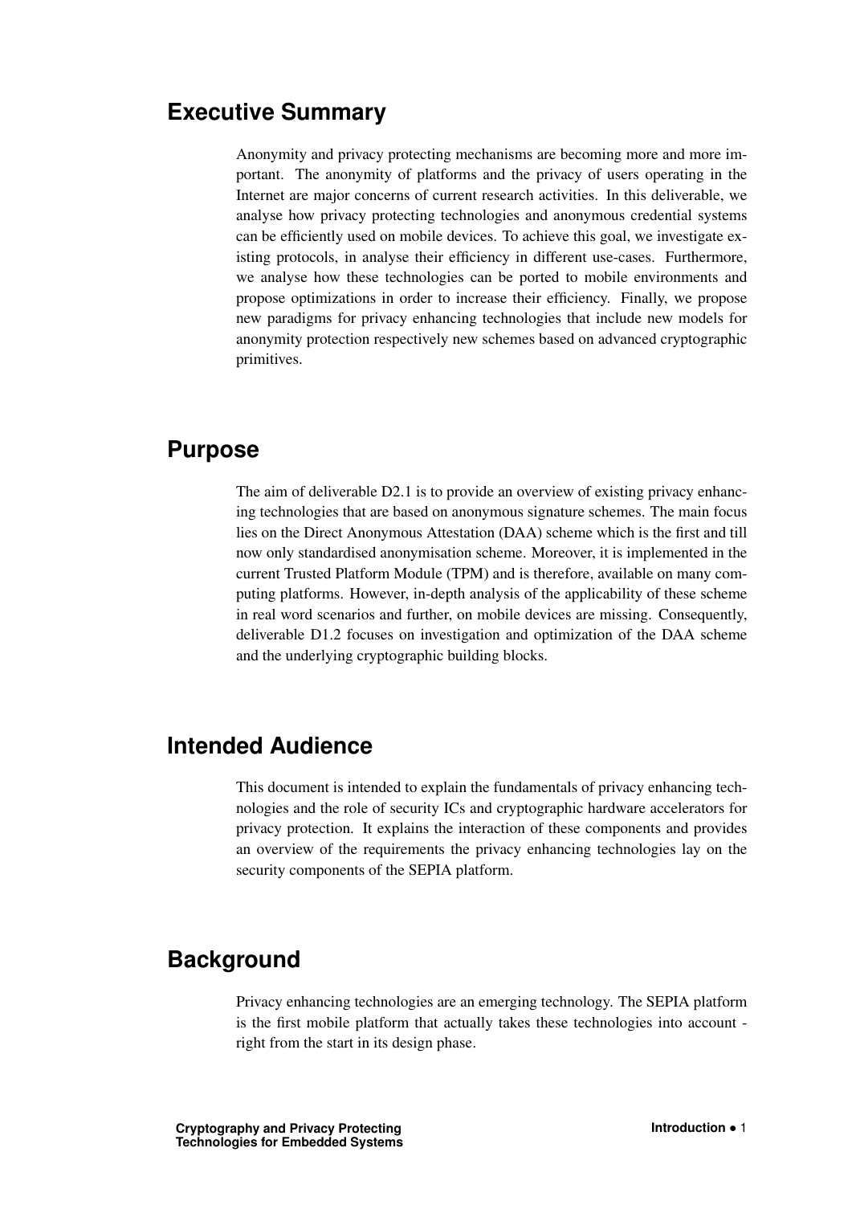## Executive Summary

Anonymity and privacy protecting mechanisms are becoming more and more important. The anonymity of platforms and the privacy of users operating in the Internet are major concerns of current research activities. In this deliverable, we analyse how privacy protecting technologies and anonymous credential systems can be efficiently used on mobile devices. To achieve this goal, we investigate existing protocols, in analyse their efficiency in different use-cases. Furthermore, we analyse how these technologies can be ported to mobile environments and propose optimizations in order to increase their efficiency. Finally, we propose new paradigms for privacy enhancing technologies that include new models for anonymity protection respectively new schemes based on advanced cryptographic primitives.

## Purpose

The aim of deliverable D2.1 is to provide an overview of existing privacy enhancing technologies that are based on anonymous signature schemes. The main focus lies on the Direct Anonymous Attestation (DAA) scheme which is the first and till now only standardised anonymisation scheme. Moreover, it is implemented in the current Trusted Platform Module (TPM) and is therefore, available on many computing platforms. However, in-depth analysis of the applicability of these scheme in real word scenarios and further, on mobile devices are missing. Consequently, deliverable D1.2 focuses on investigation and optimization of the DAA scheme and the underlying cryptographic building blocks.

## Intended Audience

This document is intended to explain the fundamentals of privacy enhancing technologies and the role of security ICs and cryptographic hardware accelerators for privacy protection. It explains the interaction of these components and provides an overview of the requirements the privacy enhancing technologies lay on the security components of the SEPIA platform.

## Background

Privacy enhancing technologies are an emerging technology. The SEPIA platform is the first mobile platform that actually takes these technologies into account - right from the start in its design phase.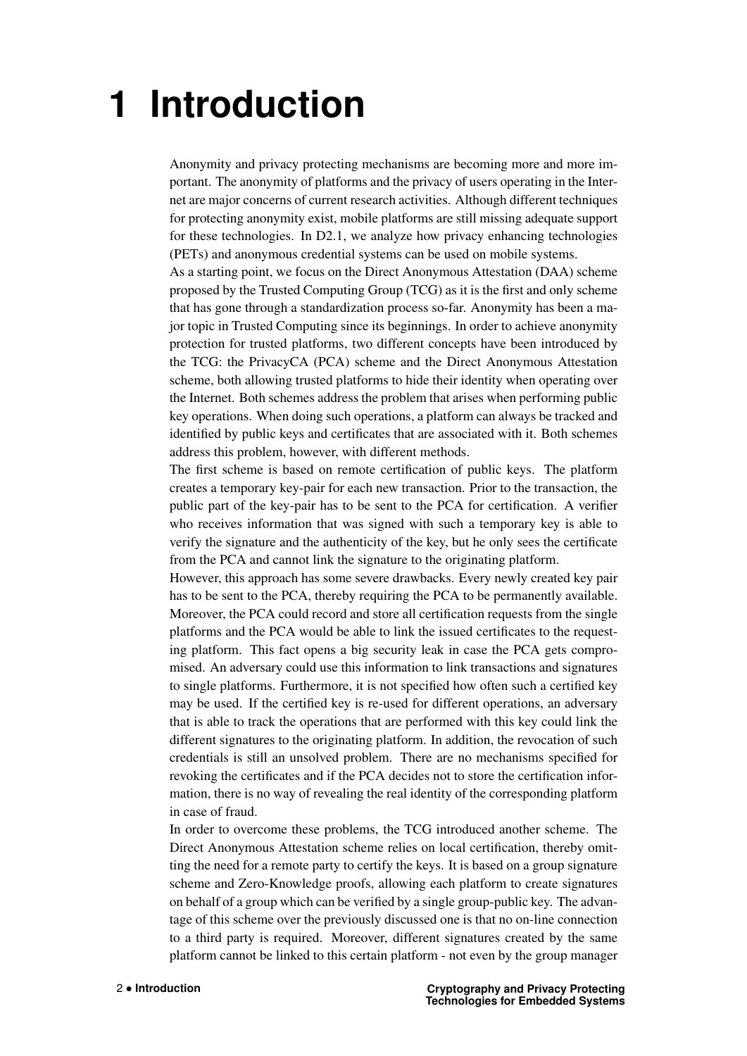# 1 Introduction

Anonymity and privacy protecting mechanisms are becoming more and more important. The anonymity of platforms and the privacy of users operating in the Internet are major concerns of current research activities. Although different techniques for protecting anonymity exist, mobile platforms are still missing adequate support for these technologies. In D2.1, we analyze how privacy enhancing technologies (PETs) and anonymous credential systems can be used on mobile systems.

As a starting point, we focus on the Direct Anonymous Attestation (DAA) scheme proposed by the Trusted Computing Group (TCG) as it is the first and only scheme that has gone through a standardization process so-far. Anonymity has been a major topic in Trusted Computing since its beginnings. In order to achieve anonymity protection for trusted platforms, two different concepts have been introduced by the TCG: the PrivacyCA (PCA) scheme and the Direct Anonymous Attestation scheme, both allowing trusted platforms to hide their identity when operating over the Internet. Both schemes address the problem that arises when performing public key operations. When doing such operations, a platform can always be tracked and identified by public keys and certificates that are associated with it. Both schemes address this problem, however, with different methods.

The first scheme is based on remote certification of public keys. The platform creates a temporary key-pair for each new transaction. Prior to the transaction, the public part of the key-pair has to be sent to the PCA for certification. A verifier who receives information that was signed with such a temporary key is able to verify the signature and the authenticity of the key, but he only sees the certificate from the PCA and cannot link the signature to the originating platform.

However, this approach has some severe drawbacks. Every newly created key pair has to be sent to the PCA, thereby requiring the PCA to be permanently available. Moreover, the PCA could record and store all certification requests from the single platforms and the PCA would be able to link the issued certificates to the requesting platform. This fact opens a big security leak in case the PCA gets compromised. An adversary could use this information to link transactions and signatures to single platforms. Furthermore, it is not specified how often such a certified key may be used. If the certified key is re-used for different operations, an adversary that is able to track the operations that are performed with this key could link the different signatures to the originating platform. In addition, the revocation of such credentials is still an unsolved problem. There are no mechanisms specified for revoking the certificates and if the PCA decides not to store the certification information, there is no way of revealing the real identity of the corresponding platform in case of fraud.

In order to overcome these problems, the TCG introduced another scheme. The Direct Anonymous Attestation scheme relies on local certification, thereby omitting the need for a remote party to certify the keys. It is based on a group signature scheme and Zero-Knowledge proofs, allowing each platform to create signatures on behalf of a group which can be verified by a single group-public key. The advantage of this scheme over the previously discussed one is that no on-line connection to a third party is required. Moreover, different signatures created by the same platform cannot be linked to this certain platform - not even by the group manager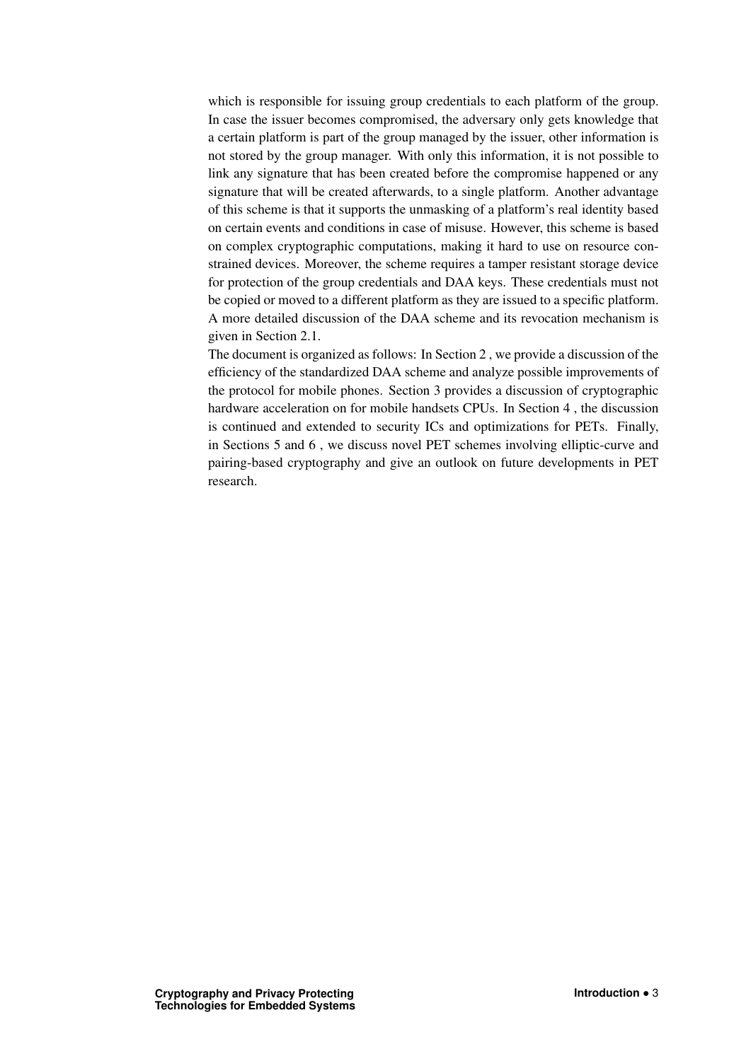which is responsible for issuing group credentials to each platform of the group. In case the issuer becomes compromised, the adversary only gets knowledge that a certain platform is part of the group managed by the issuer, other information is not stored by the group manager. With only this information, it is not possible to link any signature that has been created before the compromise happened or any signature that will be created afterwards, to a single platform. Another advantage of this scheme is that it supports the unmasking of a platform's real identity based on certain events and conditions in case of misuse. However, this scheme is based on complex cryptographic computations, making it hard to use on resource constrained devices. Moreover, the scheme requires a tamper resistant storage device for protection of the group credentials and DAA keys. These credentials must not be copied or moved to a different platform as they are issued to a specific platform. A more detailed discussion of the DAA scheme and its revocation mechanism is given in Section 2.1.

The document is organized as follows: In Section 2 , we provide a discussion of the efficiency of the standardized DAA scheme and analyze possible improvements of the protocol for mobile phones. Section 3 provides a discussion of cryptographic hardware acceleration on for mobile handsets CPUs. In Section 4 , the discussion is continued and extended to security ICs and optimizations for PETs. Finally, in Sections 5 and 6 , we discuss novel PET schemes involving elliptic-curve and pairing-based cryptography and give an outlook on future developments in PET research.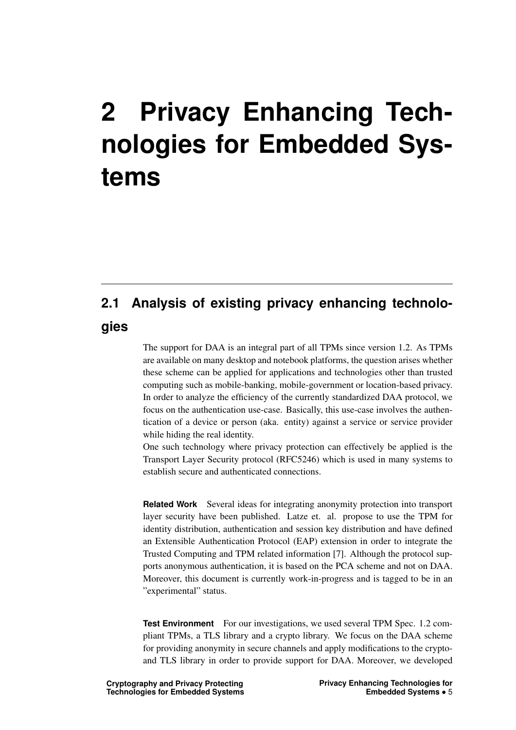# 2 Privacy Enhancing Technologies for Embedded Systems

## 2.1 Analysis of existing privacy enhancing technologies

The support for DAA is an integral part of all TPMs since version 1.2. As TPMs are available on many desktop and notebook platforms, the question arises whether these scheme can be applied for applications and technologies other than trusted computing such as mobile-banking, mobile-government or location-based privacy. In order to analyze the efficiency of the currently standardized DAA protocol, we focus on the authentication use-case. Basically, this use-case involves the authentication of a device or person (aka. entity) against a service or service provider while hiding the real identity.
One such technology where privacy protection can effectively be applied is the Transport Layer Security protocol (RFC5246) which is used in many systems to establish secure and authenticated connections.

**Related Work** Several ideas for integrating anonymity protection into transport layer security have been published. Latze et. al. propose to use the TPM for identity distribution, authentication and session key distribution and have defined an Extensible Authentication Protocol (EAP) extension in order to integrate the Trusted Computing and TPM related information [7]. Although the protocol supports anonymous authentication, it is based on the PCA scheme and not on DAA. Moreover, this document is currently work-in-progress and is tagged to be in an "experimental" status.

**Test Environment** For our investigations, we used several TPM Spec. 1.2 compliant TPMs, a TLS library and a crypto library. We focus on the DAA scheme for providing anonymity in secure channels and apply modifications to the crypto- and TLS library in order to provide support for DAA. Moreover, we developed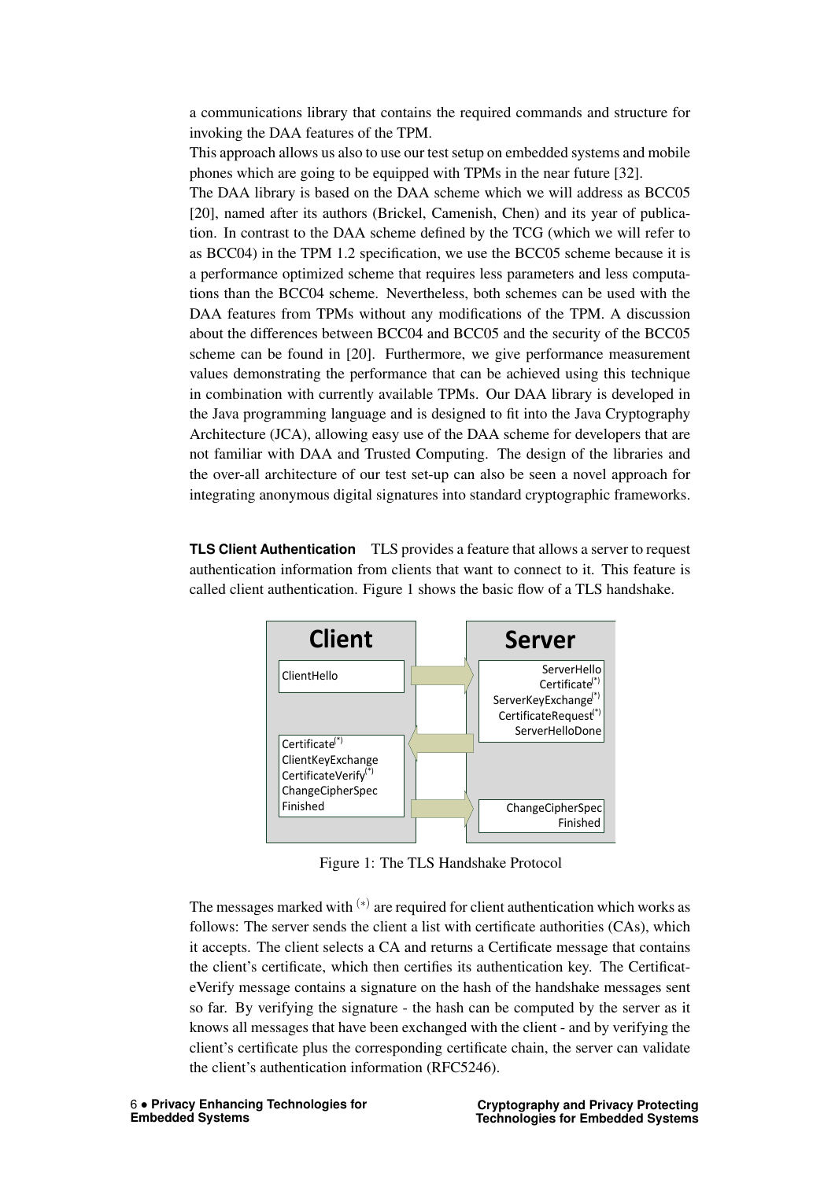a communications library that contains the required commands and structure for invoking the DAA features of the TPM.

This approach allows us also to use our test setup on embedded systems and mobile phones which are going to be equipped with TPMs in the near future [32].

The DAA library is based on the DAA scheme which we will address as BCC05 [20], named after its authors (Brickel, Camenish, Chen) and its year of publication. In contrast to the DAA scheme defined by the TCG (which we will refer to as BCC04) in the TPM 1.2 specification, we use the BCC05 scheme because it is a performance optimized scheme that requires less parameters and less computations than the BCC04 scheme. Nevertheless, both schemes can be used with the DAA features from TPMs without any modifications of the TPM. A discussion about the differences between BCC04 and BCC05 and the security of the BCC05 scheme can be found in [20]. Furthermore, we give performance measurement values demonstrating the performance that can be achieved using this technique in combination with currently available TPMs. Our DAA library is developed in the Java programming language and is designed to fit into the Java Cryptography Architecture (JCA), allowing easy use of the DAA scheme for developers that are not familiar with DAA and Trusted Computing. The design of the libraries and the over-all architecture of our test set-up can also be seen a novel approach for integrating anonymous digital signatures into standard cryptographic frameworks.

**TLS Client Authentication** TLS provides a feature that allows a server to request authentication information from clients that want to connect to it. This feature is called client authentication. Figure 1 shows the basic flow of a TLS handshake.

| Client | | Server |
|---|---|---|
| ClientHello | → | ServerHello<br>Certificate(*)<br>ServerKeyExchange(*)<br>CertificateRequest(*)<br>ServerHelloDone |
| Certificate(*)<br>ClientKeyExchange<br>CertificateVerify(*)<br>ChangeCipherSpec<br>Finished | ← | |
| | → | ChangeCipherSpec<br>Finished |

Figure 1: The TLS Handshake Protocol

The messages marked with (*) are required for client authentication which works as follows: The server sends the client a list with certificate authorities (CAs), which it accepts. The client selects a CA and returns a Certificate message that contains the client's certificate, which then certifies its authentication key. The CertificateVerify message contains a signature on the hash of the handshake messages sent so far. By verifying the signature - the hash can be computed by the server as it knows all messages that have been exchanged with the client - and by verifying the client's certificate plus the corresponding certificate chain, the server can validate the client's authentication information (RFC5246).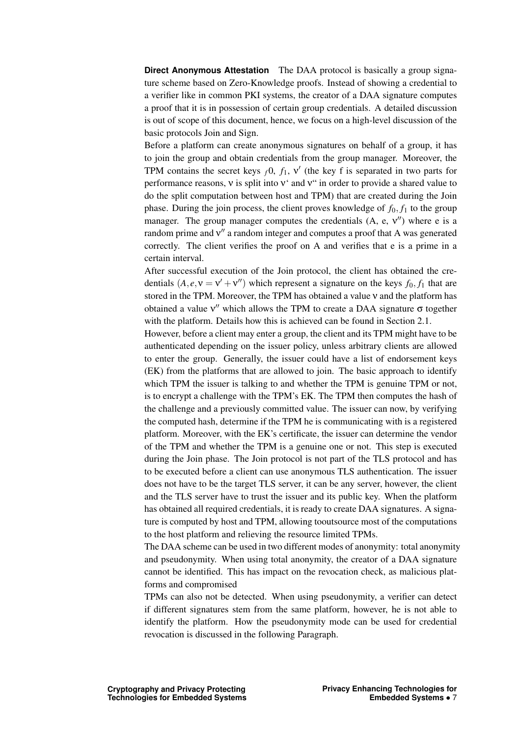**Direct Anonymous Attestation** The DAA protocol is basically a group signature scheme based on Zero-Knowledge proofs. Instead of showing a credential to a verifier like in common PKI systems, the creator of a DAA signature computes a proof that it is in possession of certain group credentials. A detailed discussion is out of scope of this document, hence, we focus on a high-level discussion of the basic protocols Join and Sign.

Before a platform can create anonymous signatures on behalf of a group, it has to join the group and obtain credentials from the group manager. Moreover, the TPM contains the secret keys $_f0$, $f_1$, $\nu'$ (the key f is separated in two parts for performance reasons, $\nu$ is split into $\nu$' and $\nu$" in order to provide a shared value to do the split computation between host and TPM) that are created during the Join phase. During the join process, the client proves knowledge of $f_0, f_1$ to the group manager. The group manager computes the credentials (A, e, $\nu''$) where e is a random prime and $\nu''$ a random integer and computes a proof that A was generated correctly. The client verifies the proof on A and verifies that e is a prime in a certain interval.

After successful execution of the Join protocol, the client has obtained the credentials $(A, e, \nu = \nu' + \nu'')$ which represent a signature on the keys $f_0, f_1$ that are stored in the TPM. Moreover, the TPM has obtained a value $\nu$ and the platform has obtained a value $\nu''$ which allows the TPM to create a DAA signature $\sigma$ together with the platform. Details how this is achieved can be found in Section 2.1.

However, before a client may enter a group, the client and its TPM might have to be authenticated depending on the issuer policy, unless arbitrary clients are allowed to enter the group. Generally, the issuer could have a list of endorsement keys (EK) from the platforms that are allowed to join. The basic approach to identify which TPM the issuer is talking to and whether the TPM is genuine TPM or not, is to encrypt a challenge with the TPM's EK. The TPM then computes the hash of the challenge and a previously committed value. The issuer can now, by verifying the computed hash, determine if the TPM he is communicating with is a registered platform. Moreover, with the EK's certificate, the issuer can determine the vendor of the TPM and whether the TPM is a genuine one or not. This step is executed during the Join phase. The Join protocol is not part of the TLS protocol and has to be executed before a client can use anonymous TLS authentication. The issuer does not have to be the target TLS server, it can be any server, however, the client and the TLS server have to trust the issuer and its public key. When the platform has obtained all required credentials, it is ready to create DAA signatures. A signature is computed by host and TPM, allowing tooutsource most of the computations to the host platform and relieving the resource limited TPMs.

The DAA scheme can be used in two different modes of anonymity: total anonymity and pseudonymity. When using total anonymity, the creator of a DAA signature cannot be identified. This has impact on the revocation check, as malicious platforms and compromised

TPMs can also not be detected. When using pseudonymity, a verifier can detect if different signatures stem from the same platform, however, he is not able to identify the platform. How the pseudonymity mode can be used for credential revocation is discussed in the following Paragraph.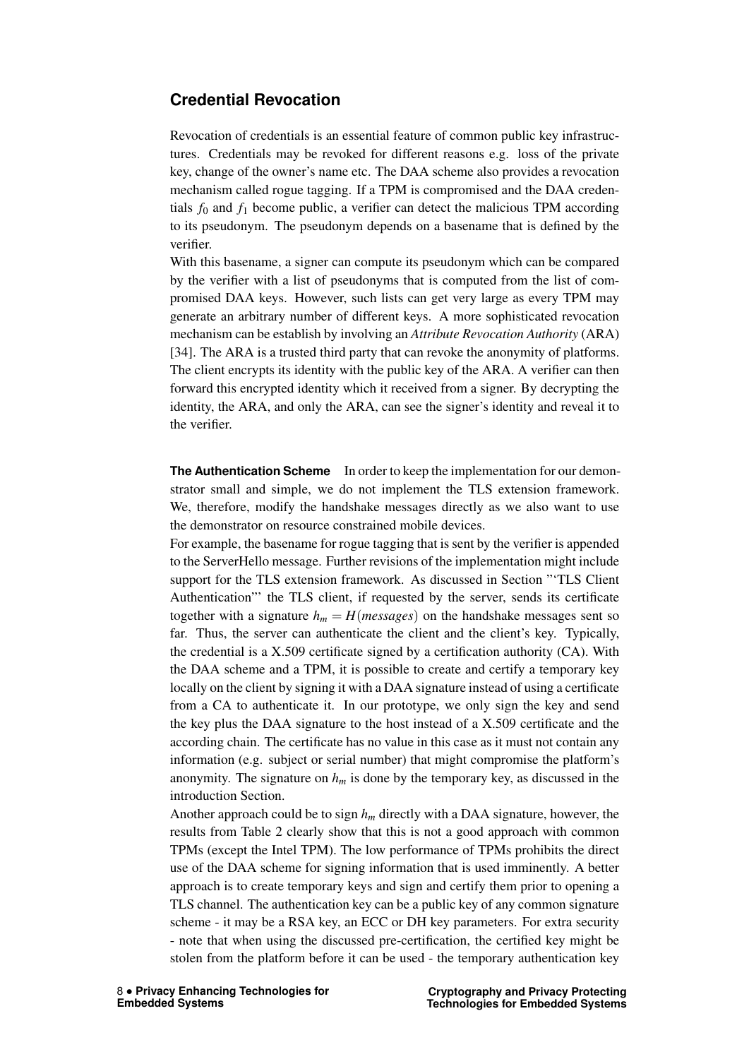## Credential Revocation

Revocation of credentials is an essential feature of common public key infrastructures. Credentials may be revoked for different reasons e.g. loss of the private key, change of the owner's name etc. The DAA scheme also provides a revocation mechanism called rogue tagging. If a TPM is compromised and the DAA credentials $f_0$ and $f_1$ become public, a verifier can detect the malicious TPM according to its pseudonym. The pseudonym depends on a basename that is defined by the verifier.

With this basename, a signer can compute its pseudonym which can be compared by the verifier with a list of pseudonyms that is computed from the list of compromised DAA keys. However, such lists can get very large as every TPM may generate an arbitrary number of different keys. A more sophisticated revocation mechanism can be establish by involving an *Attribute Revocation Authority* (ARA) [34]. The ARA is a trusted third party that can revoke the anonymity of platforms. The client encrypts its identity with the public key of the ARA. A verifier can then forward this encrypted identity which it received from a signer. By decrypting the identity, the ARA, and only the ARA, can see the signer's identity and reveal it to the verifier.

**The Authentication Scheme** In order to keep the implementation for our demonstrator small and simple, we do not implement the TLS extension framework. We, therefore, modify the handshake messages directly as we also want to use the demonstrator on resource constrained mobile devices.

For example, the basename for rogue tagging that is sent by the verifier is appended to the ServerHello message. Further revisions of the implementation might include support for the TLS extension framework. As discussed in Section "'TLS Client Authentication"' the TLS client, if requested by the server, sends its certificate together with a signature $h_m = H(messages)$ on the handshake messages sent so far. Thus, the server can authenticate the client and the client's key. Typically, the credential is a X.509 certificate signed by a certification authority (CA). With the DAA scheme and a TPM, it is possible to create and certify a temporary key locally on the client by signing it with a DAA signature instead of using a certificate from a CA to authenticate it. In our prototype, we only sign the key and send the key plus the DAA signature to the host instead of a X.509 certificate and the according chain. The certificate has no value in this case as it must not contain any information (e.g. subject or serial number) that might compromise the platform's anonymity. The signature on $h_m$ is done by the temporary key, as discussed in the introduction Section.

Another approach could be to sign $h_m$ directly with a DAA signature, however, the results from Table 2 clearly show that this is not a good approach with common TPMs (except the Intel TPM). The low performance of TPMs prohibits the direct use of the DAA scheme for signing information that is used imminently. A better approach is to create temporary keys and sign and certify them prior to opening a TLS channel. The authentication key can be a public key of any common signature scheme - it may be a RSA key, an ECC or DH key parameters. For extra security - note that when using the discussed pre-certification, the certified key might be stolen from the platform before it can be used - the temporary authentication key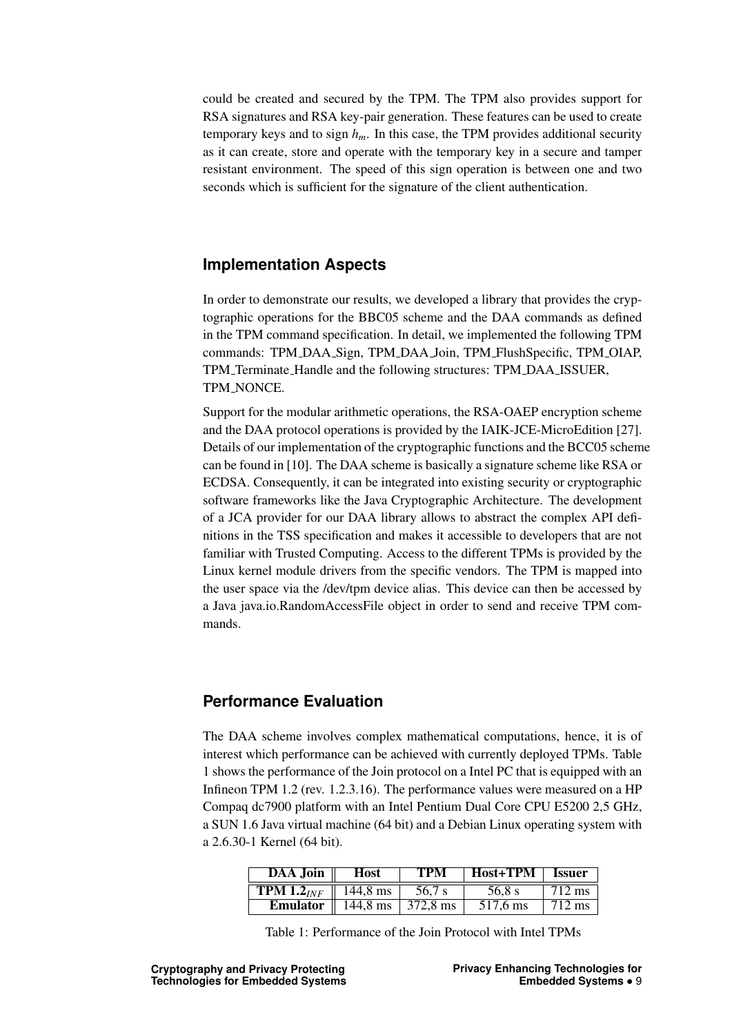could be created and secured by the TPM. The TPM also provides support for RSA signatures and RSA key-pair generation. These features can be used to create temporary keys and to sign $h_m$. In this case, the TPM provides additional security as it can create, store and operate with the temporary key in a secure and tamper resistant environment. The speed of this sign operation is between one and two seconds which is sufficient for the signature of the client authentication.

## Implementation Aspects

In order to demonstrate our results, we developed a library that provides the cryptographic operations for the BBC05 scheme and the DAA commands as defined in the TPM command specification. In detail, we implemented the following TPM commands: TPM_DAA_Sign, TPM_DAA_Join, TPM_FlushSpecific, TPM_OIAP, TPM_Terminate_Handle and the following structures: TPM_DAA_ISSUER, TPM_NONCE.

Support for the modular arithmetic operations, the RSA-OAEP encryption scheme and the DAA protocol operations is provided by the IAIK-JCE-MicroEdition [27]. Details of our implementation of the cryptographic functions and the BCC05 scheme can be found in [10]. The DAA scheme is basically a signature scheme like RSA or ECDSA. Consequently, it can be integrated into existing security or cryptographic software frameworks like the Java Cryptographic Architecture. The development of a JCA provider for our DAA library allows to abstract the complex API definitions in the TSS specification and makes it accessible to developers that are not familiar with Trusted Computing. Access to the different TPMs is provided by the Linux kernel module drivers from the specific vendors. The TPM is mapped into the user space via the /dev/tpm device alias. This device can then be accessed by a Java java.io.RandomAccessFile object in order to send and receive TPM commands.

## Performance Evaluation

The DAA scheme involves complex mathematical computations, hence, it is of interest which performance can be achieved with currently deployed TPMs. Table 1 shows the performance of the Join protocol on a Intel PC that is equipped with an Infineon TPM 1.2 (rev. 1.2.3.16). The performance values were measured on a HP Compaq dc7900 platform with an Intel Pentium Dual Core CPU E5200 2,5 GHz, a SUN 1.6 Java virtual machine (64 bit) and a Debian Linux operating system with a 2.6.30-1 Kernel (64 bit).

| DAA Join | Host | TPM | Host+TPM | Issuer |
|---|---|---|---|---|
| **TPM 1.2$_{INF}$** | 144,8 ms | 56,7 s | 56,8 s | 712 ms |
| **Emulator** | 144,8 ms | 372,8 ms | 517,6 ms | 712 ms |

Table 1: Performance of the Join Protocol with Intel TPMs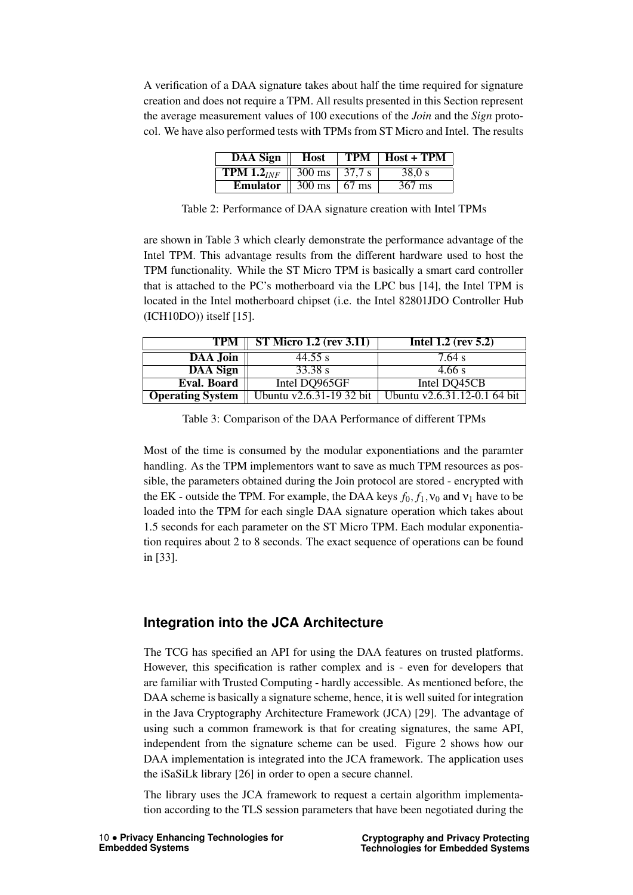A verification of a DAA signature takes about half the time required for signature creation and does not require a TPM. All results presented in this Section represent the average measurement values of 100 executions of the *Join* and the *Sign* protocol. We have also performed tests with TPMs from ST Micro and Intel. The results

| DAA Sign | Host | TPM | Host + TPM |
|---|---|---|---|
| TPM $1.2_{INF}$ | 300 ms | 37,7 s | 38,0 s |
| Emulator | 300 ms | 67 ms | 367 ms |

Table 2: Performance of DAA signature creation with Intel TPMs

are shown in Table 3 which clearly demonstrate the performance advantage of the Intel TPM. This advantage results from the different hardware used to host the TPM functionality. While the ST Micro TPM is basically a smart card controller that is attached to the PC's motherboard via the LPC bus [14], the Intel TPM is located in the Intel motherboard chipset (i.e. the Intel 82801JDO Controller Hub (ICH10DO)) itself [15].

| TPM | ST Micro 1.2 (rev 3.11) | Intel 1.2 (rev 5.2) |
|---|---|---|
| DAA Join | 44.55 s | 7.64 s |
| DAA Sign | 33.38 s | 4.66 s |
| Eval. Board | Intel DQ965GF | Intel DQ45CB |
| Operating System | Ubuntu v2.6.31-19 32 bit | Ubuntu v2.6.31.12-0.1 64 bit |

Table 3: Comparison of the DAA Performance of different TPMs

Most of the time is consumed by the modular exponentiations and the paramter handling. As the TPM implementors want to save as much TPM resources as possible, the parameters obtained during the Join protocol are stored - encrypted with the EK - outside the TPM. For example, the DAA keys $f_0, f_1, v_0$ and $v_1$ have to be loaded into the TPM for each single DAA signature operation which takes about 1.5 seconds for each parameter on the ST Micro TPM. Each modular exponentiation requires about 2 to 8 seconds. The exact sequence of operations can be found in [33].

## Integration into the JCA Architecture

The TCG has specified an API for using the DAA features on trusted platforms. However, this specification is rather complex and is - even for developers that are familiar with Trusted Computing - hardly accessible. As mentioned before, the DAA scheme is basically a signature scheme, hence, it is well suited for integration in the Java Cryptography Architecture Framework (JCA) [29]. The advantage of using such a common framework is that for creating signatures, the same API, independent from the signature scheme can be used. Figure 2 shows how our DAA implementation is integrated into the JCA framework. The application uses the iSaSiLk library [26] in order to open a secure channel.

The library uses the JCA framework to request a certain algorithm implementation according to the TLS session parameters that have been negotiated during the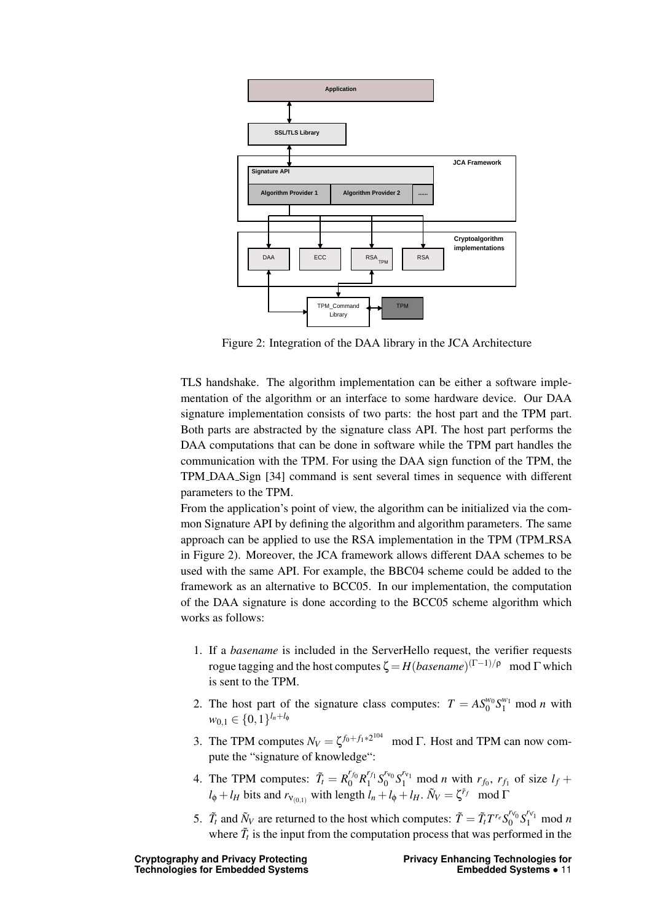Figure 2: Integration of the DAA library in the JCA Architecture

TLS handshake. The algorithm implementation can be either a software implementation of the algorithm or an interface to some hardware device. Our DAA signature implementation consists of two parts: the host part and the TPM part. Both parts are abstracted by the signature class API. The host part performs the DAA computations that can be done in software while the TPM part handles the communication with the TPM. For using the DAA sign function of the TPM, the TPM_DAA_Sign [34] command is sent several times in sequence with different parameters to the TPM.

From the application's point of view, the algorithm can be initialized via the common Signature API by defining the algorithm and algorithm parameters. The same approach can be applied to use the RSA implementation in the TPM (TPM_RSA in Figure 2). Moreover, the JCA framework allows different DAA schemes to be used with the same API. For example, the BBC04 scheme could be added to the framework as an alternative to BCC05. In our implementation, the computation of the DAA signature is done according to the BCC05 scheme algorithm which works as follows:

1. If a *basename* is included in the ServerHello request, the verifier requests rogue tagging and the host computes $\zeta = H(basename)^{(\Gamma-1)/\rho} \mod \Gamma$ which is sent to the TPM.
2. The host part of the signature class computes: $T = AS_0^{w_0}S_1^{w_1} \bmod n$ with $w_{0,1} \in \{0,1\}^{l_n+l_\phi}$
3. The TPM computes $N_V = \zeta^{f_0+f_1*2^{104}} \mod \Gamma$. Host and TPM can now compute the "signature of knowledge":
4. The TPM computes: $\tilde{T}_t = R_0^{r_{f_0}}R_1^{r_{f_1}}S_0^{r_{v_0}}S_1^{r_{v_1}} \bmod n$ with $r_{f_0}$, $r_{f_1}$ of size $l_f + l_\phi + l_H$ bits and $r_{v_{(0,1)}}$ with length $l_n + l_\phi + l_H$. $\tilde{N}_V = \zeta^{\tilde{r}_f} \mod \Gamma$
5. $\tilde{T}_t$ and $\tilde{N}_V$ are returned to the host which computes: $\tilde{T} = \tilde{T}_t T^{r_e} S_0^{r_{v_0}} S_1^{r_{v_1}} \bmod n$ where $\tilde{T}_t$ is the input from the computation process that was performed in the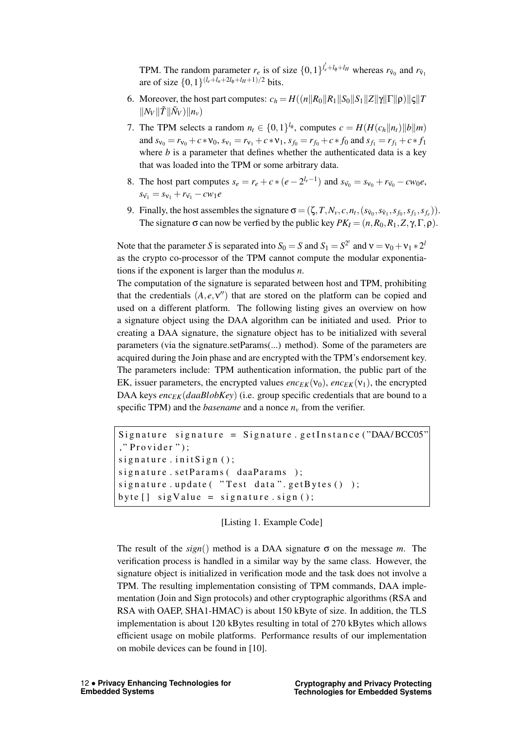TPM. The random parameter $r_e$ is of size $\{0,1\}^{l'_e+l_\phi+l_H}$ whereas $r_{\bar{\nu}_0}$ and $r_{\bar{\nu}_1}$ are of size $\{0,1\}^{(l_e+l_n+2l_\phi+l_H+1)/2}$ bits.

6. Moreover, the host part computes: $c_h = H((n\|R_0\|R_1\|S_0\|S_1\|Z\|\gamma\|\Gamma\|\rho)\|\varsigma\|T \|N_V\|\tilde{T}\|\tilde{N}_V)\|n_v)$
7. The TPM selects a random $n_t \in \{0,1\}^{l_\phi}$, computes $c = H(H(c_h\|n_t)\|b\|m)$ and $s_{\nu_0} = r_{\nu_0} + c * \nu_0$, $s_{\nu_1} = r_{\nu_1} + c * \nu_1$, $s_{f_0} = r_{f_0} + c * f_0$ and $s_{f_1} = r_{f_1} + c * f_1$ where $b$ is a parameter that defines whether the authenticated data is a key that was loaded into the TPM or some arbitrary data.
8. The host part computes $s_e = r_e + c * (e - 2^{l_e - 1})$ and $s_{\bar{\nu}_0} = s_{\nu_0} + r_{\bar{\nu}_0} - cw_0e$, $s_{\bar{\nu}_1} = s_{\nu_1} + r_{\bar{\nu}_1} - cw_1e$
9. Finally, the host assembles the signature $\sigma = (\zeta, T, N_v, c, n_t, (s_{\bar{\nu}_0}, s_{\bar{\nu}_1}, s_{f_0}, s_{f_1}, s_{f_e}))$. The signature $\sigma$ can now be verfied by the public key $PK_I = (n, R_0, R_1, Z, \gamma, \Gamma, \rho)$.

Note that the parameter $S$ is separated into $S_0 = S$ and $S_1 = S^{2^l}$ and $\nu = \nu_0 + \nu_1 * 2^l$ as the crypto co-processor of the TPM cannot compute the modular exponentiations if the exponent is larger than the modulus $n$.
The computation of the signature is separated between host and TPM, prohibiting that the credentials $(A, e, \nu'')$ that are stored on the platform can be copied and used on a different platform. The following listing gives an overview on how a signature object using the DAA algorithm can be initiated and used. Prior to creating a DAA signature, the signature object has to be initialized with several parameters (via the signature.setParams(...) method). Some of the parameters are acquired during the Join phase and are encrypted with the TPM's endorsement key. The parameters include: TPM authentication information, the public part of the EK, issuer parameters, the encrypted values $enc_{EK}(\nu_0)$, $enc_{EK}(\nu_1)$, the encrypted DAA keys $enc_{EK}(daaBlobKey)$ (i.e. group specific credentials that are bound to a specific TPM) and the *basename* and a nonce $n_v$ from the verifier.

```
Signature signature = Signature.getInstance("DAA/BCC05"
,"Provider");
signature.initSign();
signature.setParams( daaParams );
signature.update( "Test data".getBytes() );
byte[] sigValue = signature.sign();
```

[Listing 1. Example Code]

The result of the *sign*() method is a DAA signature $\sigma$ on the message $m$. The verification process is handled in a similar way by the same class. However, the signature object is initialized in verification mode and the task does not involve a TPM. The resulting implementation consisting of TPM commands, DAA implementation (Join and Sign protocols) and other cryptographic algorithms (RSA and RSA with OAEP, SHA1-HMAC) is about 150 kByte of size. In addition, the TLS implementation is about 120 kBytes resulting in total of 270 kBytes which allows efficient usage on mobile platforms. Performance results of our implementation on mobile devices can be found in [10].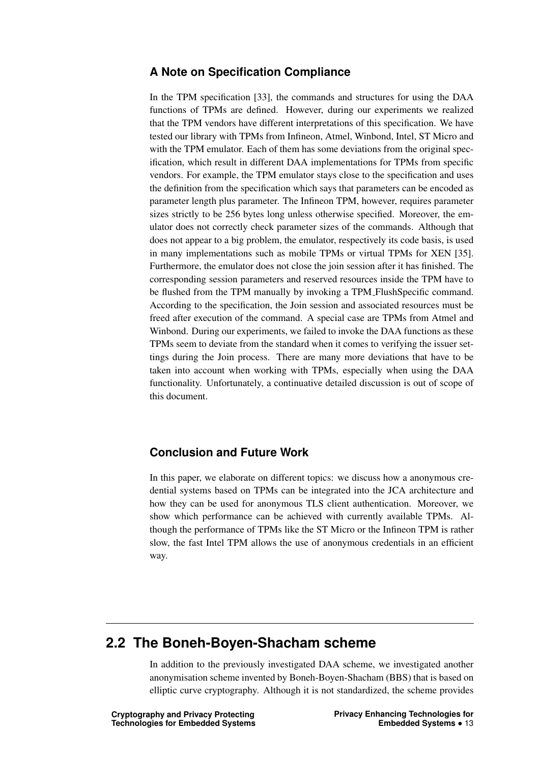### A Note on Specification Compliance

In the TPM specification [33], the commands and structures for using the DAA functions of TPMs are defined. However, during our experiments we realized that the TPM vendors have different interpretations of this specification. We have tested our library with TPMs from Infineon, Atmel, Winbond, Intel, ST Micro and with the TPM emulator. Each of them has some deviations from the original specification, which result in different DAA implementations for TPMs from specific vendors. For example, the TPM emulator stays close to the specification and uses the definition from the specification which says that parameters can be encoded as parameter length plus parameter. The Infineon TPM, however, requires parameter sizes strictly to be 256 bytes long unless otherwise specified. Moreover, the emulator does not correctly check parameter sizes of the commands. Although that does not appear to a big problem, the emulator, respectively its code basis, is used in many implementations such as mobile TPMs or virtual TPMs for XEN [35]. Furthermore, the emulator does not close the join session after it has finished. The corresponding session parameters and reserved resources inside the TPM have to be flushed from the TPM manually by invoking a TPM_FlushSpecific command. According to the specification, the Join session and associated resources must be freed after execution of the command. A special case are TPMs from Atmel and Winbond. During our experiments, we failed to invoke the DAA functions as these TPMs seem to deviate from the standard when it comes to verifying the issuer settings during the Join process. There are many more deviations that have to be taken into account when working with TPMs, especially when using the DAA functionality. Unfortunately, a continuative detailed discussion is out of scope of this document.

### Conclusion and Future Work

In this paper, we elaborate on different topics: we discuss how a anonymous credential systems based on TPMs can be integrated into the JCA architecture and how they can be used for anonymous TLS client authentication. Moreover, we show which performance can be achieved with currently available TPMs. Although the performance of TPMs like the ST Micro or the Infineon TPM is rather slow, the fast Intel TPM allows the use of anonymous credentials in an efficient way.

## 2.2 The Boneh-Boyen-Shacham scheme

In addition to the previously investigated DAA scheme, we investigated another anonymisation scheme invented by Boneh-Boyen-Shacham (BBS) that is based on elliptic curve cryptography. Although it is not standardized, the scheme provides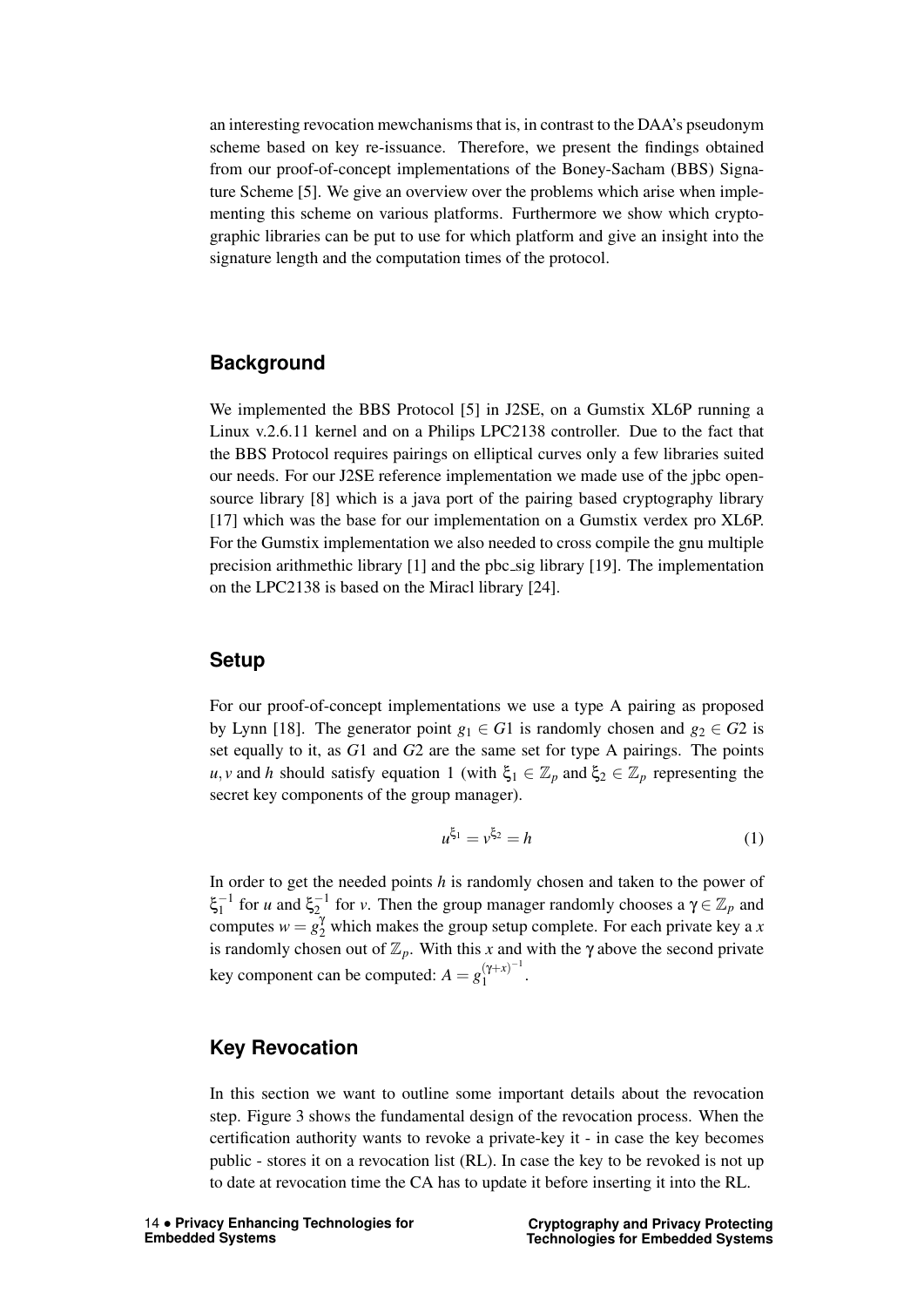an interesting revocation mewchanisms that is, in contrast to the DAA's pseudonym scheme based on key re-issuance. Therefore, we present the findings obtained from our proof-of-concept implementations of the Boney-Sacham (BBS) Signature Scheme [5]. We give an overview over the problems which arise when implementing this scheme on various platforms. Furthermore we show which cryptographic libraries can be put to use for which platform and give an insight into the signature length and the computation times of the protocol.

## Background

We implemented the BBS Protocol [5] in J2SE, on a Gumstix XL6P running a Linux v.2.6.11 kernel and on a Philips LPC2138 controller. Due to the fact that the BBS Protocol requires pairings on elliptical curves only a few libraries suited our needs. For our J2SE reference implementation we made use of the jpbc open-source library [8] which is a java port of the pairing based cryptography library [17] which was the base for our implementation on a Gumstix verdex pro XL6P. For the Gumstix implementation we also needed to cross compile the gnu multiple precision arithmethic library [1] and the pbc_sig library [19]. The implementation on the LPC2138 is based on the Miracl library [24].

## Setup

For our proof-of-concept implementations we use a type A pairing as proposed by Lynn [18]. The generator point $g_1 \in G1$ is randomly chosen and $g_2 \in G2$ is set equally to it, as $G1$ and $G2$ are the same set for type A pairings. The points $u, v$ and $h$ should satisfy equation 1 (with $\xi_1 \in \mathbb{Z}_p$ and $\xi_2 \in \mathbb{Z}_p$ representing the secret key components of the group manager).

$$u^{\xi_1} = v^{\xi_2} = h \tag{1}$$

In order to get the needed points $h$ is randomly chosen and taken to the power of $\xi_1^{-1}$ for $u$ and $\xi_2^{-1}$ for $v$. Then the group manager randomly chooses a $\gamma \in \mathbb{Z}_p$ and computes $w = g_2^{\gamma}$ which makes the group setup complete. For each private key a $x$ is randomly chosen out of $\mathbb{Z}_p$. With this $x$ and with the $\gamma$ above the second private key component can be computed: $A = g_1^{(\gamma+x)^{-1}}$.

## Key Revocation

In this section we want to outline some important details about the revocation step. Figure 3 shows the fundamental design of the revocation process. When the certification authority wants to revoke a private-key it - in case the key becomes public - stores it on a revocation list (RL). In case the key to be revoked is not up to date at revocation time the CA has to update it before inserting it into the RL.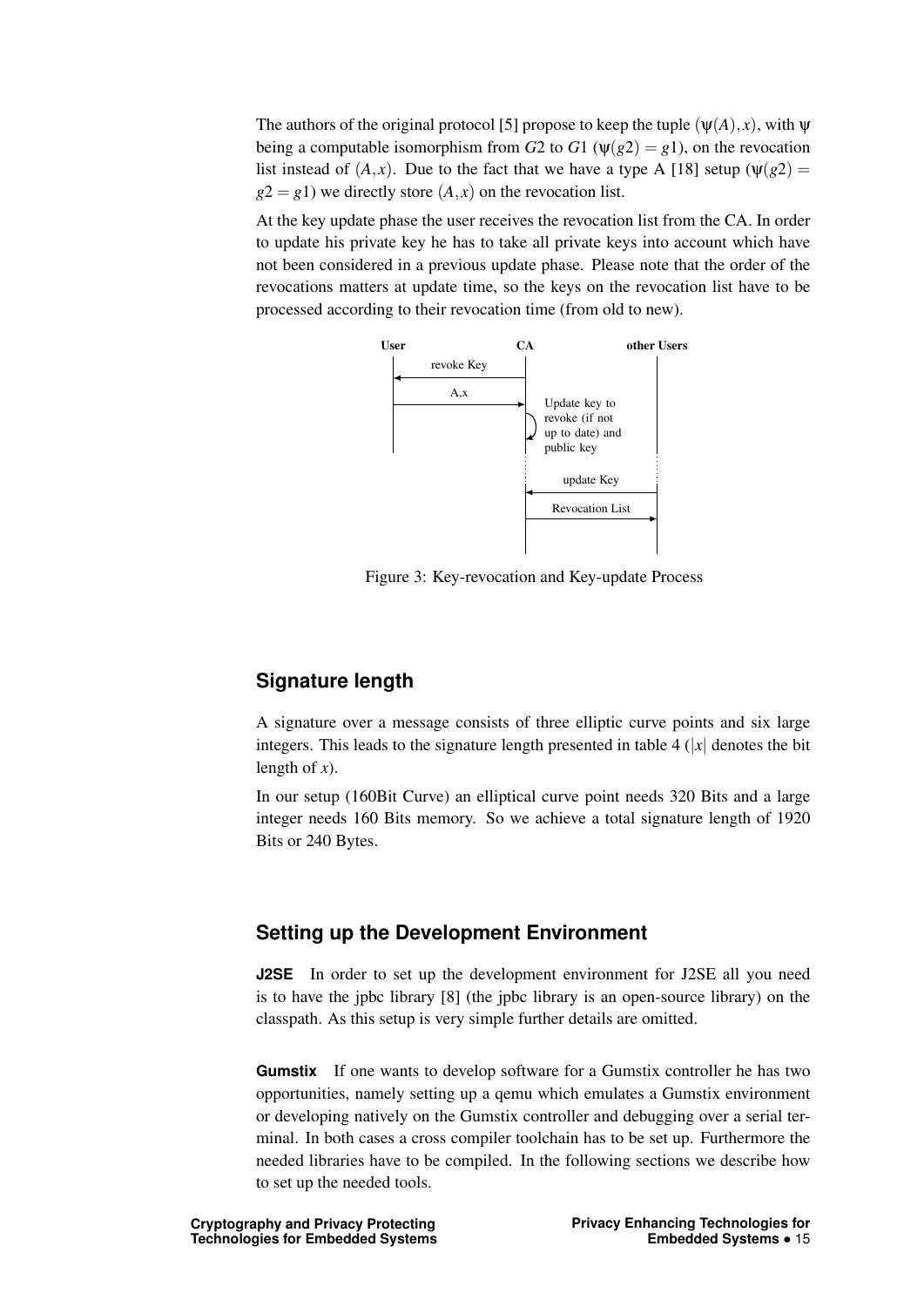The authors of the original protocol [5] propose to keep the tuple $(\psi(A), x)$, with $\psi$ being a computable isomorphism from $G2$ to $G1$ ($\psi(g2) = g1$), on the revocation list instead of $(A, x)$. Due to the fact that we have a type A [18] setup ($\psi(g2) = g2 = g1$) we directly store $(A, x)$ on the revocation list.

At the key update phase the user receives the revocation list from the CA. In order to update his private key he has to take all private keys into account which have not been considered in a previous update phase. Please note that the order of the revocations matters at update time, so the keys on the revocation list have to be processed according to their revocation time (from old to new).

Figure 3: Key-revocation and Key-update Process

## Signature length

A signature over a message consists of three elliptic curve points and six large integers. This leads to the signature length presented in table 4 ($|x|$ denotes the bit length of $x$).

In our setup (160Bit Curve) an elliptical curve point needs 320 Bits and a large integer needs 160 Bits memory. So we achieve a total signature length of 1920 Bits or 240 Bytes.

## Setting up the Development Environment

**J2SE** In order to set up the development environment for J2SE all you need is to have the jpbc library [8] (the jpbc library is an open-source library) on the classpath. As this setup is very simple further details are omitted.

**Gumstix** If one wants to develop software for a Gumstix controller he has two opportunities, namely setting up a qemu which emulates a Gumstix environment or developing natively on the Gumstix controller and debugging over a serial terminal. In both cases a cross compiler toolchain has to be set up. Furthermore the needed libraries have to be compiled. In the following sections we describe how to set up the needed tools.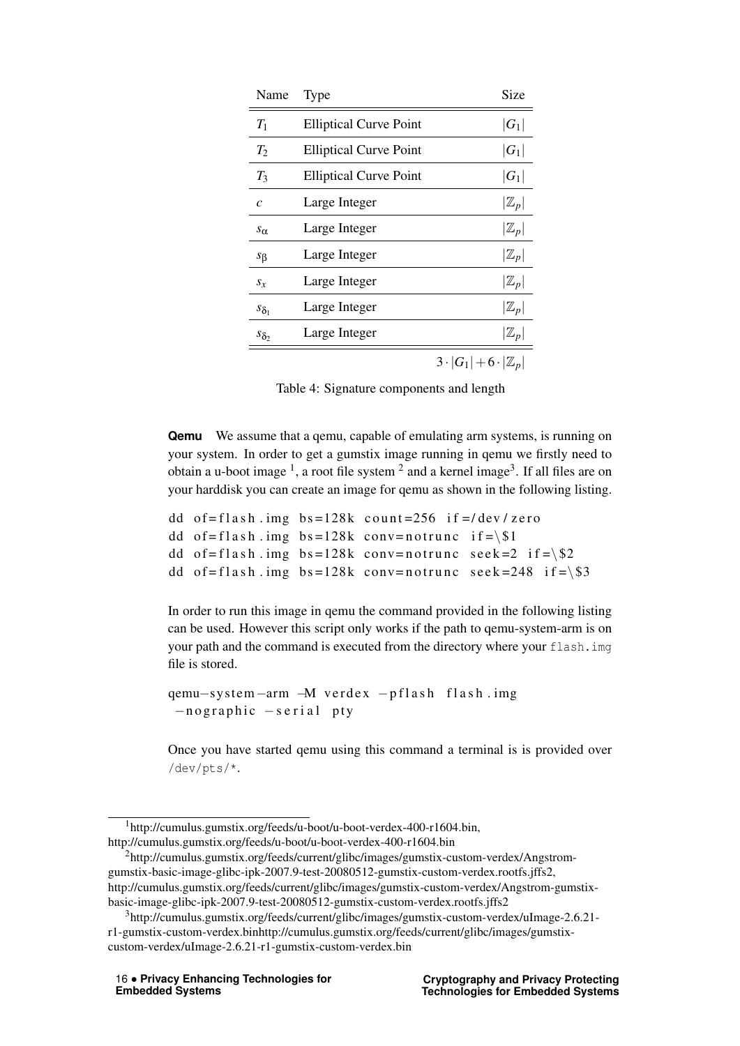| Name | Type | Size |
|---|---|---|
| $T_1$ | Elliptical Curve Point | $\|G_1\|$ |
| $T_2$ | Elliptical Curve Point | $\|G_1\|$ |
| $T_3$ | Elliptical Curve Point | $\|G_1\|$ |
| $c$ | Large Integer | $\|\mathbb{Z}_p\|$ |
| $s_\alpha$ | Large Integer | $\|\mathbb{Z}_p\|$ |
| $s_\beta$ | Large Integer | $\|\mathbb{Z}_p\|$ |
| $s_x$ | Large Integer | $\|\mathbb{Z}_p\|$ |
| $s_{\delta_1}$ | Large Integer | $\|\mathbb{Z}_p\|$ |
| $s_{\delta_2}$ | Large Integer | $\|\mathbb{Z}_p\|$ |
| | | $3 \cdot \|G_1\| + 6 \cdot \|\mathbb{Z}_p\|$ |

Table 4: Signature components and length

**Qemu** We assume that a qemu, capable of emulating arm systems, is running on your system. In order to get a gumstix image running in qemu we firstly need to obtain a u-boot image [1], a root file system [2] and a kernel image[3]. If all files are on your harddisk you can create an image for qemu as shown in the following listing.

```
dd of=flash.img bs=128k count=256 if=/dev/zero
dd of=flash.img bs=128k conv=notrunc if=\$1
dd of=flash.img bs=128k conv=notrunc seek=2 if=\$2
dd of=flash.img bs=128k conv=notrunc seek=248 if=\$3
```

In order to run this image in qemu the command provided in the following listing can be used. However this script only works if the path to qemu-system-arm is on your path and the command is executed from the directory where your `flash.img` file is stored.

```
qemu-system-arm -M verdex -pflash flash.img
 -nographic -serial pty
```

Once you have started qemu using this command a terminal is is provided over `/dev/pts/*`.

---

[1] http://cumulus.gumstix.org/feeds/u-boot/u-boot-verdex-400-r1604.bin, http://cumulus.gumstix.org/feeds/u-boot/u-boot-verdex-400-r1604.bin

[2] http://cumulus.gumstix.org/feeds/current/glibc/images/gumstix-custom-verdex/Angstrom-gumstix-basic-image-glibc-ipk-2007.9-test-20080512-gumstix-custom-verdex.rootfs.jffs2, http://cumulus.gumstix.org/feeds/current/glibc/images/gumstix-custom-verdex/Angstrom-gumstix-basic-image-glibc-ipk-2007.9-test-20080512-gumstix-custom-verdex.rootfs.jffs2

[3] http://cumulus.gumstix.org/feeds/current/glibc/images/gumstix-custom-verdex/uImage-2.6.21-r1-gumstix-custom-verdex.binhttp://cumulus.gumstix.org/feeds/current/glibc/images/gumstix-custom-verdex/uImage-2.6.21-r1-gumstix-custom-verdex.bin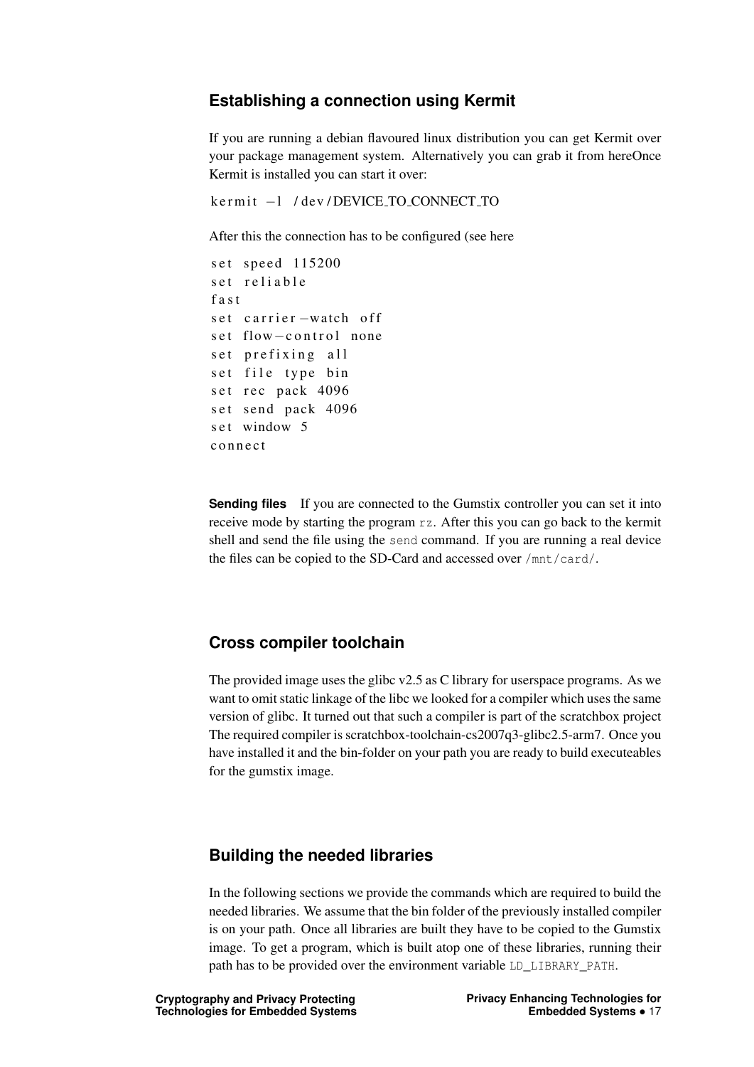### Establishing a connection using Kermit

If you are running a debian flavoured linux distribution you can get Kermit over your package management system. Alternatively you can grab it from hereOnce Kermit is installed you can start it over:

```
kermit -l /dev/DEVICE_TO_CONNECT_TO
```

After this the connection has to be configured (see here

```
set speed 115200
set reliable
fast
set carrier-watch off
set flow-control none
set prefixing all
set file type bin
set rec pack 4096
set send pack 4096
set window 5
connect
```

**Sending files** If you are connected to the Gumstix controller you can set it into receive mode by starting the program `rz`. After this you can go back to the kermit shell and send the file using the `send` command. If you are running a real device the files can be copied to the SD-Card and accessed over `/mnt/card/`.

### Cross compiler toolchain

The provided image uses the glibc v2.5 as C library for userspace programs. As we want to omit static linkage of the libc we looked for a compiler which uses the same version of glibc. It turned out that such a compiler is part of the scratchbox project The required compiler is scratchbox-toolchain-cs2007q3-glibc2.5-arm7. Once you have installed it and the bin-folder on your path you are ready to build executeables for the gumstix image.

### Building the needed libraries

In the following sections we provide the commands which are required to build the needed libraries. We assume that the bin folder of the previously installed compiler is on your path. Once all libraries are built they have to be copied to the Gumstix image. To get a program, which is built atop one of these libraries, running their path has to be provided over the environment variable `LD_LIBRARY_PATH`.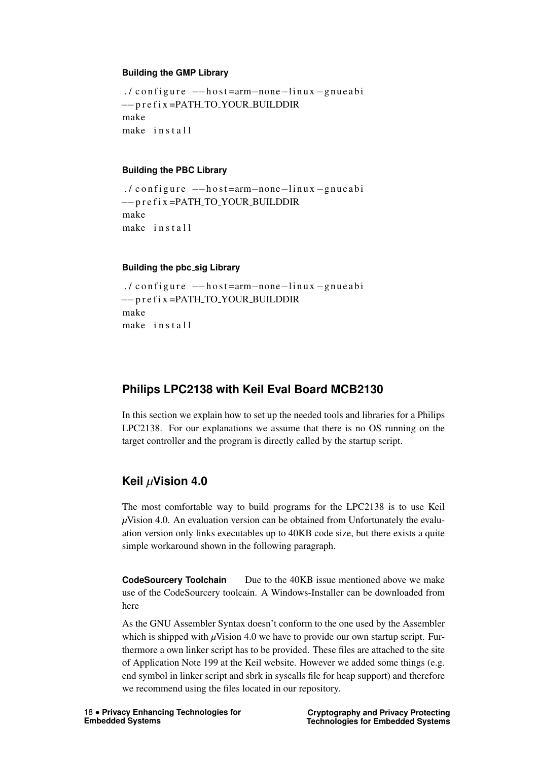#### Building the GMP Library

```
./configure --host=arm-none-linux-gnueabi
--prefix=PATH_TO_YOUR_BUILDDIR
make
make install
```

#### Building the PBC Library

```
./configure --host=arm-none-linux-gnueabi
--prefix=PATH_TO_YOUR_BUILDDIR
make
make install
```

#### Building the pbc_sig Library

```
./configure --host=arm-none-linux-gnueabi
--prefix=PATH_TO_YOUR_BUILDDIR
make
make install
```

## Philips LPC2138 with Keil Eval Board MCB2130

In this section we explain how to set up the needed tools and libraries for a Philips LPC2138. For our explanations we assume that there is no OS running on the target controller and the program is directly called by the startup script.

## Keil $\mu$Vision 4.0

The most comfortable way to build programs for the LPC2138 is to use Keil $\mu$Vision 4.0. An evaluation version can be obtained from Unfortunately the evaluation version only links executables up to 40KB code size, but there exists a quite simple workaround shown in the following paragraph.

**CodeSourcery Toolchain** Due to the 40KB issue mentioned above we make use of the CodeSourcery toolcain. A Windows-Installer can be downloaded from here

As the GNU Assembler Syntax doesn't conform to the one used by the Assembler which is shipped with $\mu$Vision 4.0 we have to provide our own startup script. Furthermore a own linker script has to be provided. These files are attached to the site of Application Note 199 at the Keil website. However we added some things (e.g. end symbol in linker script and sbrk in syscalls file for heap support) and therefore we recommend using the files located in our repository.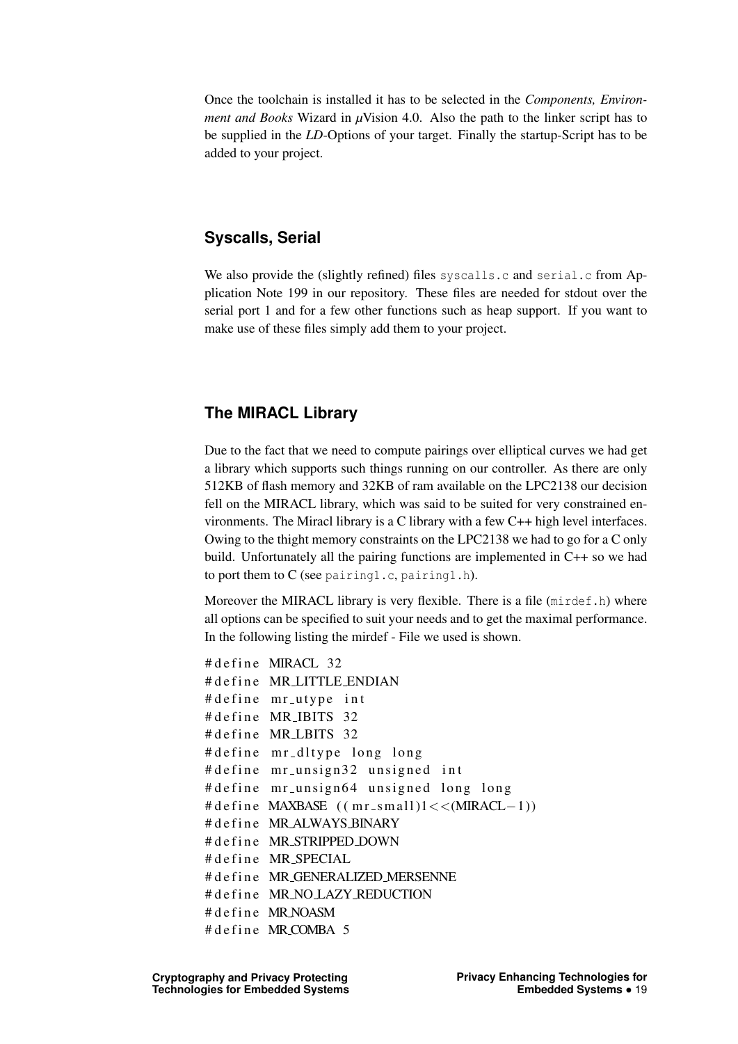Once the toolchain is installed it has to be selected in the *Components, Environment and Books* Wizard in $\mu$Vision 4.0. Also the path to the linker script has to be supplied in the *LD*-Options of your target. Finally the startup-Script has to be added to your project.

## Syscalls, Serial

We also provide the (slightly refined) files `syscalls.c` and `serial.c` from Application Note 199 in our repository. These files are needed for stdout over the serial port 1 and for a few other functions such as heap support. If you want to make use of these files simply add them to your project.

## The MIRACL Library

Due to the fact that we need to compute pairings over elliptical curves we had get a library which supports such things running on our controller. As there are only 512KB of flash memory and 32KB of ram available on the LPC2138 our decision fell on the MIRACL library, which was said to be suited for very constrained environments. The Miracl library is a C library with a few C++ high level interfaces. Owing to the thight memory constraints on the LPC2138 we had to go for a C only build. Unfortunately all the pairing functions are implemented in C++ so we had to port them to C (see `pairing1.c`, `pairing1.h`).

Moreover the MIRACL library is very flexible. There is a file (`mirdef.h`) where all options can be specified to suit your needs and to get the maximal performance. In the following listing the mirdef - File we used is shown.

```
#define MIRACL 32
#define MR_LITTLE_ENDIAN
#define mr_utype int
#define MR_IBITS 32
#define MR_LBITS 32
#define mr_dltype long long
#define mr_unsign32 unsigned int
#define mr_unsign64 unsigned long long
#define MAXBASE ((mr_small)1<<(MIRACL-1))
#define MR_ALWAYS_BINARY
#define MR_STRIPPED_DOWN
#define MR_SPECIAL
#define MR_GENERALIZED_MERSENNE
#define MR_NO_LAZY_REDUCTION
#define MR_NOASM
#define MR_COMBA 5
```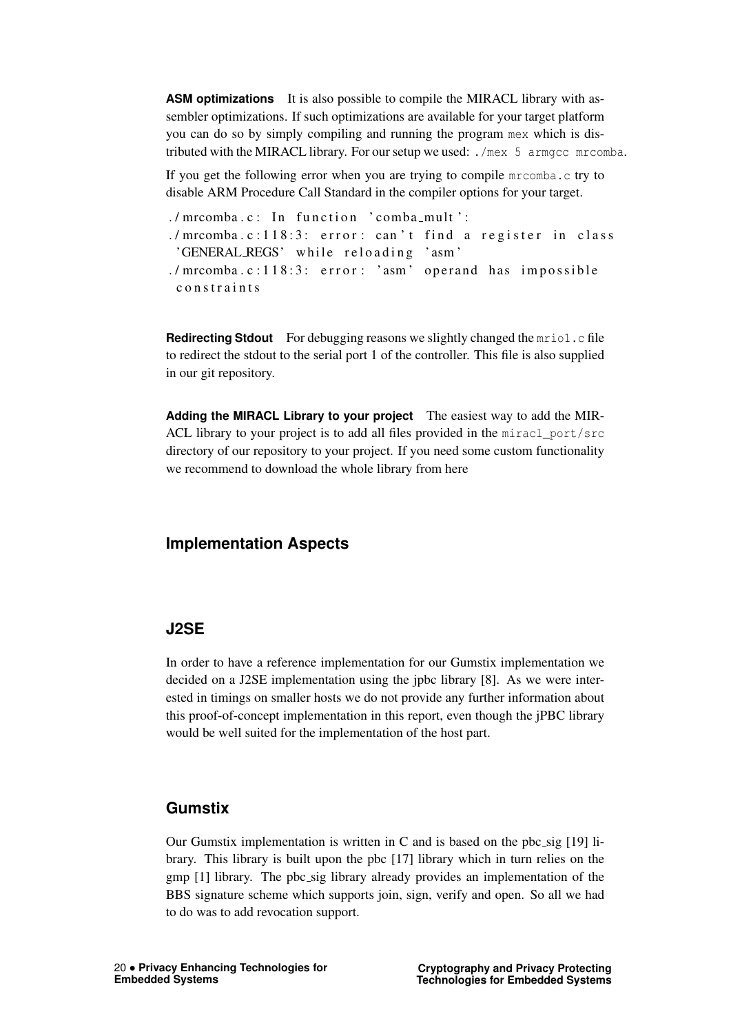**ASM optimizations** It is also possible to compile the MIRACL library with assembler optimizations. If such optimizations are available for your target platform you can do so by simply compiling and running the program `mex` which is distributed with the MIRACL library. For our setup we used: `./mex 5 armgcc mrcomba`.

If you get the following error when you are trying to compile `mrcomba.c` try to disable ARM Procedure Call Standard in the compiler options for your target.

```
./mrcomba.c: In function 'comba_mult':
./mrcomba.c:118:3: error: can't find a register in class
 'GENERAL_REGS' while reloading 'asm'
./mrcomba.c:118:3: error: 'asm' operand has impossible
 constraints
```

**Redirecting Stdout** For debugging reasons we slightly changed the `mrio1.c` file to redirect the stdout to the serial port 1 of the controller. This file is also supplied in our git repository.

**Adding the MIRACL Library to your project** The easiest way to add the MIRACL library to your project is to add all files provided in the `miracl_port/src` directory of our repository to your project. If you need some custom functionality we recommend to download the whole library from here

## Implementation Aspects

## J2SE

In order to have a reference implementation for our Gumstix implementation we decided on a J2SE implementation using the jpbc library [8]. As we were interested in timings on smaller hosts we do not provide any further information about this proof-of-concept implementation in this report, even though the jPBC library would be well suited for the implementation of the host part.

## Gumstix

Our Gumstix implementation is written in C and is based on the pbc_sig [19] library. This library is built upon the pbc [17] library which in turn relies on the gmp [1] library. The pbc_sig library already provides an implementation of the BBS signature scheme which supports join, sign, verify and open. So all we had to do was to add revocation support.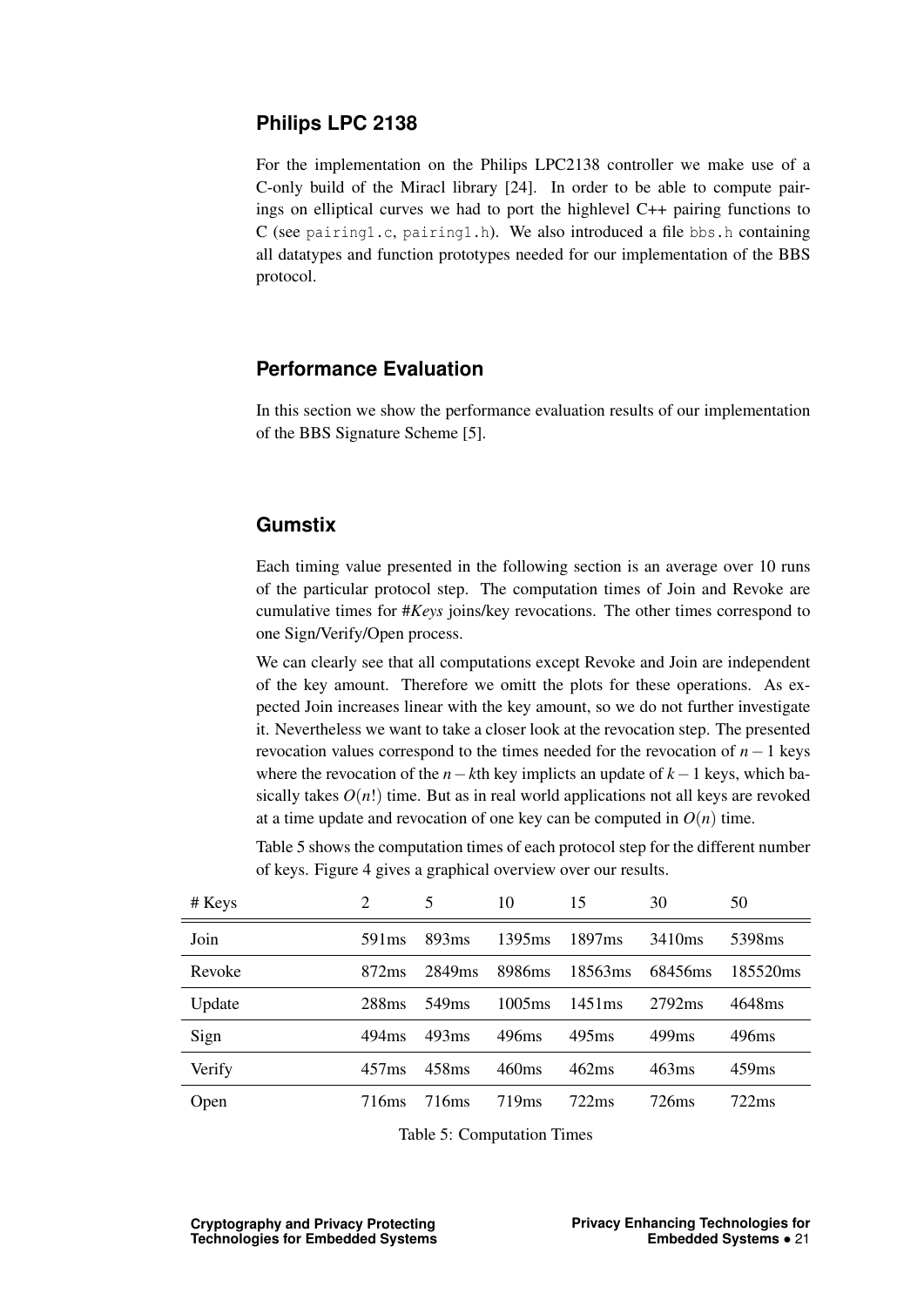## Philips LPC 2138

For the implementation on the Philips LPC2138 controller we make use of a C-only build of the Miracl library [24]. In order to be able to compute pairings on elliptical curves we had to port the highlevel C++ pairing functions to C (see `pairing1.c`, `pairing1.h`). We also introduced a file `bbs.h` containing all datatypes and function prototypes needed for our implementation of the BBS protocol.

## Performance Evaluation

In this section we show the performance evaluation results of our implementation of the BBS Signature Scheme [5].

## Gumstix

Each timing value presented in the following section is an average over 10 runs of the particular protocol step. The computation times of Join and Revoke are cumulative times for #*Keys* joins/key revocations. The other times correspond to one Sign/Verify/Open process.

We can clearly see that all computations except Revoke and Join are independent of the key amount. Therefore we omitt the plots for these operations. As expected Join increases linear with the key amount, so we do not further investigate it. Nevertheless we want to take a closer look at the revocation step. The presented revocation values correspond to the times needed for the revocation of $n-1$ keys where the revocation of the $n-k$th key implicts an update of $k-1$ keys, which basically takes $O(n!)$ time. But as in real world applications not all keys are revoked at a time update and revocation of one key can be computed in $O(n)$ time.

Table 5 shows the computation times of each protocol step for the different number of keys. Figure 4 gives a graphical overview over our results.

| # Keys | 2 | 5 | 10 | 15 | 30 | 50 |
|---|---|---|---|---|---|---|
| Join | 591ms | 893ms | 1395ms | 1897ms | 3410ms | 5398ms |
| Revoke | 872ms | 2849ms | 8986ms | 18563ms | 68456ms | 185520ms |
| Update | 288ms | 549ms | 1005ms | 1451ms | 2792ms | 4648ms |
| Sign | 494ms | 493ms | 496ms | 495ms | 499ms | 496ms |
| Verify | 457ms | 458ms | 460ms | 462ms | 463ms | 459ms |
| Open | 716ms | 716ms | 719ms | 722ms | 726ms | 722ms |

Table 5: Computation Times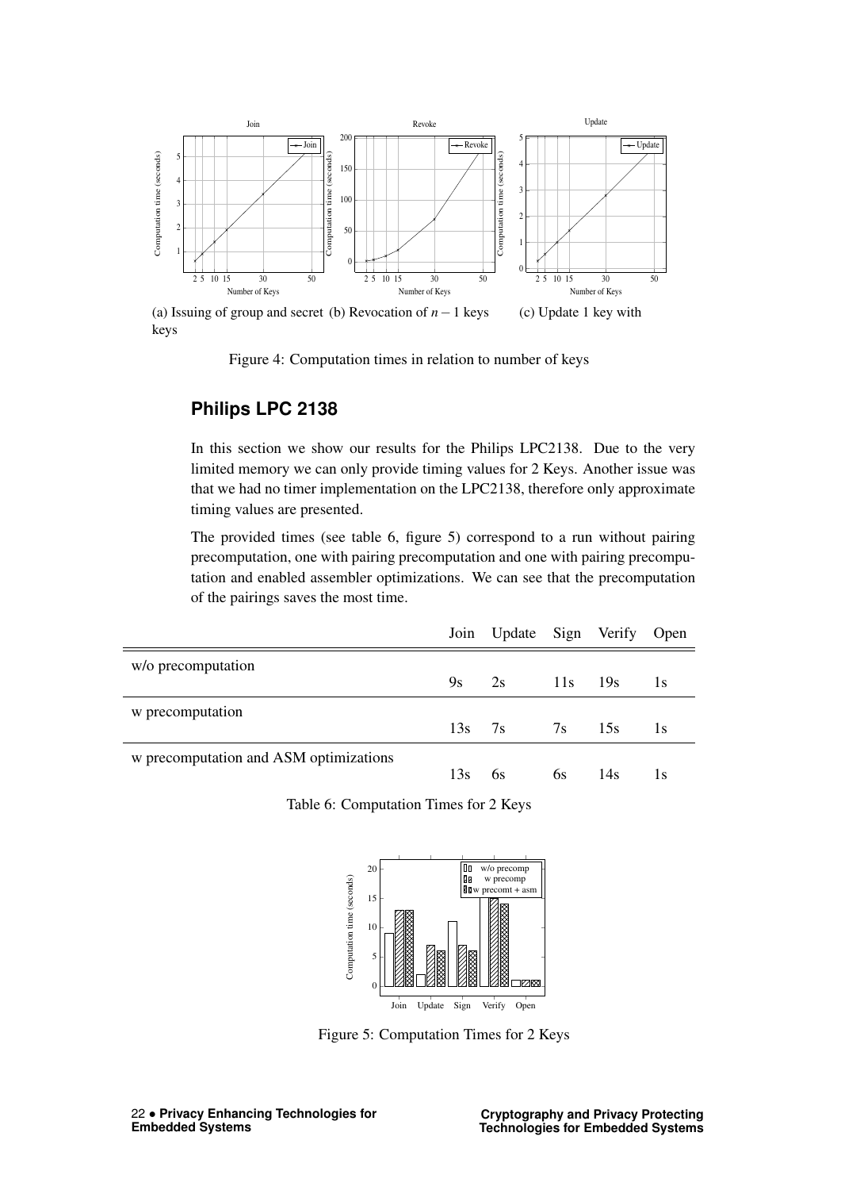(a) Issuing of group and secret keys

(b) Revocation of $n-1$ keys

(c) Update 1 key with

Figure 4: Computation times in relation to number of keys

## Philips LPC 2138

In this section we show our results for the Philips LPC2138. Due to the very limited memory we can only provide timing values for 2 Keys. Another issue was that we had no timer implementation on the LPC2138, therefore only approximate timing values are presented.

The provided times (see table 6, figure 5) correspond to a run without pairing precomputation, one with pairing precomputation and one with pairing precomputation and enabled assembler optimizations. We can see that the precomputation of the pairings saves the most time.

| | Join | Update | Sign | Verify | Open |
|---|---|---|---|---|---|
| w/o precomputation | 9s | 2s | 11s | 19s | 1s |
| w precomputation | 13s | 7s | 7s | 15s | 1s |
| w precomputation and ASM optimizations | 13s | 6s | 6s | 14s | 1s |

Table 6: Computation Times for 2 Keys

Figure 5: Computation Times for 2 Keys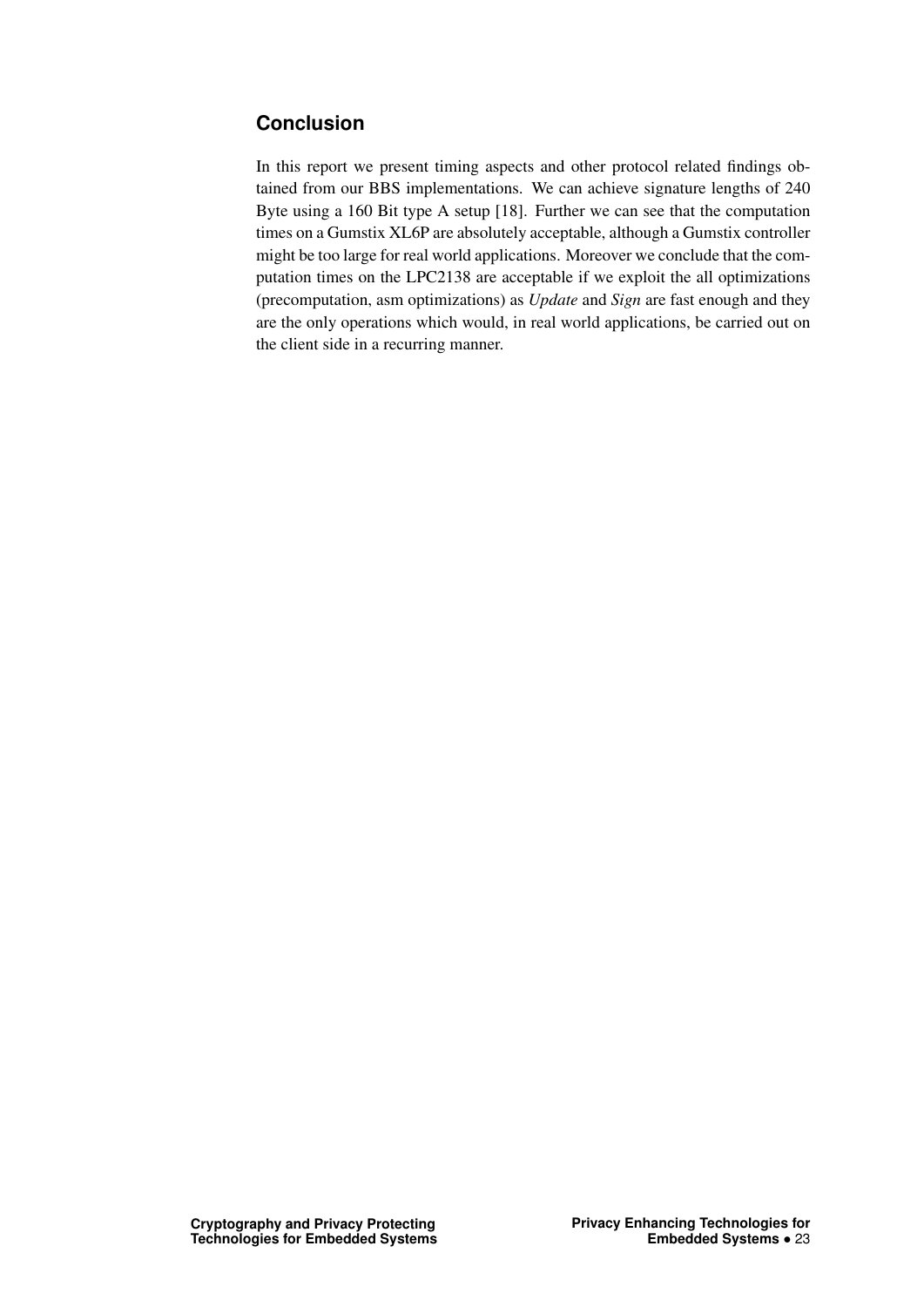## Conclusion

In this report we present timing aspects and other protocol related findings obtained from our BBS implementations. We can achieve signature lengths of 240 Byte using a 160 Bit type A setup [18]. Further we can see that the computation times on a Gumstix XL6P are absolutely acceptable, although a Gumstix controller might be too large for real world applications. Moreover we conclude that the computation times on the LPC2138 are acceptable if we exploit the all optimizations (precomputation, asm optimizations) as *Update* and *Sign* are fast enough and they are the only operations which would, in real world applications, be carried out on the client side in a recurring manner.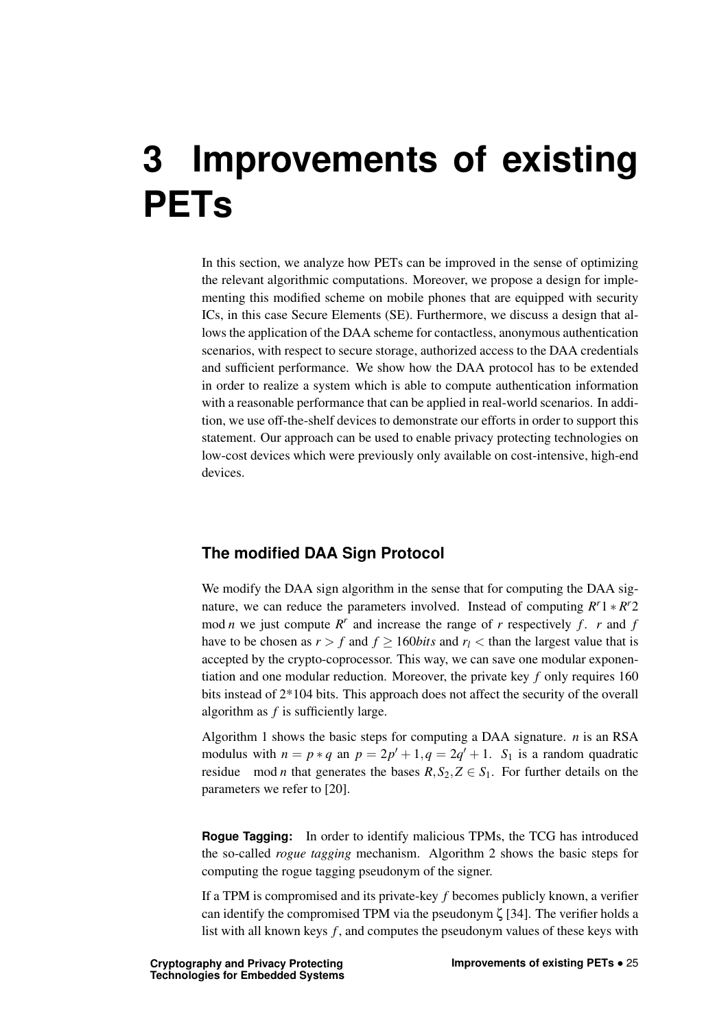# 3 Improvements of existing PETs

In this section, we analyze how PETs can be improved in the sense of optimizing the relevant algorithmic computations. Moreover, we propose a design for implementing this modified scheme on mobile phones that are equipped with security ICs, in this case Secure Elements (SE). Furthermore, we discuss a design that allows the application of the DAA scheme for contactless, anonymous authentication scenarios, with respect to secure storage, authorized access to the DAA credentials and sufficient performance. We show how the DAA protocol has to be extended in order to realize a system which is able to compute authentication information with a reasonable performance that can be applied in real-world scenarios. In addition, we use off-the-shelf devices to demonstrate our efforts in order to support this statement. Our approach can be used to enable privacy protecting technologies on low-cost devices which were previously only available on cost-intensive, high-end devices.

### The modified DAA Sign Protocol

We modify the DAA sign algorithm in the sense that for computing the DAA signature, we can reduce the parameters involved. Instead of computing $R^r 1 * R^r 2 \mod n$ we just compute $R^r$ and increase the range of $r$ respectively $f$. $r$ and $f$ have to be chosen as $r > f$ and $f \geq 160 bits$ and $r_l <$ than the largest value that is accepted by the crypto-coprocessor. This way, we can save one modular exponentiation and one modular reduction. Moreover, the private key $f$ only requires 160 bits instead of 2*104 bits. This approach does not affect the security of the overall algorithm as $f$ is sufficiently large.

Algorithm 1 shows the basic steps for computing a DAA signature. $n$ is an RSA modulus with $n = p * q$ an $p = 2p' + 1, q = 2q' + 1$. $S_1$ is a random quadratic residue $\mod n$ that generates the bases $R, S_2, Z \in S_1$. For further details on the parameters we refer to [20].

**Rogue Tagging:** In order to identify malicious TPMs, the TCG has introduced the so-called *rogue tagging* mechanism. Algorithm 2 shows the basic steps for computing the rogue tagging pseudonym of the signer.

If a TPM is compromised and its private-key $f$ becomes publicly known, a verifier can identify the compromised TPM via the pseudonym $\zeta$ [34]. The verifier holds a list with all known keys $f$, and computes the pseudonym values of these keys with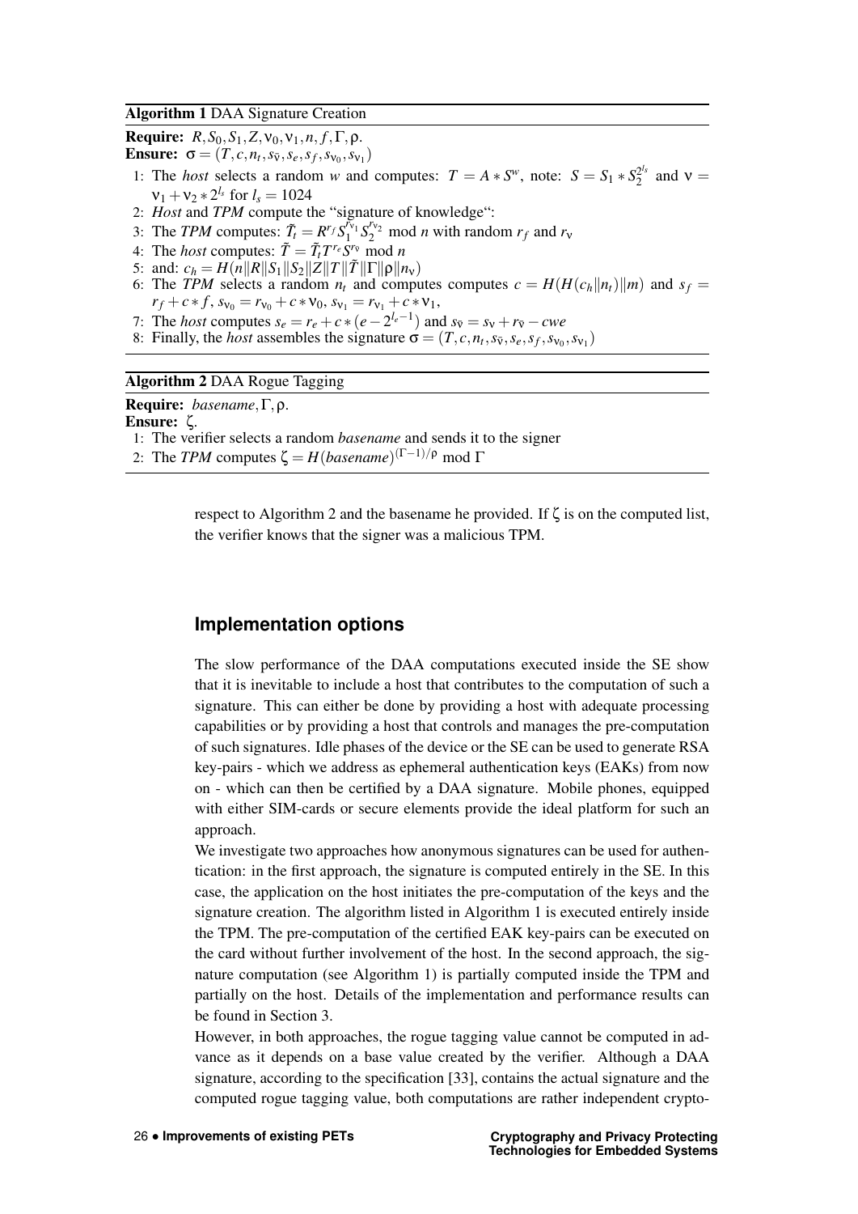**Algorithm 1** DAA Signature Creation

**Require:** $R, S_0, S_1, Z, \nu_0, \nu_1, n, f, \Gamma, \rho$.
**Ensure:** $\sigma = (T, c, n_t, s_{\bar{\nu}}, s_e, s_f, s_{\nu_0}, s_{\nu_1})$

1: The *host* selects a random $w$ and computes: $T = A * S^w$, note: $S = S_1 * S_2^{2^{l_s}}$ and $\nu = \nu_1 + \nu_2 * 2^{l_s}$ for $l_s = 1024$
2: *Host* and *TPM* compute the "signature of knowledge":
3: The *TPM* computes: $\tilde{T}_t = R^{r_f} S_1^{r_{\nu_1}} S_2^{r_{\nu_2}} \bmod n$ with random $r_f$ and $r_\nu$
4: The *host* computes: $\tilde{T} = \tilde{T}_t T^{r_e} S^{r_{\bar{\nu}}} \bmod n$
5: and: $c_h = H(n\|R\|S_1\|S_2\|Z\|T\|\tilde{T}\|\Gamma\|\rho\|n_\nu)$
6: The *TPM* selects a random $n_t$ and computes computes $c = H(H(c_h\|n_t)\|m)$ and $s_f = r_f + c * f$, $s_{\nu_0} = r_{\nu_0} + c * \nu_0$, $s_{\nu_1} = r_{\nu_1} + c * \nu_1$,
7: The *host* computes $s_e = r_e + c * (e - 2^{l_e - 1})$ and $s_{\bar{\nu}} = s_\nu + r_{\bar{\nu}} - cwe$
8: Finally, the *host* assembles the signature $\sigma = (T, c, n_t, s_{\bar{\nu}}, s_e, s_f, s_{\nu_0}, s_{\nu_1})$

**Algorithm 2** DAA Rogue Tagging

**Require:** *basename*, $\Gamma, \rho$.
**Ensure:** $\zeta$.

1: The verifier selects a random *basename* and sends it to the signer
2: The *TPM* computes $\zeta = H(basename)^{(\Gamma - 1)/\rho} \bmod \Gamma$

respect to Algorithm 2 and the basename he provided. If $\zeta$ is on the computed list, the verifier knows that the signer was a malicious TPM.

## Implementation options

The slow performance of the DAA computations executed inside the SE show that it is inevitable to include a host that contributes to the computation of such a signature. This can either be done by providing a host with adequate processing capabilities or by providing a host that controls and manages the pre-computation of such signatures. Idle phases of the device or the SE can be used to generate RSA key-pairs - which we address as ephemeral authentication keys (EAKs) from now on - which can then be certified by a DAA signature. Mobile phones, equipped with either SIM-cards or secure elements provide the ideal platform for such an approach.

We investigate two approaches how anonymous signatures can be used for authentication: in the first approach, the signature is computed entirely in the SE. In this case, the application on the host initiates the pre-computation of the keys and the signature creation. The algorithm listed in Algorithm 1 is executed entirely inside the TPM. The pre-computation of the certified EAK key-pairs can be executed on the card without further involvement of the host. In the second approach, the signature computation (see Algorithm 1) is partially computed inside the TPM and partially on the host. Details of the implementation and performance results can be found in Section 3.

However, in both approaches, the rogue tagging value cannot be computed in advance as it depends on a base value created by the verifier. Although a DAA signature, according to the specification [33], contains the actual signature and the computed rogue tagging value, both computations are rather independent crypto-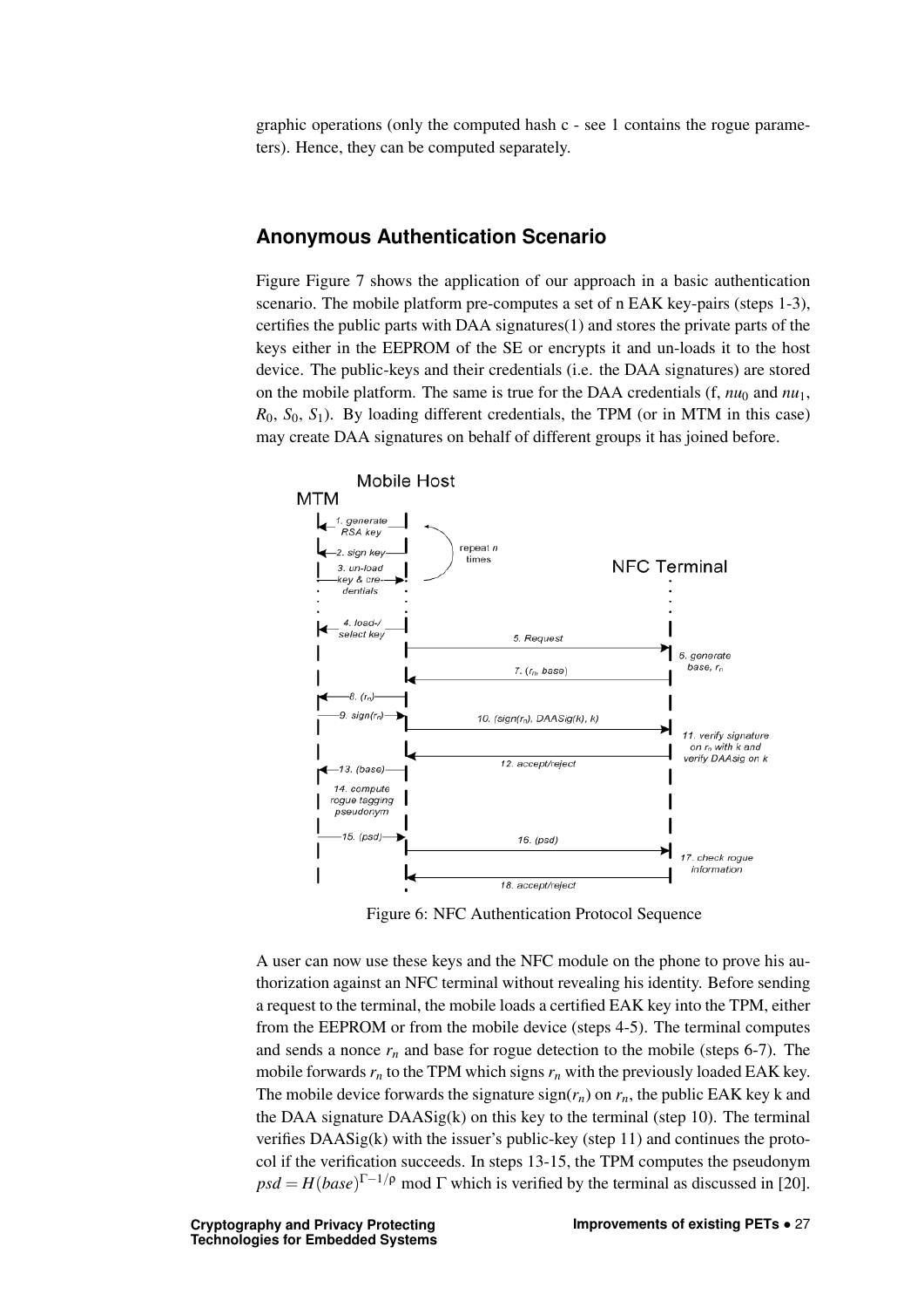graphic operations (only the computed hash c - see 1 contains the rogue parameters). Hence, they can be computed separately.

## Anonymous Authentication Scenario

Figure Figure 7 shows the application of our approach in a basic authentication scenario. The mobile platform pre-computes a set of n EAK key-pairs (steps 1-3), certifies the public parts with DAA signatures(1) and stores the private parts of the keys either in the EEPROM of the SE or encrypts it and un-loads it to the host device. The public-keys and their credentials (i.e. the DAA signatures) are stored on the mobile platform. The same is true for the DAA credentials (f, $nu_0$ and $nu_1$, $R_0$, $S_0$, $S_1$). By loading different credentials, the TPM (or in MTM in this case) may create DAA signatures on behalf of different groups it has joined before.

Figure 6: NFC Authentication Protocol Sequence

A user can now use these keys and the NFC module on the phone to prove his authorization against an NFC terminal without revealing his identity. Before sending a request to the terminal, the mobile loads a certified EAK key into the TPM, either from the EEPROM or from the mobile device (steps 4-5). The terminal computes and sends a nonce $r_n$ and base for rogue detection to the mobile (steps 6-7). The mobile forwards $r_n$ to the TPM which signs $r_n$ with the previously loaded EAK key. The mobile device forwards the signature sign($r_n$) on $r_n$, the public EAK key k and the DAA signature DAASig(k) on this key to the terminal (step 10). The terminal verifies DAASig(k) with the issuer's public-key (step 11) and continues the protocol if the verification succeeds. In steps 13-15, the TPM computes the pseudonym $psd = H(base)^{\Gamma-1/\rho} \bmod \Gamma$ which is verified by the terminal as discussed in [20].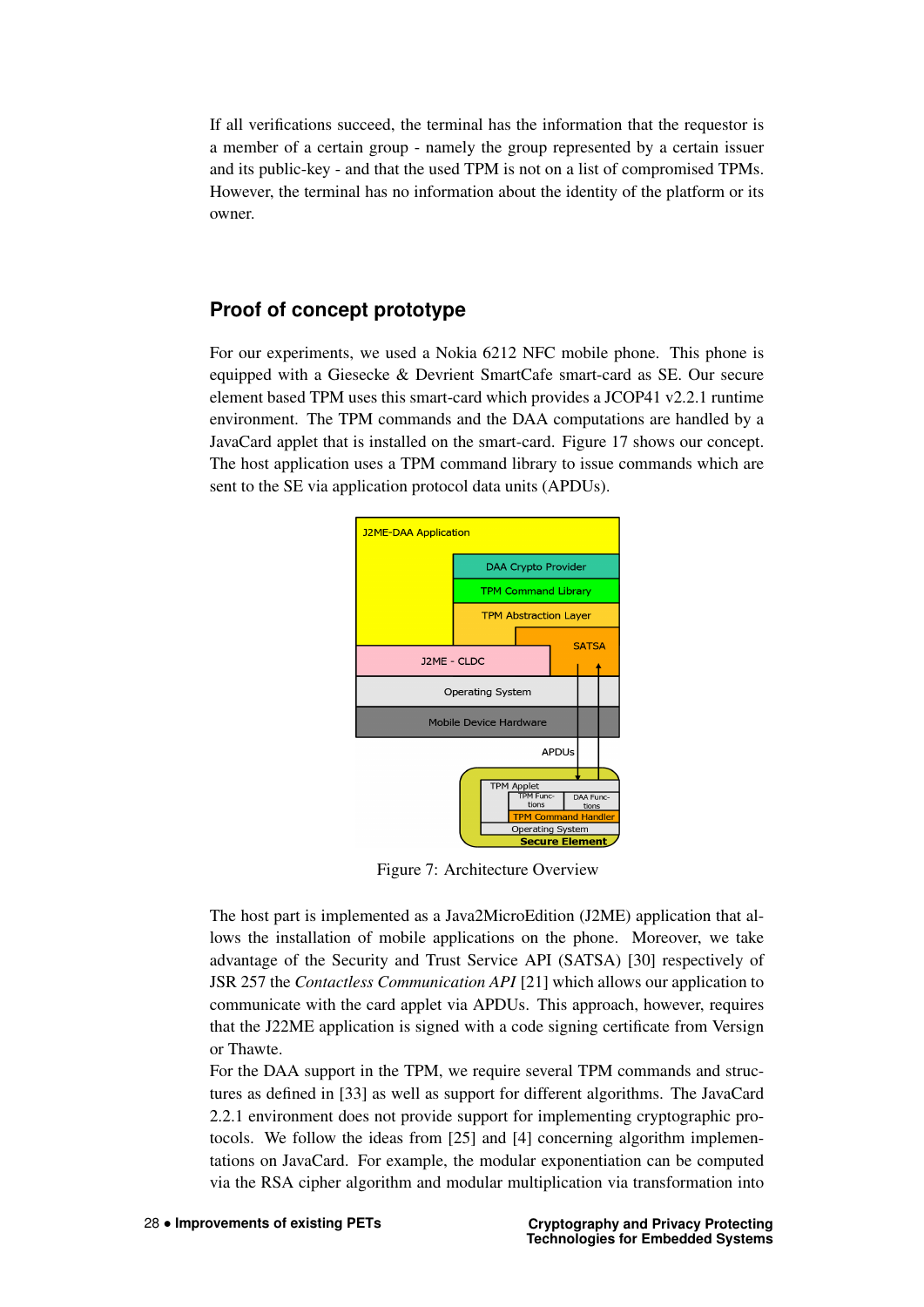If all verifications succeed, the terminal has the information that the requestor is a member of a certain group - namely the group represented by a certain issuer and its public-key - and that the used TPM is not on a list of compromised TPMs. However, the terminal has no information about the identity of the platform or its owner.

## Proof of concept prototype

For our experiments, we used a Nokia 6212 NFC mobile phone. This phone is equipped with a Giesecke & Devrient SmartCafe smart-card as SE. Our secure element based TPM uses this smart-card which provides a JCOP41 v2.2.1 runtime environment. The TPM commands and the DAA computations are handled by a JavaCard applet that is installed on the smart-card. Figure 17 shows our concept. The host application uses a TPM command library to issue commands which are sent to the SE via application protocol data units (APDUs).

Figure 7: Architecture Overview

The host part is implemented as a Java2MicroEdition (J2ME) application that allows the installation of mobile applications on the phone. Moreover, we take advantage of the Security and Trust Service API (SATSA) [30] respectively of JSR 257 the *Contactless Communication API* [21] which allows our application to communicate with the card applet via APDUs. This approach, however, requires that the J22ME application is signed with a code signing certificate from Versign or Thawte.

For the DAA support in the TPM, we require several TPM commands and structures as defined in [33] as well as support for different algorithms. The JavaCard 2.2.1 environment does not provide support for implementing cryptographic protocols. We follow the ideas from [25] and [4] concerning algorithm implementations on JavaCard. For example, the modular exponentiation can be computed via the RSA cipher algorithm and modular multiplication via transformation into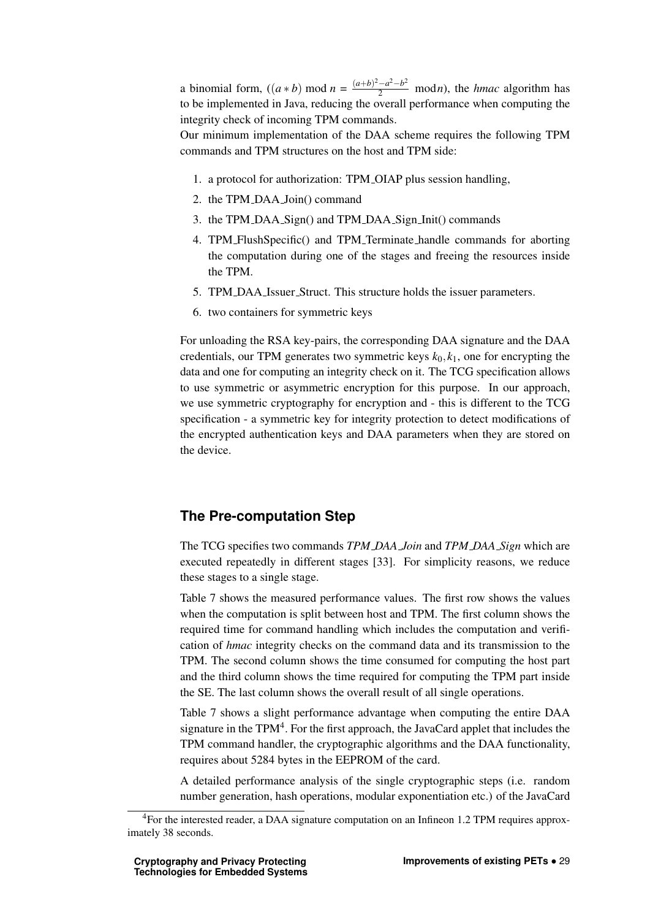a binomial form, ($(a * b) \bmod n = \frac{(a+b)^2 - a^2 - b^2}{2} \bmod n$), the *hmac* algorithm has to be implemented in Java, reducing the overall performance when computing the integrity check of incoming TPM commands.

Our minimum implementation of the DAA scheme requires the following TPM commands and TPM structures on the host and TPM side:

1. a protocol for authorization: TPM_OIAP plus session handling,
2. the TPM_DAA_Join() command
3. the TPM_DAA_Sign() and TPM_DAA_Sign_Init() commands
4. TPM_FlushSpecific() and TPM_Terminate_handle commands for aborting the computation during one of the stages and freeing the resources inside the TPM.
5. TPM_DAA_Issuer_Struct. This structure holds the issuer parameters.
6. two containers for symmetric keys

For unloading the RSA key-pairs, the corresponding DAA signature and the DAA credentials, our TPM generates two symmetric keys $k_0, k_1$, one for encrypting the data and one for computing an integrity check on it. The TCG specification allows to use symmetric or asymmetric encryption for this purpose. In our approach, we use symmetric cryptography for encryption and - this is different to the TCG specification - a symmetric key for integrity protection to detect modifications of the encrypted authentication keys and DAA parameters when they are stored on the device.

## The Pre-computation Step

The TCG specifies two commands *TPM_DAA_Join* and *TPM_DAA_Sign* which are executed repeatedly in different stages [33]. For simplicity reasons, we reduce these stages to a single stage.

Table 7 shows the measured performance values. The first row shows the values when the computation is split between host and TPM. The first column shows the required time for command handling which includes the computation and verification of *hmac* integrity checks on the command data and its transmission to the TPM. The second column shows the time consumed for computing the host part and the third column shows the time required for computing the TPM part inside the SE. The last column shows the overall result of all single operations.

Table 7 shows a slight performance advantage when computing the entire DAA signature in the TPM[4]. For the first approach, the JavaCard applet that includes the TPM command handler, the cryptographic algorithms and the DAA functionality, requires about 5284 bytes in the EEPROM of the card.

A detailed performance analysis of the single cryptographic steps (i.e. random number generation, hash operations, modular exponentiation etc.) of the JavaCard

[4] For the interested reader, a DAA signature computation on an Infineon 1.2 TPM requires approximately 38 seconds.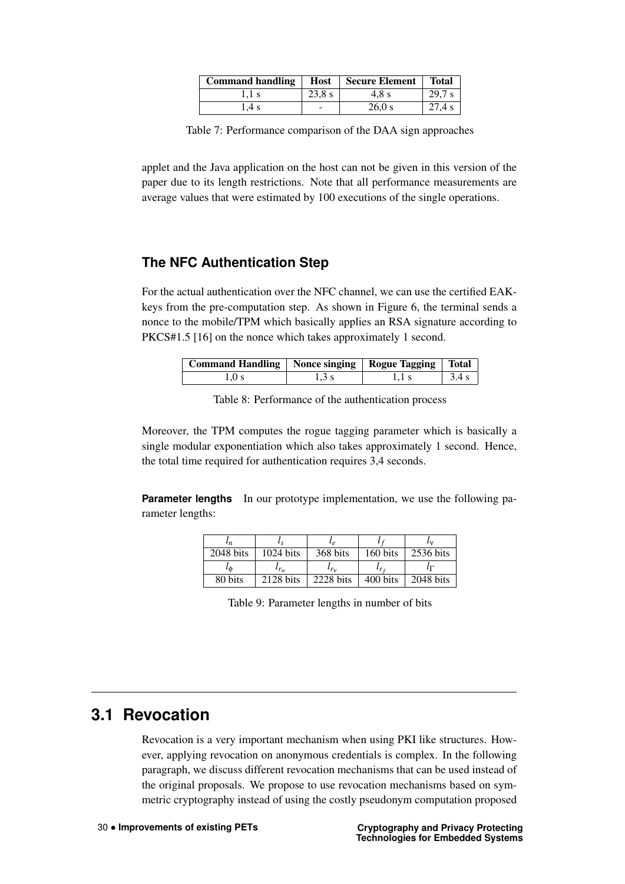| Command handling | Host | Secure Element | Total |
|---|---|---|---|
| 1,1 s | 23,8 s | 4,8 s | 29,7 s |
| 1,4 s | - | 26,0 s | 27,4 s |

Table 7: Performance comparison of the DAA sign approaches

applet and the Java application on the host can not be given in this version of the paper due to its length restrictions. Note that all performance measurements are average values that were estimated by 100 executions of the single operations.

### The NFC Authentication Step

For the actual authentication over the NFC channel, we can use the certified EAK-keys from the pre-computation step. As shown in Figure 6, the terminal sends a nonce to the mobile/TPM which basically applies an RSA signature according to PKCS#1.5 [16] on the nonce which takes approximately 1 second.

| Command Handling | Nonce singing | Rogue Tagging | Total |
|---|---|---|---|
| 1,0 s | 1,3 s | 1,1 s | 3.4 s |

Table 8: Performance of the authentication process

Moreover, the TPM computes the rogue tagging parameter which is basically a single modular exponentiation which also takes approximately 1 second. Hence, the total time required for authentication requires 3,4 seconds.

**Parameter lengths** In our prototype implementation, we use the following parameter lengths:

| $l_n$ | $l_s$ | $l_e$ | $l_f$ | $l_\nu$ |
|---|---|---|---|---|
| 2048 bits | 1024 bits | 368 bits | 160 bits | 2536 bits |
| $l_\phi$ | $l_{r_w}$ | $l_{r_\nu}$ | $l_{r_f}$ | $l_\Gamma$ |
| 80 bits | 2128 bits | 2228 bits | 400 bits | 2048 bits |

Table 9: Parameter lengths in number of bits

## 3.1 Revocation

Revocation is a very important mechanism when using PKI like structures. However, applying revocation on anonymous credentials is complex. In the following paragraph, we discuss different revocation mechanisms that can be used instead of the original proposals. We propose to use revocation mechanisms based on symmetric cryptography instead of using the costly pseudonym computation proposed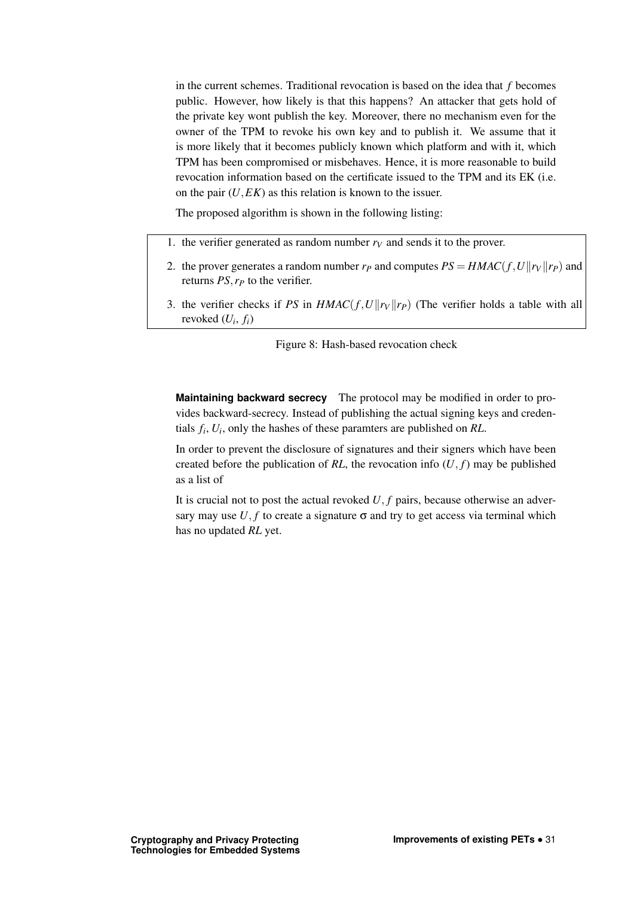in the current schemes. Traditional revocation is based on the idea that $f$ becomes public. However, how likely is that this happens? An attacker that gets hold of the private key wont publish the key. Moreover, there no mechanism even for the owner of the TPM to revoke his own key and to publish it. We assume that it is more likely that it becomes publicly known which platform and with it, which TPM has been compromised or misbehaves. Hence, it is more reasonable to build revocation information based on the certificate issued to the TPM and its EK (i.e. on the pair $(U, EK)$ as this relation is known to the issuer.

The proposed algorithm is shown in the following listing:

1. the verifier generated as random number $r_V$ and sends it to the prover.
2. the prover generates a random number $r_P$ and computes $PS = HMAC(f, U \| r_V \| r_P)$ and returns $PS, r_P$ to the verifier.
3. the verifier checks if $PS$ in $HMAC(f, U \| r_V \| r_P)$ (The verifier holds a table with all revoked ($U_i$, $f_i$)

Figure 8: Hash-based revocation check

**Maintaining backward secrecy** The protocol may be modified in order to provides backward-secrecy. Instead of publishing the actual signing keys and credentials $f_i$, $U_i$, only the hashes of these paramters are published on *RL*.

In order to prevent the disclosure of signatures and their signers which have been created before the publication of *RL*, the revocation info $(U, f)$ may be published as a list of

It is crucial not to post the actual revoked $U, f$ pairs, because otherwise an adversary may use $U, f$ to create a signature $\sigma$ and try to get access via terminal which has no updated *RL* yet.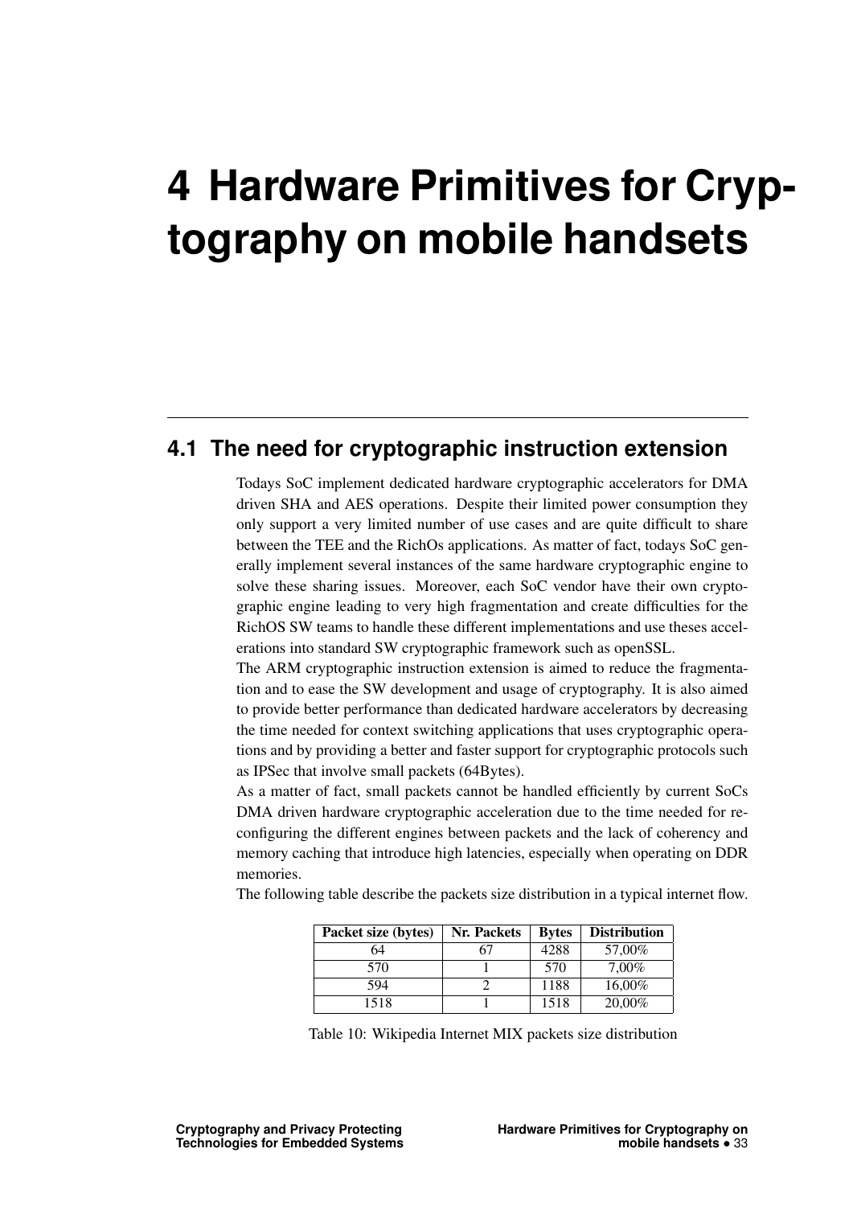# 4 Hardware Primitives for Cryptography on mobile handsets

## 4.1 The need for cryptographic instruction extension

Todays SoC implement dedicated hardware cryptographic accelerators for DMA driven SHA and AES operations. Despite their limited power consumption they only support a very limited number of use cases and are quite difficult to share between the TEE and the RichOs applications. As matter of fact, todays SoC generally implement several instances of the same hardware cryptographic engine to solve these sharing issues. Moreover, each SoC vendor have their own cryptographic engine leading to very high fragmentation and create difficulties for the RichOS SW teams to handle these different implementations and use theses accelerations into standard SW cryptographic framework such as openSSL.

The ARM cryptographic instruction extension is aimed to reduce the fragmentation and to ease the SW development and usage of cryptography. It is also aimed to provide better performance than dedicated hardware accelerators by decreasing the time needed for context switching applications that uses cryptographic operations and by providing a better and faster support for cryptographic protocols such as IPSec that involve small packets (64Bytes).

As a matter of fact, small packets cannot be handled efficiently by current SoCs DMA driven hardware cryptographic acceleration due to the time needed for reconfiguring the different engines between packets and the lack of coherency and memory caching that introduce high latencies, especially when operating on DDR memories.

The following table describe the packets size distribution in a typical internet flow.

| Packet size (bytes) | Nr. Packets | Bytes | Distribution |
|---|---|---|---|
| 64 | 67 | 4288 | 57,00% |
| 570 | 1 | 570 | 7,00% |
| 594 | 2 | 1188 | 16,00% |
| 1518 | 1 | 1518 | 20,00% |

Table 10: Wikipedia Internet MIX packets size distribution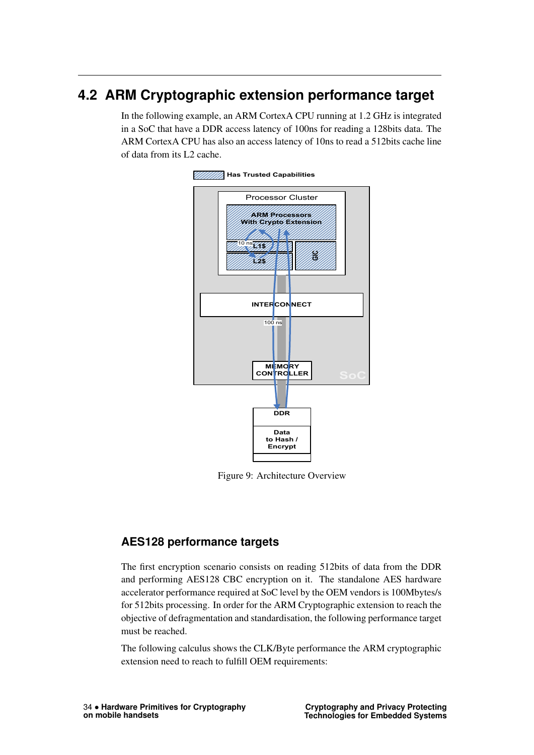## 4.2 ARM Cryptographic extension performance target

In the following example, an ARM CortexA CPU running at 1.2 GHz is integrated in a SoC that have a DDR access latency of 100ns for reading a 128bits data. The ARM CortexA CPU has also an access latency of 10ns to read a 512bits cache line of data from its L2 cache.

Figure 9: Architecture Overview

### AES128 performance targets

The first encryption scenario consists on reading 512bits of data from the DDR and performing AES128 CBC encryption on it. The standalone AES hardware accelerator performance required at SoC level by the OEM vendors is 100Mbytes/s for 512bits processing. In order for the ARM Cryptographic extension to reach the objective of defragmentation and standardisation, the following performance target must be reached.

The following calculus shows the CLK/Byte performance the ARM cryptographic extension need to reach to fulfill OEM requirements: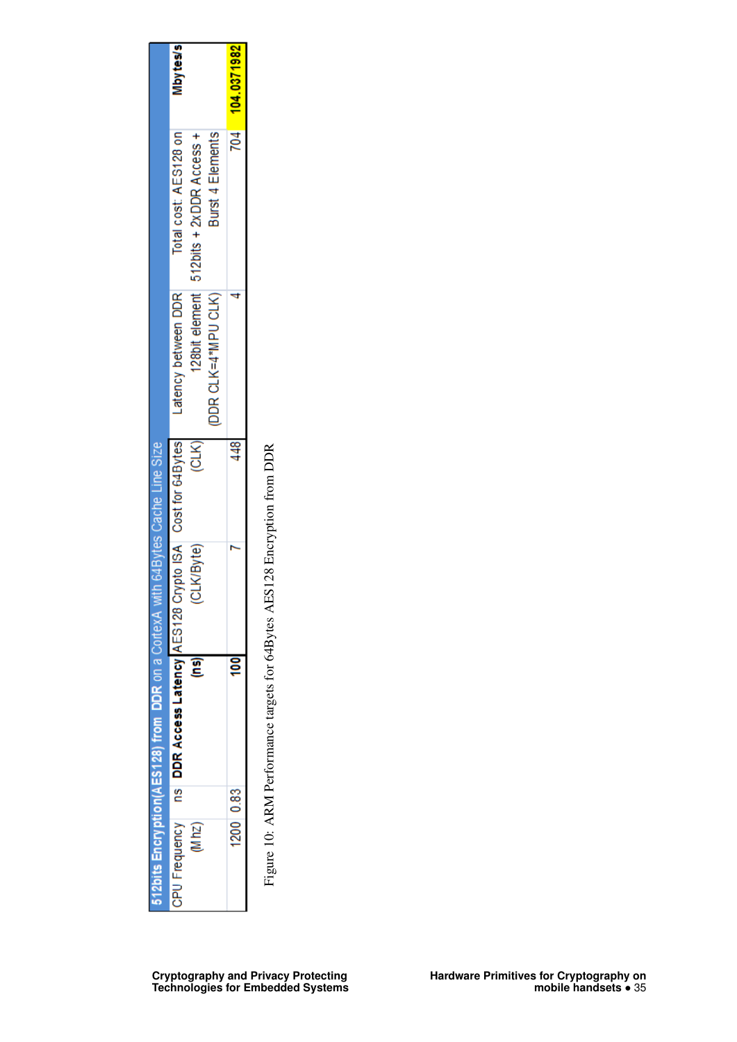| 512bits Encryption(AES128) from DDR on a CortexA with 64Bytes Cache Line Size | | | | | | | |
|---|---|---|---|---|---|---|---|
| CPU Frequency (Mhz) | ns | **DDR Access Latency (ns)** | AES128 Crypto ISA (CLK/Byte) | Cost for 64Bytes (CLK) | Latency between DDR 128bit element (DDR CLK=4*MPU CLK) | Total cost: AES128 on 512bits + 2xDDR Access + Burst 4 Elements | **Mbytes/s** |
| 1200 | 0.83 | **100** | 7 | 448 | 4 | 704 | **104.0371982** |

Figure 10: ARM Performance targets for 64Bytes AES128 Encryption from DDR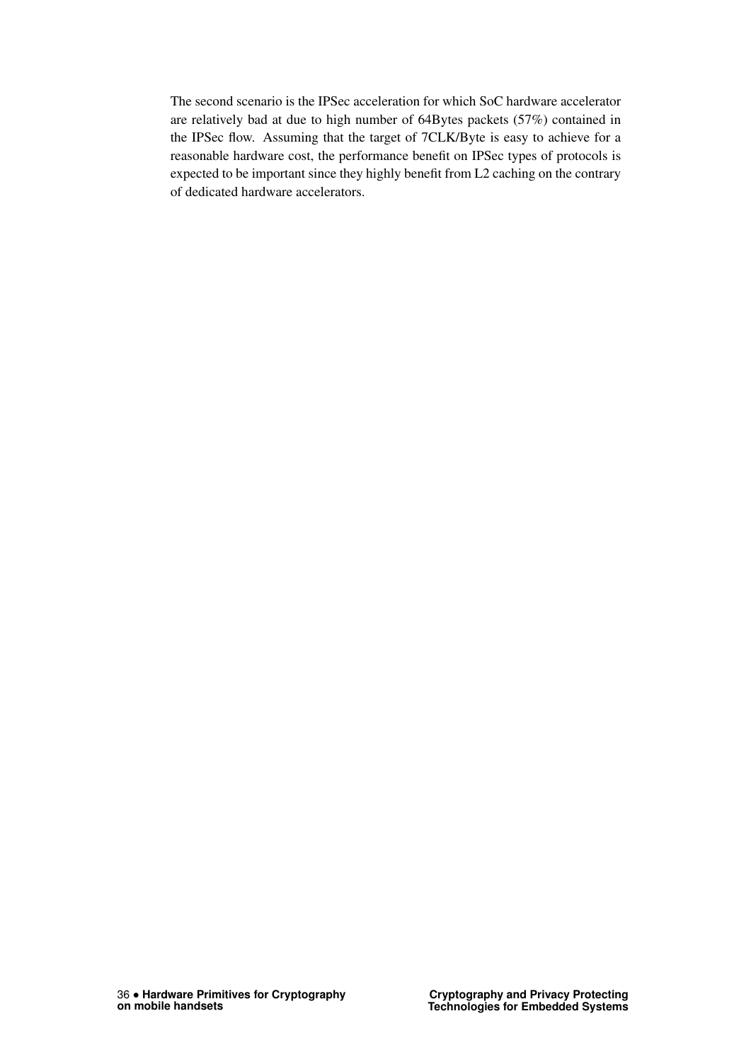The second scenario is the IPSec acceleration for which SoC hardware accelerator are relatively bad at due to high number of 64Bytes packets (57%) contained in the IPSec flow. Assuming that the target of 7CLK/Byte is easy to achieve for a reasonable hardware cost, the performance benefit on IPSec types of protocols is expected to be important since they highly benefit from L2 caching on the contrary of dedicated hardware accelerators.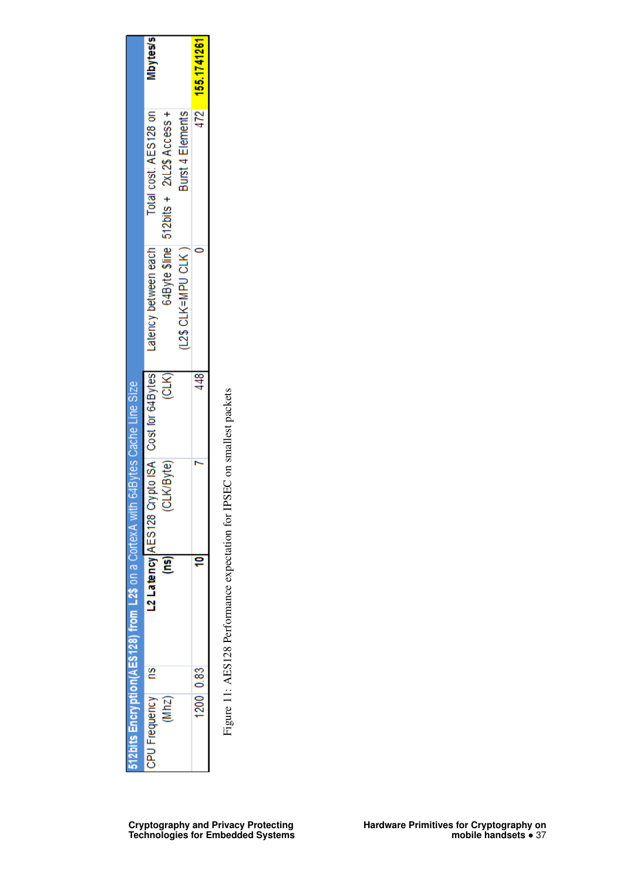| 512bits Encryption(AES128) from L2$ on a CortexA with 64Bytes Cache Line Size | | | | | | | |
|---|---|---|---|---|---|---|---|
| CPU Frequency (Mhz) | ns | **L2 Latency (ns)** | AES128 Crypto ISA (CLK/Byte) | Cost for 64Bytes (CLK) | Latency between each 64Byte $line (L2$ CLK=MPU CLK ) | Total cost: AES128 on 512bits + 2xL2$ Access + Burst 4 Elements | **Mbytes/s** |
| 1200 | 0.83 | **10** | 7 | 448 | 0 | 472 | **155.1741261** |

Figure 11: AES128 Performance expectation for IPSEC on smallest packets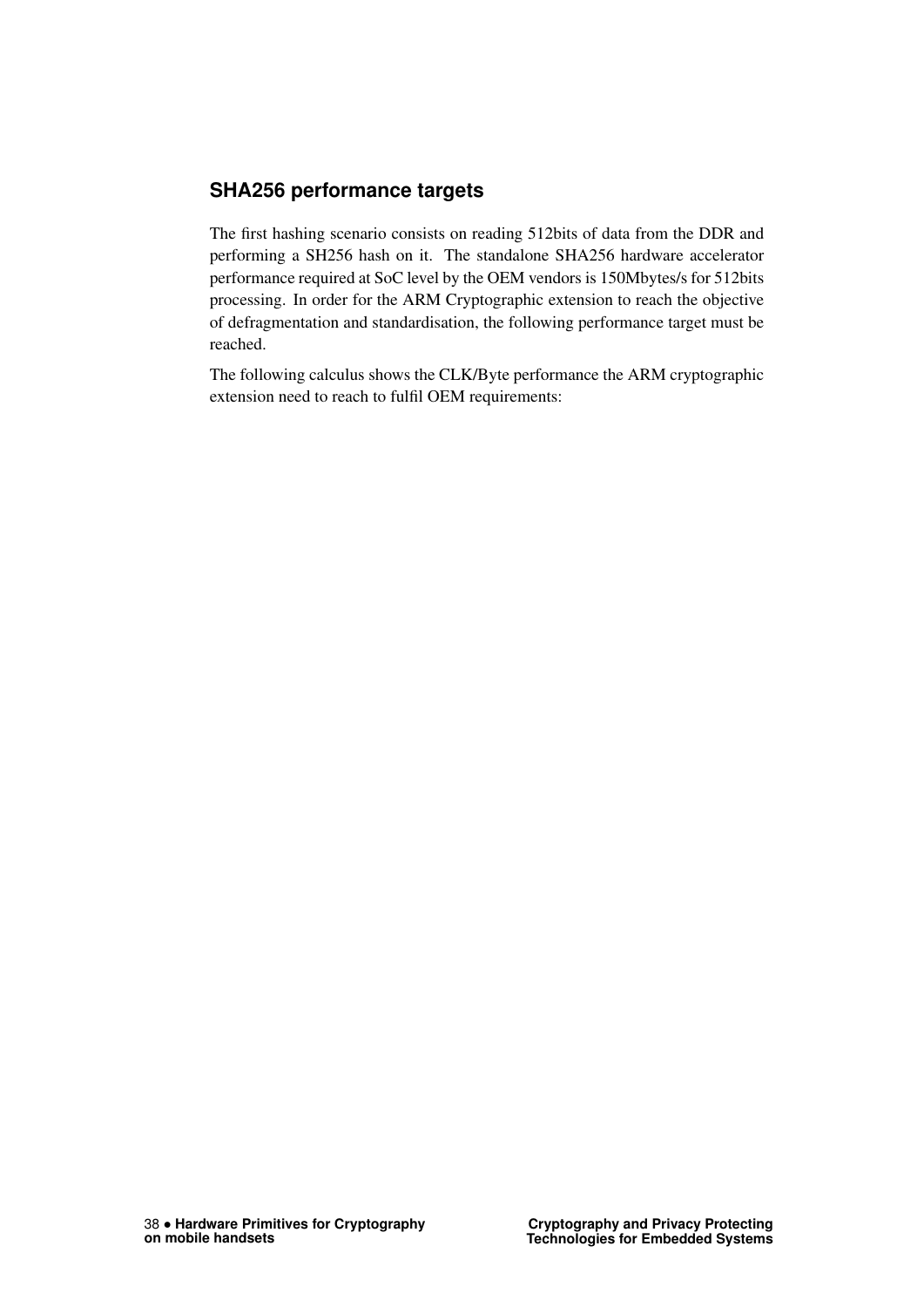## SHA256 performance targets

The first hashing scenario consists on reading 512bits of data from the DDR and performing a SH256 hash on it. The standalone SHA256 hardware accelerator performance required at SoC level by the OEM vendors is 150Mbytes/s for 512bits processing. In order for the ARM Cryptographic extension to reach the objective of defragmentation and standardisation, the following performance target must be reached.

The following calculus shows the CLK/Byte performance the ARM cryptographic extension need to reach to fulfil OEM requirements: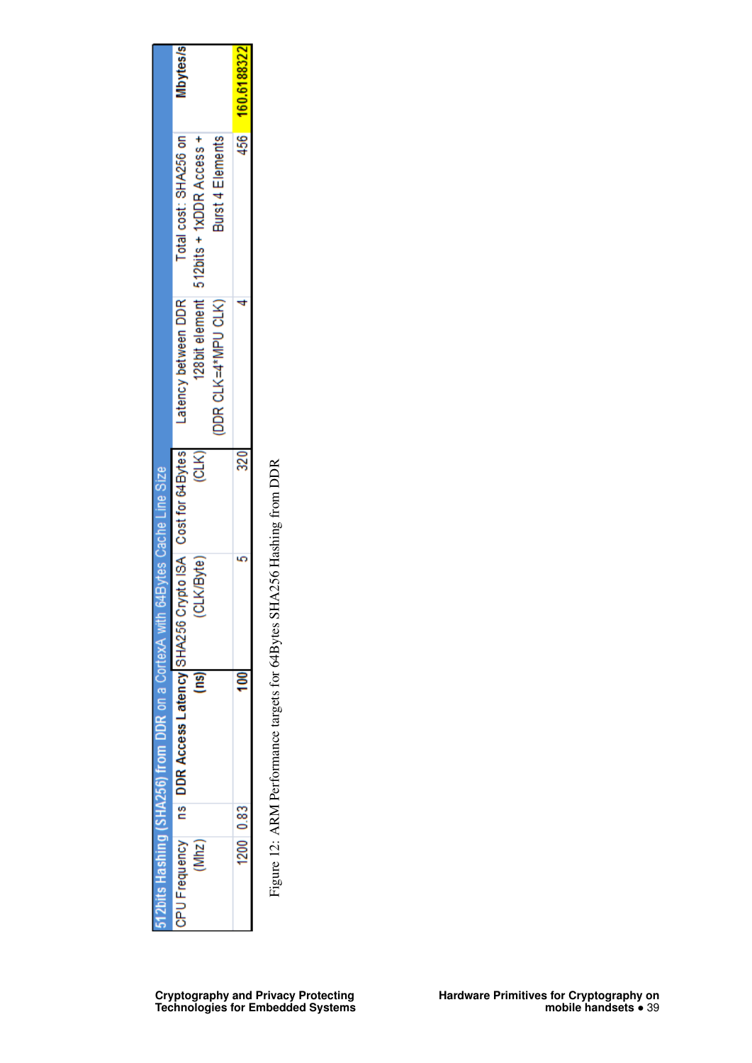| 512bits Hashing (SHA256) from DDR on a CortexA with 64Bytes Cache Line Size | | | | | | | |
|---|---|---|---|---|---|---|---|
| CPU Frequency (Mhz) | ns | **DDR Access Latency (ns)** | SHA256 Crypto ISA (CLK/Byte) | Cost for 64Bytes (CLK) | Latency between DDR 128bit element (DDR CLK=4*MPU CLK) | Total cost: SHA256 on 512bits + 1xDDR Access + Burst 4 Elements | **Mbytes/s** |
| 1200 | 0.83 | **100** | 5 | 320 | 4 | 456 | **160.6188322** |

Figure 12: ARM Performance targets for 64Bytes SHA256 Hashing from DDR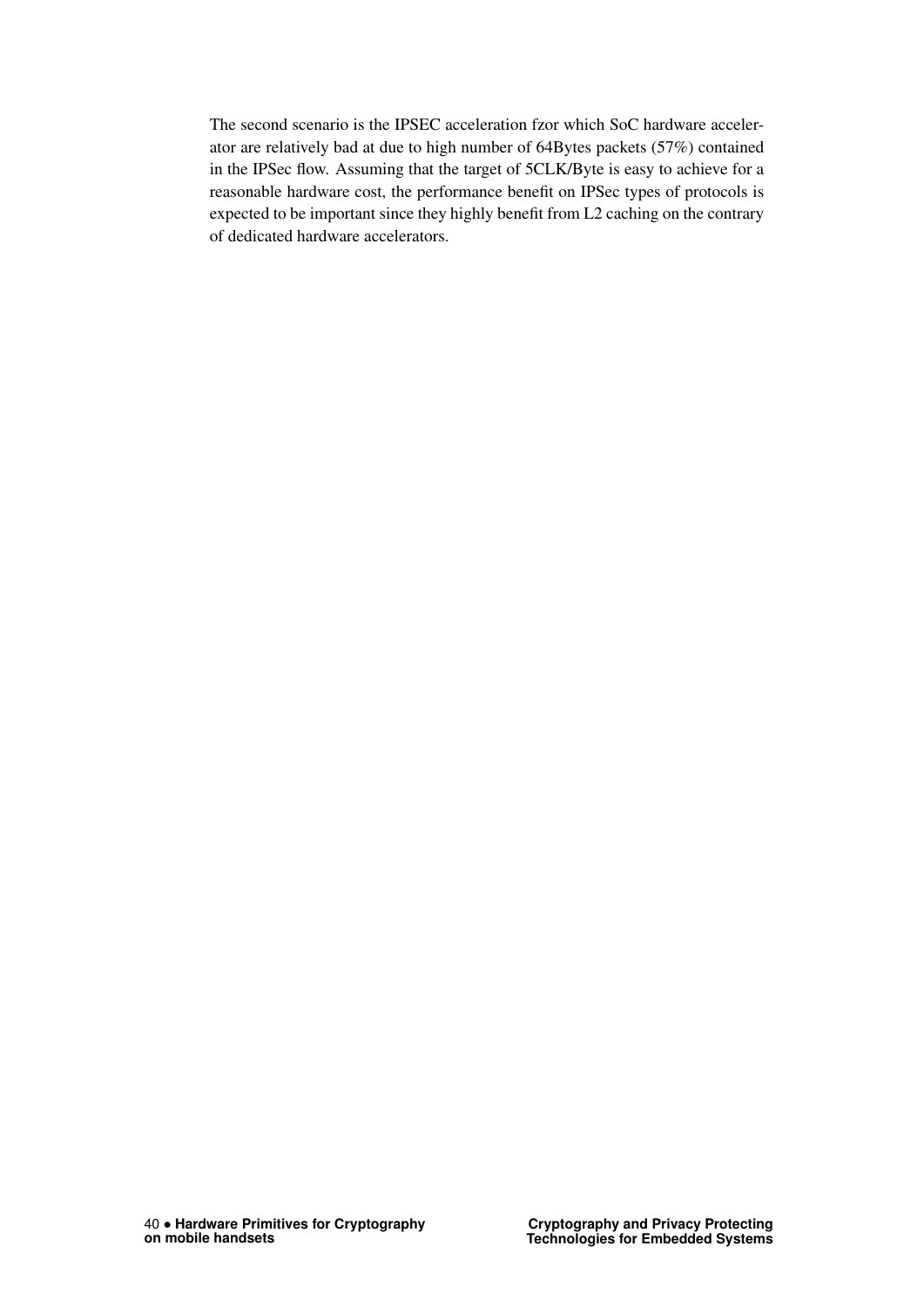The second scenario is the IPSEC acceleration fzor which SoC hardware accelerator are relatively bad at due to high number of 64Bytes packets (57%) contained in the IPSec flow. Assuming that the target of 5CLK/Byte is easy to achieve for a reasonable hardware cost, the performance benefit on IPSec types of protocols is expected to be important since they highly benefit from L2 caching on the contrary of dedicated hardware accelerators.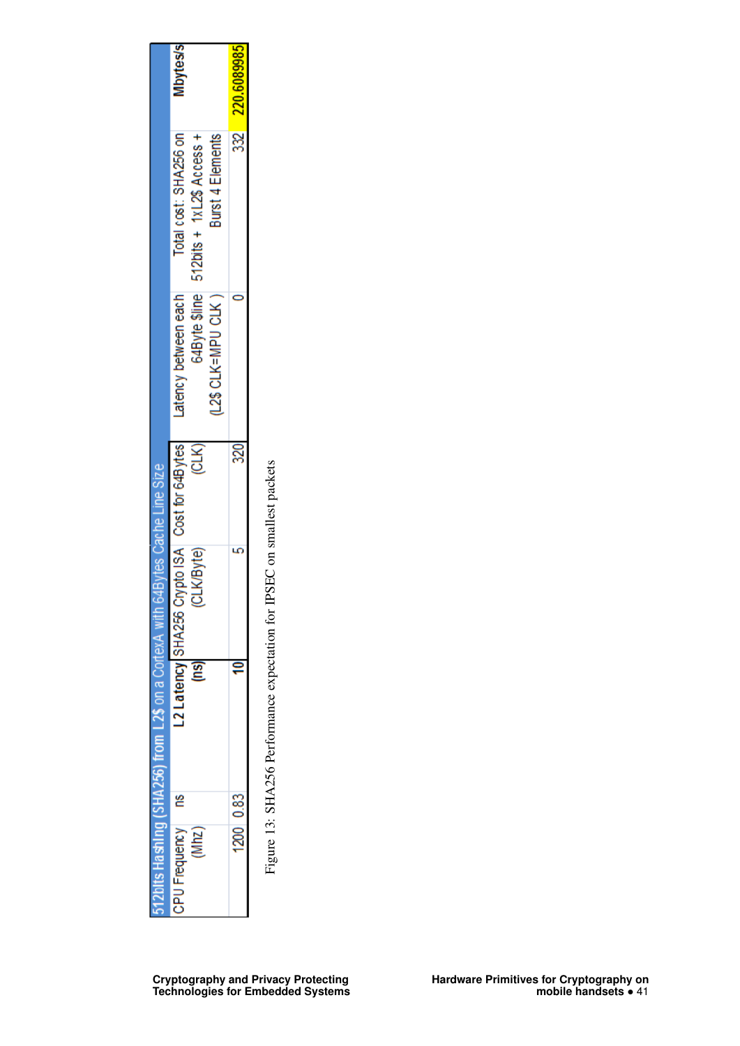| 512bits Hashing (SHA256) from L2$ on a CortexA with 64Bytes Cache Line Size | | | | | | | |
|---|---|---|---|---|---|---|---|
| CPU Frequency (Mhz) | ns | **L2 Latency (ns)** | SHA256 Crypto ISA (CLK/Byte) | Cost for 64Bytes (CLK) | Latency between each 64Byte $line (L2$ CLK=MPU CLK ) | Total cost: SHA256 on 512bits + 1xL2$ Access + Burst 4 Elements | Mbytes/s |
| 1200 | 0.83 | **10** | 5 | 320 | 0 | 332 | 220.6089985 |

Figure 13: SHA256 Performance expectation for IPSEC on smallest packets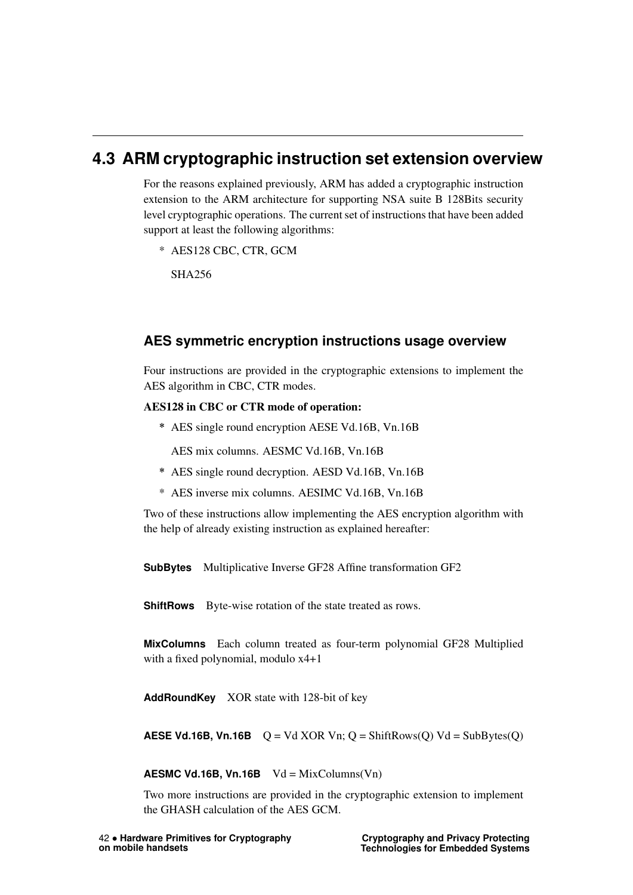## 4.3 ARM cryptographic instruction set extension overview

For the reasons explained previously, ARM has added a cryptographic instruction extension to the ARM architecture for supporting NSA suite B 128Bits security level cryptographic operations. The current set of instructions that have been added support at least the following algorithms:

* AES128 CBC, CTR, GCM

  SHA256

### AES symmetric encryption instructions usage overview

Four instructions are provided in the cryptographic extensions to implement the AES algorithm in CBC, CTR modes.

**AES128 in CBC or CTR mode of operation:**

* AES single round encryption AESE Vd.16B, Vn.16B

  AES mix columns. AESMC Vd.16B, Vn.16B

* AES single round decryption. AESD Vd.16B, Vn.16B
* AES inverse mix columns. AESIMC Vd.16B, Vn.16B

Two of these instructions allow implementing the AES encryption algorithm with the help of already existing instruction as explained hereafter:

**SubBytes** Multiplicative Inverse GF28 Affine transformation GF2

**ShiftRows** Byte-wise rotation of the state treated as rows.

**MixColumns** Each column treated as four-term polynomial GF28 Multiplied with a fixed polynomial, modulo x4+1

**AddRoundKey** XOR state with 128-bit of key

**AESE Vd.16B, Vn.16B** Q = Vd XOR Vn; Q = ShiftRows(Q) Vd = SubBytes(Q)

**AESMC Vd.16B, Vn.16B** Vd = MixColumns(Vn)

Two more instructions are provided in the cryptographic extension to implement the GHASH calculation of the AES GCM.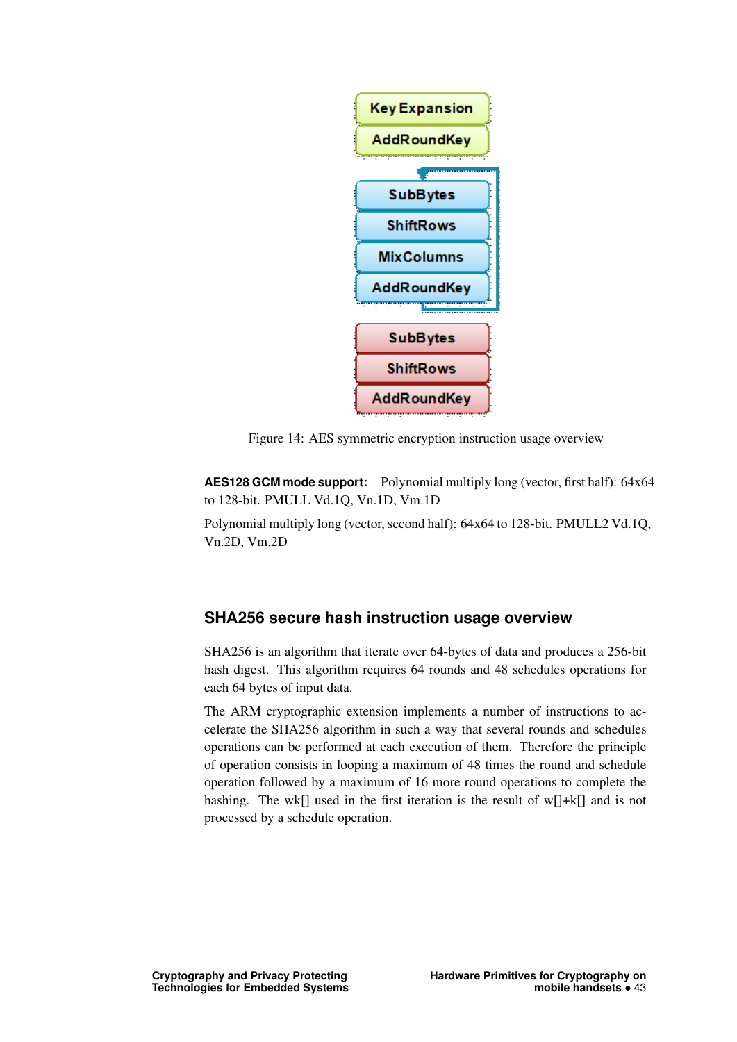Key Expansion

AddRoundKey

SubBytes

ShiftRows

MixColumns

AddRoundKey

SubBytes

ShiftRows

AddRoundKey

Figure 14: AES symmetric encryption instruction usage overview

**AES128 GCM mode support:** Polynomial multiply long (vector, first half): 64x64 to 128-bit. PMULL Vd.1Q, Vn.1D, Vm.1D

Polynomial multiply long (vector, second half): 64x64 to 128-bit. PMULL2 Vd.1Q, Vn.2D, Vm.2D

## SHA256 secure hash instruction usage overview

SHA256 is an algorithm that iterate over 64-bytes of data and produces a 256-bit hash digest. This algorithm requires 64 rounds and 48 schedules operations for each 64 bytes of input data.

The ARM cryptographic extension implements a number of instructions to accelerate the SHA256 algorithm in such a way that several rounds and schedules operations can be performed at each execution of them. Therefore the principle of operation consists in looping a maximum of 48 times the round and schedule operation followed by a maximum of 16 more round operations to complete the hashing. The wk[] used in the first iteration is the result of w[]+k[] and is not processed by a schedule operation.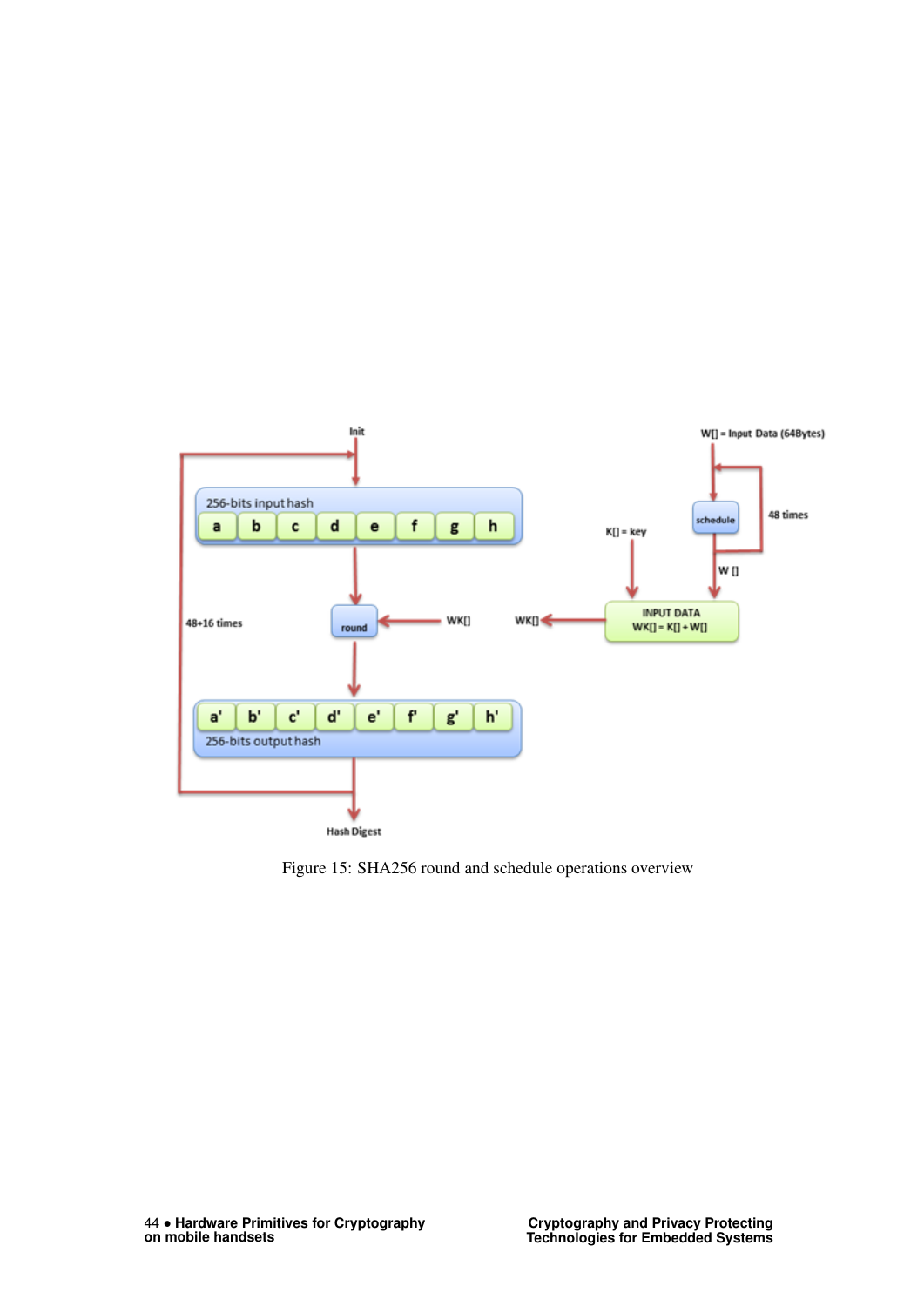Figure 15: SHA256 round and schedule operations overview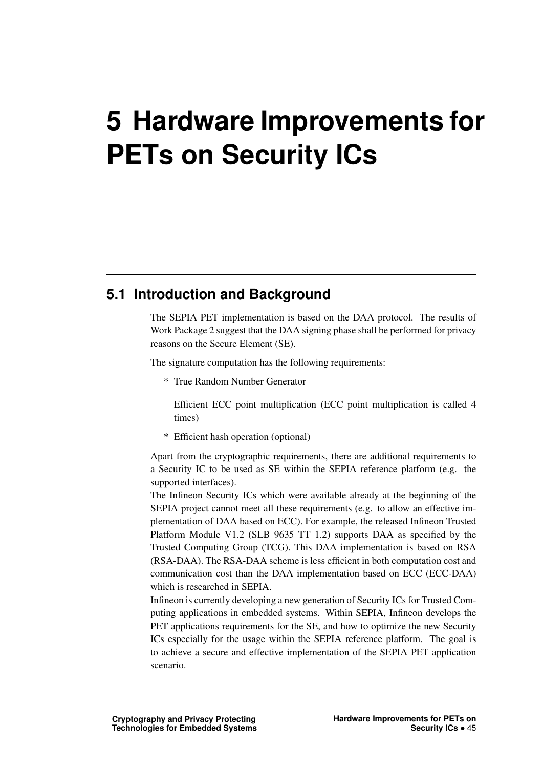# 5 Hardware Improvements for PETs on Security ICs

## 5.1 Introduction and Background

The SEPIA PET implementation is based on the DAA protocol. The results of Work Package 2 suggest that the DAA signing phase shall be performed for privacy reasons on the Secure Element (SE).

The signature computation has the following requirements:

* True Random Number Generator
* Efficient ECC point multiplication (ECC point multiplication is called 4 times)
* Efficient hash operation (optional)

Apart from the cryptographic requirements, there are additional requirements to a Security IC to be used as SE within the SEPIA reference platform (e.g. the supported interfaces).
The Infineon Security ICs which were available already at the beginning of the SEPIA project cannot meet all these requirements (e.g. to allow an effective implementation of DAA based on ECC). For example, the released Infineon Trusted Platform Module V1.2 (SLB 9635 TT 1.2) supports DAA as specified by the Trusted Computing Group (TCG). This DAA implementation is based on RSA (RSA-DAA). The RSA-DAA scheme is less efficient in both computation cost and communication cost than the DAA implementation based on ECC (ECC-DAA) which is researched in SEPIA.
Infineon is currently developing a new generation of Security ICs for Trusted Computing applications in embedded systems. Within SEPIA, Infineon develops the PET applications requirements for the SE, and how to optimize the new Security ICs especially for the usage within the SEPIA reference platform. The goal is to achieve a secure and effective implementation of the SEPIA PET application scenario.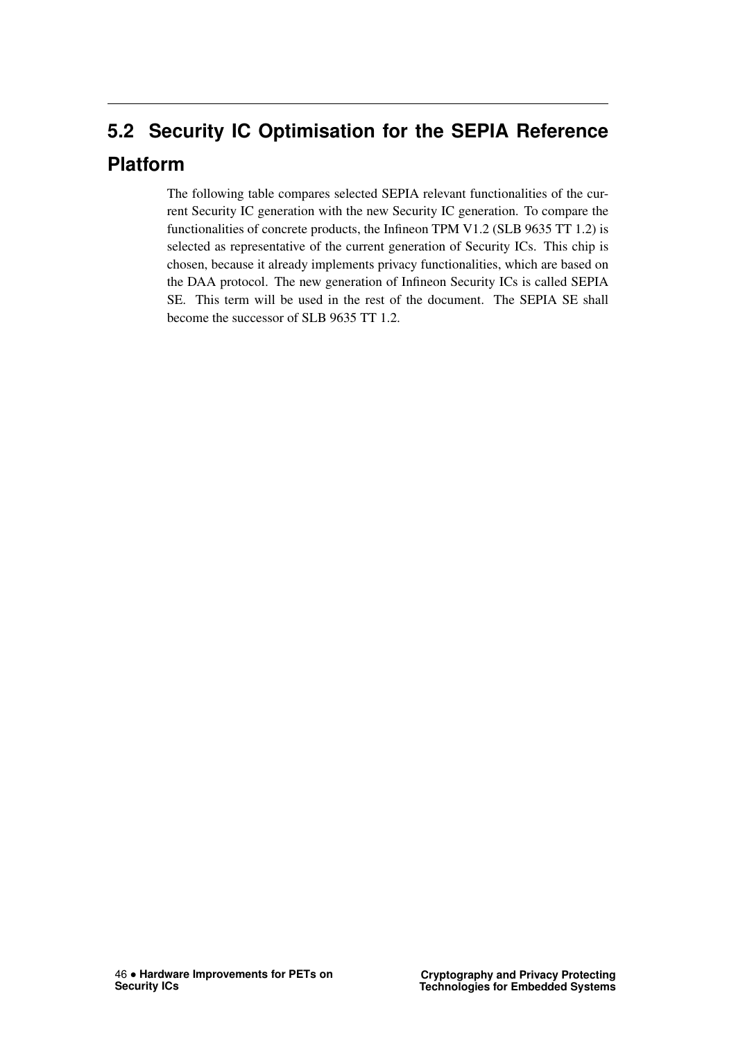## 5.2 Security IC Optimisation for the SEPIA Reference Platform

The following table compares selected SEPIA relevant functionalities of the current Security IC generation with the new Security IC generation. To compare the functionalities of concrete products, the Infineon TPM V1.2 (SLB 9635 TT 1.2) is selected as representative of the current generation of Security ICs. This chip is chosen, because it already implements privacy functionalities, which are based on the DAA protocol. The new generation of Infineon Security ICs is called SEPIA SE. This term will be used in the rest of the document. The SEPIA SE shall become the successor of SLB 9635 TT 1.2.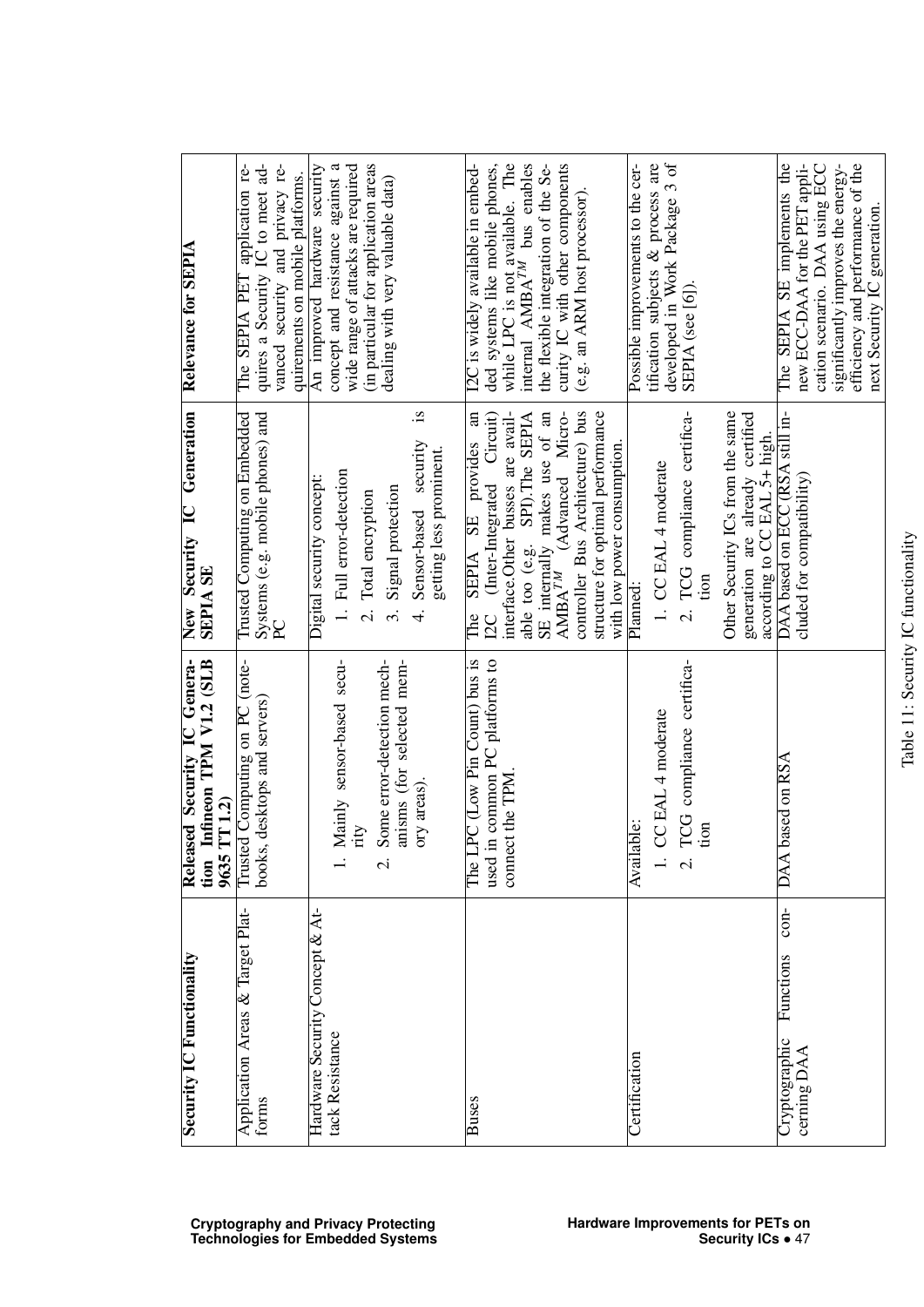| Security IC Functionality | Released Security IC Generation Infineon TPM V1.2 (SLB 9635 TT 1.2) | New Security IC Generation SEPIA SE | Relevance for SEPIA |
|---|---|---|---|
| Application Areas & Target Platforms | Trusted Computing on PC (notebooks, desktops and servers) | Trusted Computing on Embedded Systems (e.g. mobile phones) and PC | The SEPIA PET application requires a Security IC to meet advanced security and privacy requirements on mobile platforms. |
| Hardware Security Concept & Attack Resistance | 1. Mainly sensor-based security<br>2. Some error-detection mechanisms (for selected memory areas). | Digital security concept:<br>1. Full error-detection<br>2. Total encryption<br>3. Signal protection<br>4. Sensor-based security is getting less prominent. | An improved hardware security concept and resistance against a wide range of attacks are required (in particular for application areas dealing with very valuable data) |
| Buses | The LPC (Low Pin Count) bus is used in common PC platforms to connect the TPM. | The SEPIA SE provides an I2C (Inter-Integrated Circuit) interface.Other busses are available too (e.g. SPI).The SEPIA SE internally makes use of an AMBA$^{TM}$ (Advanced Microcontroller Bus Architecture) bus structure for optimal performance with low power consumption. | I2C is widely available in embedded systems like mobile phones, while LPC is not available. The internal AMBA$^{TM}$ bus enables the flexible integration of the Security IC with other components (e.g. an ARM host processor). |
| Certification | Available:<br>1. CC EAL 4 moderate<br>2. TCG compliance certification | Planned:<br>1. CC EAL 4 moderate<br>2. TCG compliance certification<br>Other Security ICs from the same generation are already certified according to CC EAL 5+ high. | Possible improvements to the certification subjects & process are developed in Work Package 3 of SEPIA (see [6]). |
| Cryptographic Functions concerning DAA | DAA based on RSA | DAA based on ECC (RSA still included for compatibility) | The SEPIA SE implements the new ECC-DAA for the PET application scenario. DAA using ECC significantly improves the energy-efficiency and performance of the next Security IC generation. |

Table 11: Security IC functionality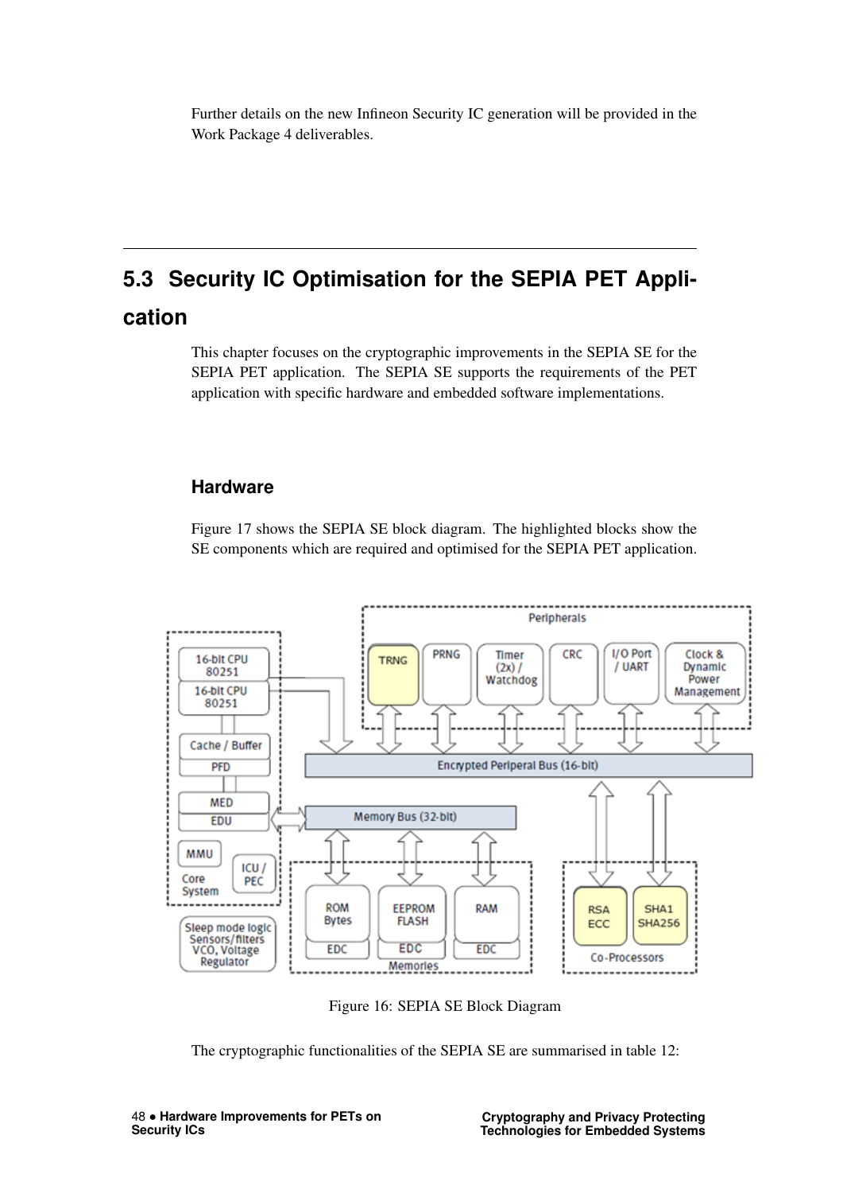Further details on the new Infineon Security IC generation will be provided in the Work Package 4 deliverables.

## 5.3 Security IC Optimisation for the SEPIA PET Application

This chapter focuses on the cryptographic improvements in the SEPIA SE for the SEPIA PET application. The SEPIA SE supports the requirements of the PET application with specific hardware and embedded software implementations.

### Hardware

Figure 17 shows the SEPIA SE block diagram. The highlighted blocks show the SE components which are required and optimised for the SEPIA PET application.

Figure 16: SEPIA SE Block Diagram

The cryptographic functionalities of the SEPIA SE are summarised in table 12: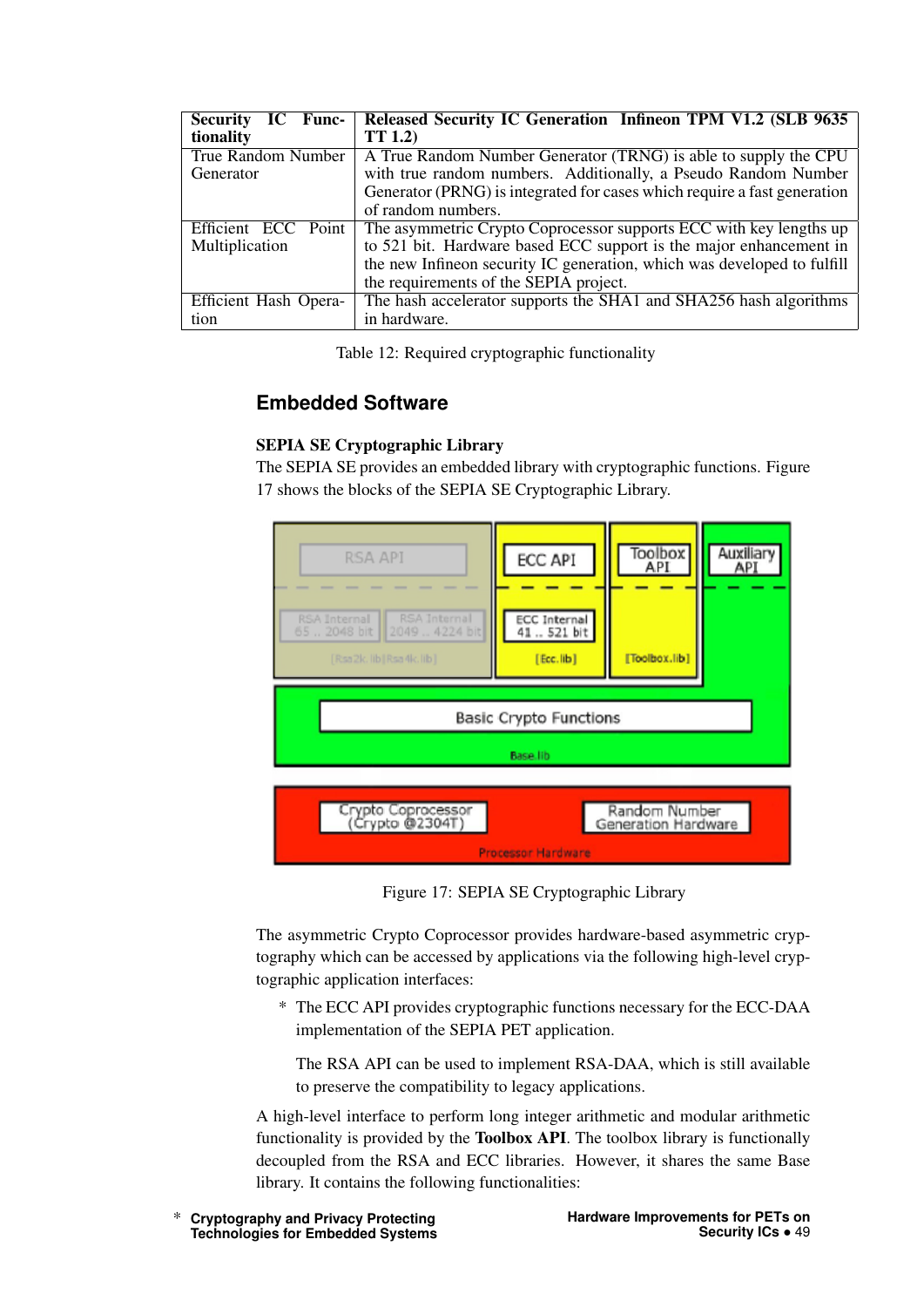| Security IC Functionality | Released Security IC Generation Infineon TPM V1.2 (SLB 9635 TT 1.2) |
|---|---|
| True Random Number Generator | A True Random Number Generator (TRNG) is able to supply the CPU with true random numbers. Additionally, a Pseudo Random Number Generator (PRNG) is integrated for cases which require a fast generation of random numbers. |
| Efficient ECC Point Multiplication | The asymmetric Crypto Coprocessor supports ECC with key lengths up to 521 bit. Hardware based ECC support is the major enhancement in the new Infineon security IC generation, which was developed to fulfill the requirements of the SEPIA project. |
| Efficient Hash Operation | The hash accelerator supports the SHA1 and SHA256 hash algorithms in hardware. |

Table 12: Required cryptographic functionality

## Embedded Software

**SEPIA SE Cryptographic Library**

The SEPIA SE provides an embedded library with cryptographic functions. Figure 17 shows the blocks of the SEPIA SE Cryptographic Library.

Figure 17: SEPIA SE Cryptographic Library

The asymmetric Crypto Coprocessor provides hardware-based asymmetric cryptography which can be accessed by applications via the following high-level cryptographic application interfaces:

* The ECC API provides cryptographic functions necessary for the ECC-DAA implementation of the SEPIA PET application.

  The RSA API can be used to implement RSA-DAA, which is still available to preserve the compatibility to legacy applications.

A high-level interface to perform long integer arithmetic and modular arithmetic functionality is provided by the **Toolbox API**. The toolbox library is functionally decoupled from the RSA and ECC libraries. However, it shares the same Base library. It contains the following functionalities: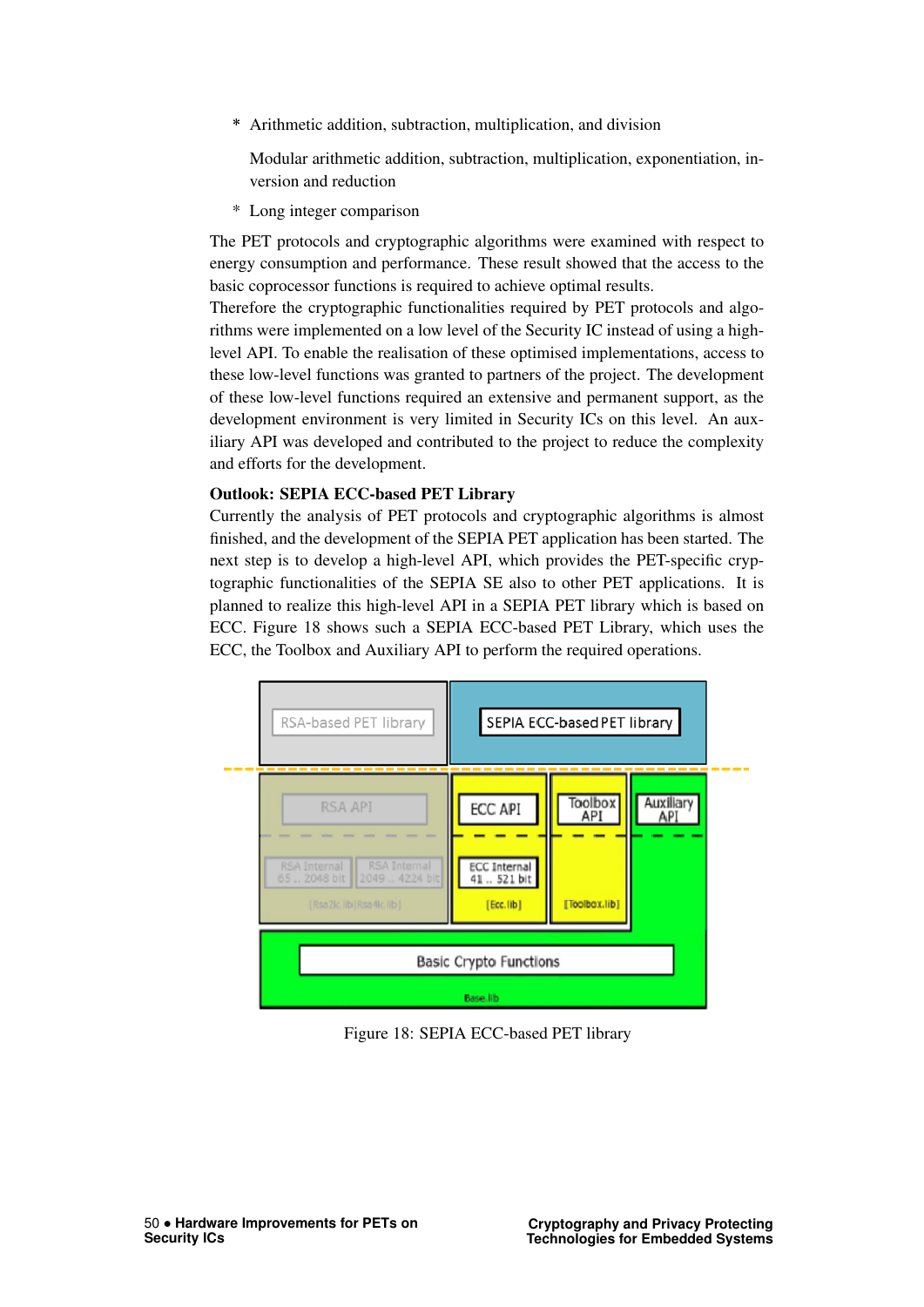* Arithmetic addition, subtraction, multiplication, and division

    Modular arithmetic addition, subtraction, multiplication, exponentiation, inversion and reduction

  * Long integer comparison

The PET protocols and cryptographic algorithms were examined with respect to energy consumption and performance. These result showed that the access to the basic coprocessor functions is required to achieve optimal results.

Therefore the cryptographic functionalities required by PET protocols and algorithms were implemented on a low level of the Security IC instead of using a high-level API. To enable the realisation of these optimised implementations, access to these low-level functions was granted to partners of the project. The development of these low-level functions required an extensive and permanent support, as the development environment is very limited in Security ICs on this level. An auxiliary API was developed and contributed to the project to reduce the complexity and efforts for the development.

**Outlook: SEPIA ECC-based PET Library**

Currently the analysis of PET protocols and cryptographic algorithms is almost finished, and the development of the SEPIA PET application has been started. The next step is to develop a high-level API, which provides the PET-specific cryptographic functionalities of the SEPIA SE also to other PET applications. It is planned to realize this high-level API in a SEPIA PET library which is based on ECC. Figure 18 shows such a SEPIA ECC-based PET Library, which uses the ECC, the Toolbox and Auxiliary API to perform the required operations.

Figure 18: SEPIA ECC-based PET library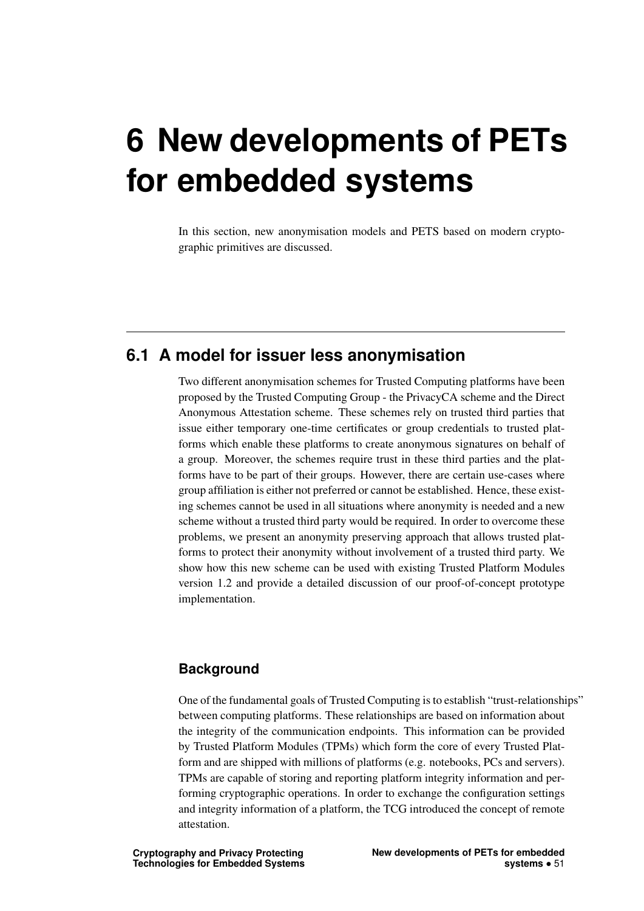# 6 New developments of PETs for embedded systems

In this section, new anonymisation models and PETS based on modern cryptographic primitives are discussed.

## 6.1 A model for issuer less anonymisation

Two different anonymisation schemes for Trusted Computing platforms have been proposed by the Trusted Computing Group - the PrivacyCA scheme and the Direct Anonymous Attestation scheme. These schemes rely on trusted third parties that issue either temporary one-time certificates or group credentials to trusted platforms which enable these platforms to create anonymous signatures on behalf of a group. Moreover, the schemes require trust in these third parties and the platforms have to be part of their groups. However, there are certain use-cases where group affiliation is either not preferred or cannot be established. Hence, these existing schemes cannot be used in all situations where anonymity is needed and a new scheme without a trusted third party would be required. In order to overcome these problems, we present an anonymity preserving approach that allows trusted platforms to protect their anonymity without involvement of a trusted third party. We show how this new scheme can be used with existing Trusted Platform Modules version 1.2 and provide a detailed discussion of our proof-of-concept prototype implementation.

### Background

One of the fundamental goals of Trusted Computing is to establish "trust-relationships" between computing platforms. These relationships are based on information about the integrity of the communication endpoints. This information can be provided by Trusted Platform Modules (TPMs) which form the core of every Trusted Platform and are shipped with millions of platforms (e.g. notebooks, PCs and servers). TPMs are capable of storing and reporting platform integrity information and performing cryptographic operations. In order to exchange the configuration settings and integrity information of a platform, the TCG introduced the concept of remote attestation.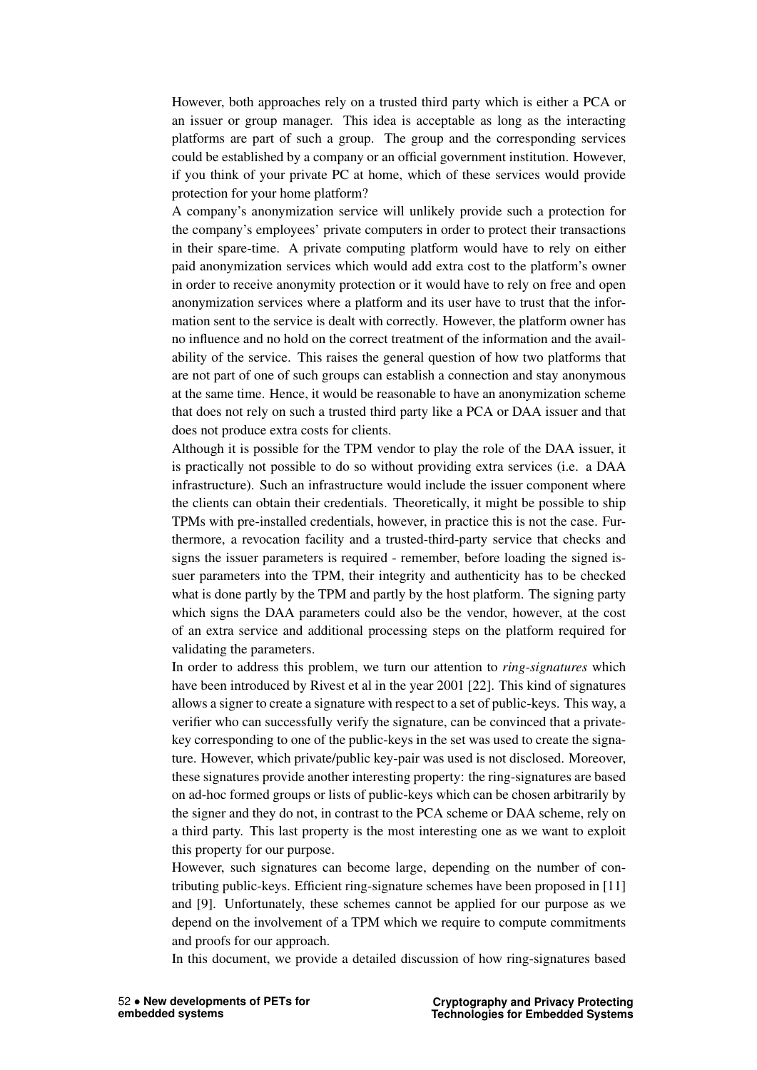However, both approaches rely on a trusted third party which is either a PCA or an issuer or group manager. This idea is acceptable as long as the interacting platforms are part of such a group. The group and the corresponding services could be established by a company or an official government institution. However, if you think of your private PC at home, which of these services would provide protection for your home platform?

A company's anonymization service will unlikely provide such a protection for the company's employees' private computers in order to protect their transactions in their spare-time. A private computing platform would have to rely on either paid anonymization services which would add extra cost to the platform's owner in order to receive anonymity protection or it would have to rely on free and open anonymization services where a platform and its user have to trust that the information sent to the service is dealt with correctly. However, the platform owner has no influence and no hold on the correct treatment of the information and the availability of the service. This raises the general question of how two platforms that are not part of one of such groups can establish a connection and stay anonymous at the same time. Hence, it would be reasonable to have an anonymization scheme that does not rely on such a trusted third party like a PCA or DAA issuer and that does not produce extra costs for clients.

Although it is possible for the TPM vendor to play the role of the DAA issuer, it is practically not possible to do so without providing extra services (i.e. a DAA infrastructure). Such an infrastructure would include the issuer component where the clients can obtain their credentials. Theoretically, it might be possible to ship TPMs with pre-installed credentials, however, in practice this is not the case. Furthermore, a revocation facility and a trusted-third-party service that checks and signs the issuer parameters is required - remember, before loading the signed issuer parameters into the TPM, their integrity and authenticity has to be checked what is done partly by the TPM and partly by the host platform. The signing party which signs the DAA parameters could also be the vendor, however, at the cost of an extra service and additional processing steps on the platform required for validating the parameters.

In order to address this problem, we turn our attention to *ring-signatures* which have been introduced by Rivest et al in the year 2001 [22]. This kind of signatures allows a signer to create a signature with respect to a set of public-keys. This way, a verifier who can successfully verify the signature, can be convinced that a private-key corresponding to one of the public-keys in the set was used to create the signature. However, which private/public key-pair was used is not disclosed. Moreover, these signatures provide another interesting property: the ring-signatures are based on ad-hoc formed groups or lists of public-keys which can be chosen arbitrarily by the signer and they do not, in contrast to the PCA scheme or DAA scheme, rely on a third party. This last property is the most interesting one as we want to exploit this property for our purpose.

However, such signatures can become large, depending on the number of contributing public-keys. Efficient ring-signature schemes have been proposed in [11] and [9]. Unfortunately, these schemes cannot be applied for our purpose as we depend on the involvement of a TPM which we require to compute commitments and proofs for our approach.

In this document, we provide a detailed discussion of how ring-signatures based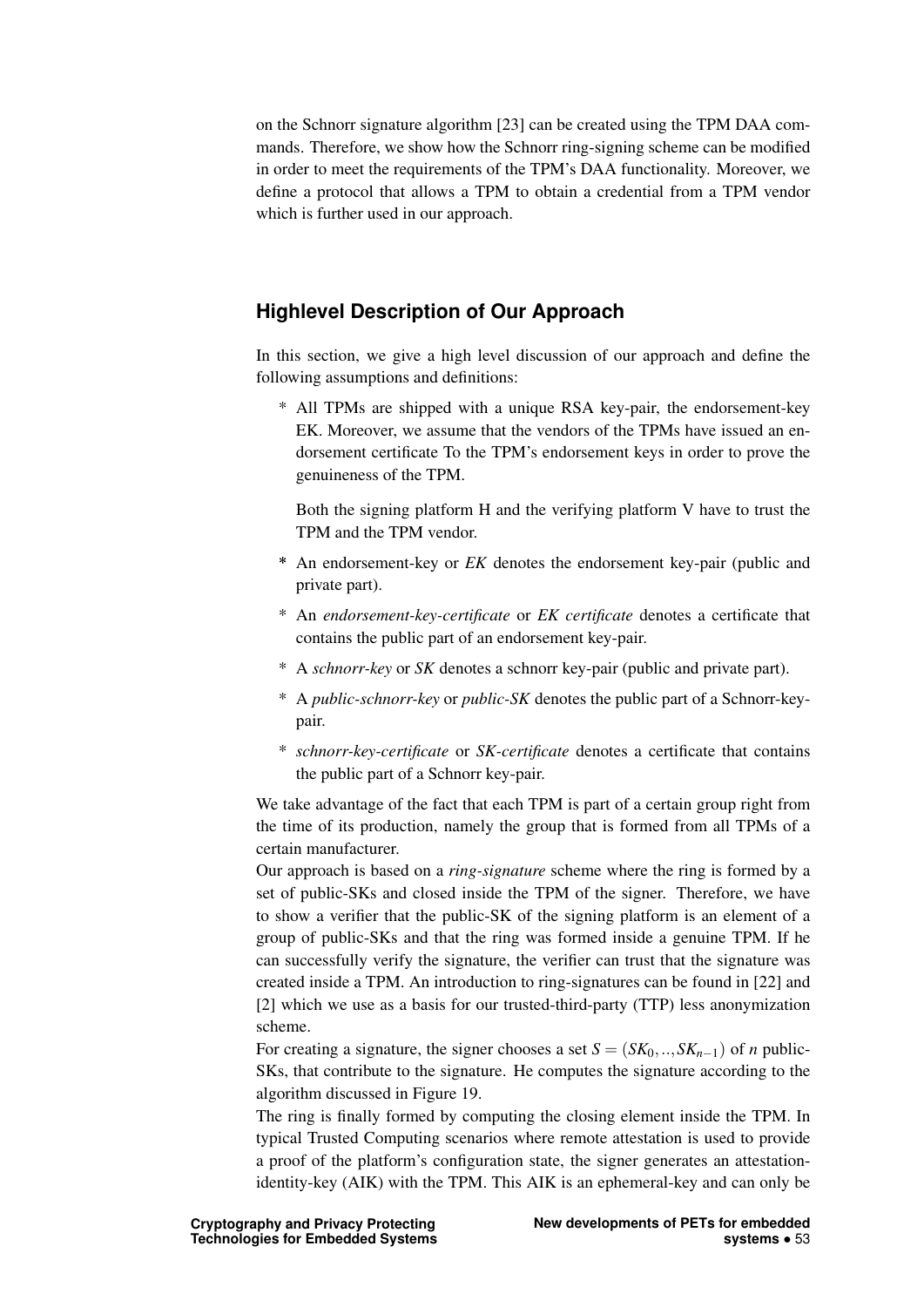on the Schnorr signature algorithm [23] can be created using the TPM DAA commands. Therefore, we show how the Schnorr ring-signing scheme can be modified in order to meet the requirements of the TPM's DAA functionality. Moreover, we define a protocol that allows a TPM to obtain a credential from a TPM vendor which is further used in our approach.

## Highlevel Description of Our Approach

In this section, we give a high level discussion of our approach and define the following assumptions and definitions:

* All TPMs are shipped with a unique RSA key-pair, the endorsement-key EK. Moreover, we assume that the vendors of the TPMs have issued an endorsement certificate To the TPM's endorsement keys in order to prove the genuineness of the TPM.

  Both the signing platform H and the verifying platform V have to trust the TPM and the TPM vendor.

* An endorsement-key or *EK* denotes the endorsement key-pair (public and private part).
* An *endorsement-key-certificate* or *EK certificate* denotes a certificate that contains the public part of an endorsement key-pair.
* A *schnorr-key* or *SK* denotes a schnorr key-pair (public and private part).
* A *public-schnorr-key* or *public-SK* denotes the public part of a Schnorr-key-pair.
* *schnorr-key-certificate* or *SK-certificate* denotes a certificate that contains the public part of a Schnorr key-pair.

We take advantage of the fact that each TPM is part of a certain group right from the time of its production, namely the group that is formed from all TPMs of a certain manufacturer.

Our approach is based on a *ring-signature* scheme where the ring is formed by a set of public-SKs and closed inside the TPM of the signer. Therefore, we have to show a verifier that the public-SK of the signing platform is an element of a group of public-SKs and that the ring was formed inside a genuine TPM. If he can successfully verify the signature, the verifier can trust that the signature was created inside a TPM. An introduction to ring-signatures can be found in [22] and [2] which we use as a basis for our trusted-third-party (TTP) less anonymization scheme.

For creating a signature, the signer chooses a set $S = (SK_0, .., SK_{n-1})$ of $n$ public-SKs, that contribute to the signature. He computes the signature according to the algorithm discussed in Figure 19.

The ring is finally formed by computing the closing element inside the TPM. In typical Trusted Computing scenarios where remote attestation is used to provide a proof of the platform's configuration state, the signer generates an attestation-identity-key (AIK) with the TPM. This AIK is an ephemeral-key and can only be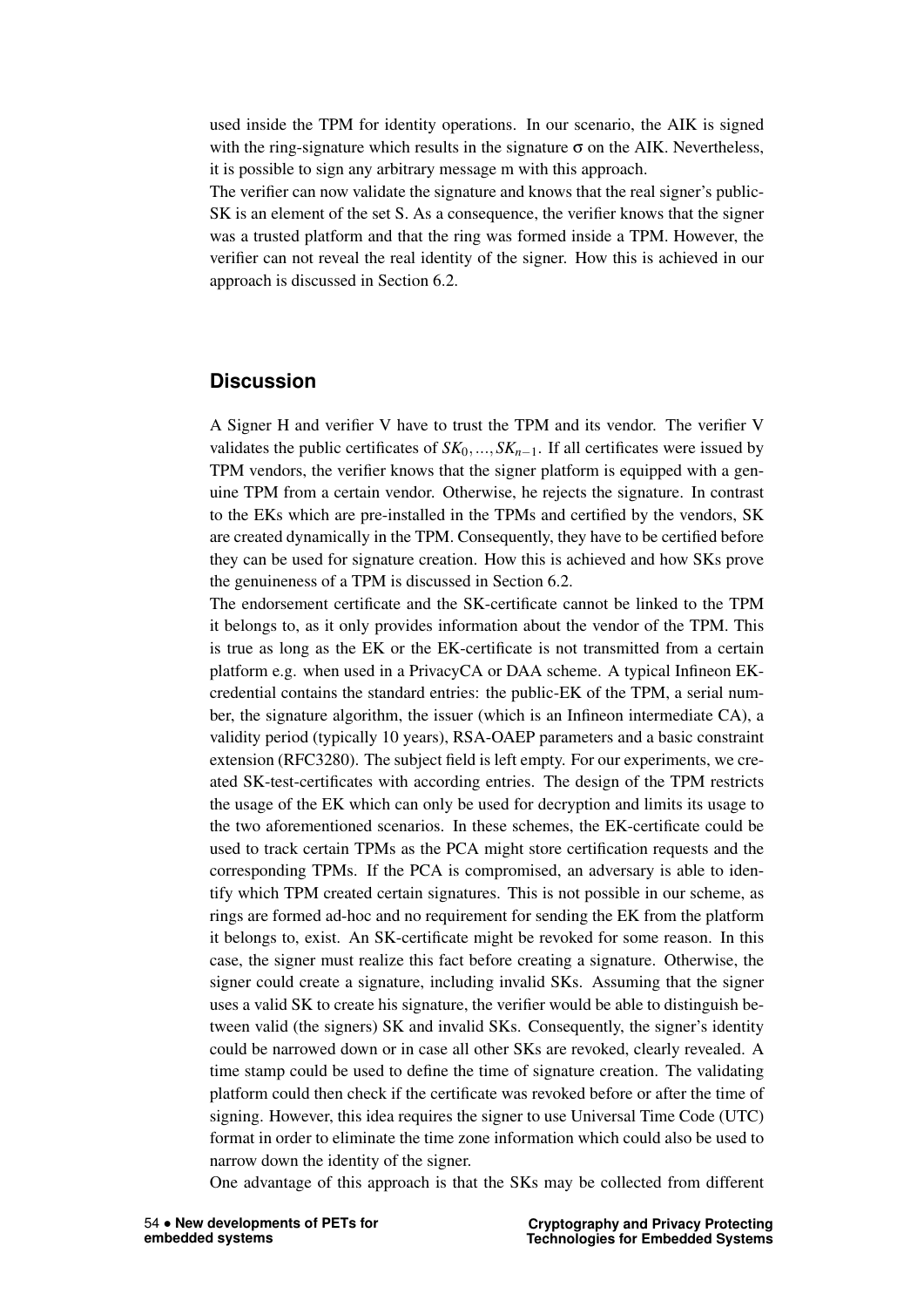used inside the TPM for identity operations. In our scenario, the AIK is signed with the ring-signature which results in the signature $\sigma$ on the AIK. Nevertheless, it is possible to sign any arbitrary message m with this approach.

The verifier can now validate the signature and knows that the real signer's public-SK is an element of the set S. As a consequence, the verifier knows that the signer was a trusted platform and that the ring was formed inside a TPM. However, the verifier can not reveal the real identity of the signer. How this is achieved in our approach is discussed in Section 6.2.

## Discussion

A Signer H and verifier V have to trust the TPM and its vendor. The verifier V validates the public certificates of $SK_0, ..., SK_{n-1}$. If all certificates were issued by TPM vendors, the verifier knows that the signer platform is equipped with a genuine TPM from a certain vendor. Otherwise, he rejects the signature. In contrast to the EKs which are pre-installed in the TPMs and certified by the vendors, SK are created dynamically in the TPM. Consequently, they have to be certified before they can be used for signature creation. How this is achieved and how SKs prove the genuineness of a TPM is discussed in Section 6.2.

The endorsement certificate and the SK-certificate cannot be linked to the TPM it belongs to, as it only provides information about the vendor of the TPM. This is true as long as the EK or the EK-certificate is not transmitted from a certain platform e.g. when used in a PrivacyCA or DAA scheme. A typical Infineon EK-credential contains the standard entries: the public-EK of the TPM, a serial number, the signature algorithm, the issuer (which is an Infineon intermediate CA), a validity period (typically 10 years), RSA-OAEP parameters and a basic constraint extension (RFC3280). The subject field is left empty. For our experiments, we created SK-test-certificates with according entries. The design of the TPM restricts the usage of the EK which can only be used for decryption and limits its usage to the two aforementioned scenarios. In these schemes, the EK-certificate could be used to track certain TPMs as the PCA might store certification requests and the corresponding TPMs. If the PCA is compromised, an adversary is able to identify which TPM created certain signatures. This is not possible in our scheme, as rings are formed ad-hoc and no requirement for sending the EK from the platform it belongs to, exist. An SK-certificate might be revoked for some reason. In this case, the signer must realize this fact before creating a signature. Otherwise, the signer could create a signature, including invalid SKs. Assuming that the signer uses a valid SK to create his signature, the verifier would be able to distinguish between valid (the signers) SK and invalid SKs. Consequently, the signer's identity could be narrowed down or in case all other SKs are revoked, clearly revealed. A time stamp could be used to define the time of signature creation. The validating platform could then check if the certificate was revoked before or after the time of signing. However, this idea requires the signer to use Universal Time Code (UTC) format in order to eliminate the time zone information which could also be used to narrow down the identity of the signer.

One advantage of this approach is that the SKs may be collected from different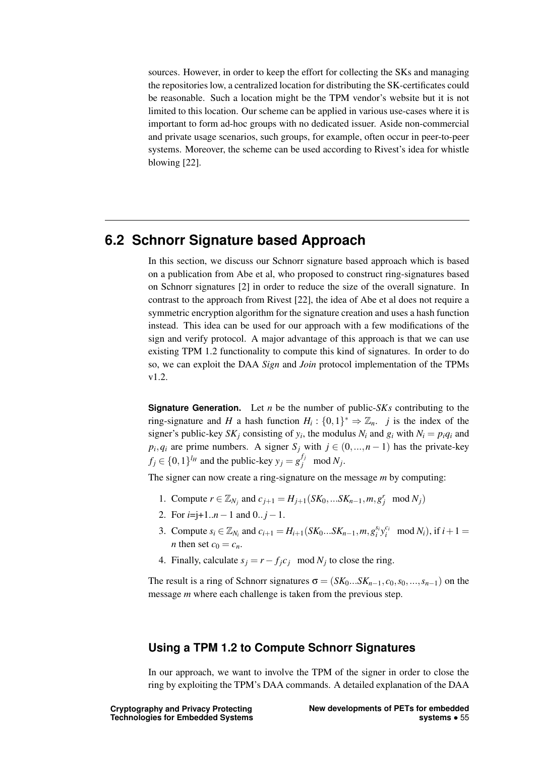sources. However, in order to keep the effort for collecting the SKs and managing the repositories low, a centralized location for distributing the SK-certificates could be reasonable. Such a location might be the TPM vendor's website but it is not limited to this location. Our scheme can be applied in various use-cases where it is important to form ad-hoc groups with no dedicated issuer. Aside non-commercial and private usage scenarios, such groups, for example, often occur in peer-to-peer systems. Moreover, the scheme can be used according to Rivest's idea for whistle blowing [22].

## 6.2 Schnorr Signature based Approach

In this section, we discuss our Schnorr signature based approach which is based on a publication from Abe et al, who proposed to construct ring-signatures based on Schnorr signatures [2] in order to reduce the size of the overall signature. In contrast to the approach from Rivest [22], the idea of Abe et al does not require a symmetric encryption algorithm for the signature creation and uses a hash function instead. This idea can be used for our approach with a few modifications of the sign and verify protocol. A major advantage of this approach is that we can use existing TPM 1.2 functionality to compute this kind of signatures. In order to do so, we can exploit the DAA *Sign* and *Join* protocol implementation of the TPMs v1.2.

**Signature Generation.** Let $n$ be the number of public-$SKs$ contributing to the ring-signature and $H$ a hash function $H_i : \{0,1\}^* \Rightarrow \mathbb{Z}_n$. $j$ is the index of the signer's public-key $SK_j$ consisting of $y_i$, the modulus $N_i$ and $g_i$ with $N_i = p_i q_i$ and $p_i, q_i$ are prime numbers. A signer $S_j$ with $j \in (0,...,n-1)$ has the private-key $f_j \in \{0,1\}^{l_H}$ and the public-key $y_j = g_j^{f_j} \mod N_j$.

The signer can now create a ring-signature on the message $m$ by computing:

1. Compute $r \in \mathbb{Z}_{N_j}$ and $c_{j+1} = H_{j+1}(SK_0,...SK_{n-1}, m, g_j^r \mod N_j)$
2. For $i$=j+1..$n-1$ and $0..j-1$.
3. Compute $s_i \in \mathbb{Z}_{N_i}$ and $c_{i+1} = H_{i+1}(SK_0...SK_{n-1}, m, g_i^{s_i} y_i^{c_i} \mod N_i)$, if $i+1 = n$ then set $c_0 = c_n$.
4. Finally, calculate $s_j = r - f_j c_j \mod N_j$ to close the ring.

The result is a ring of Schnorr signatures $\sigma = (SK_0...SK_{n-1}, c_0, s_0, ..., s_{n-1})$ on the message $m$ where each challenge is taken from the previous step.

### Using a TPM 1.2 to Compute Schnorr Signatures

In our approach, we want to involve the TPM of the signer in order to close the ring by exploiting the TPM's DAA commands. A detailed explanation of the DAA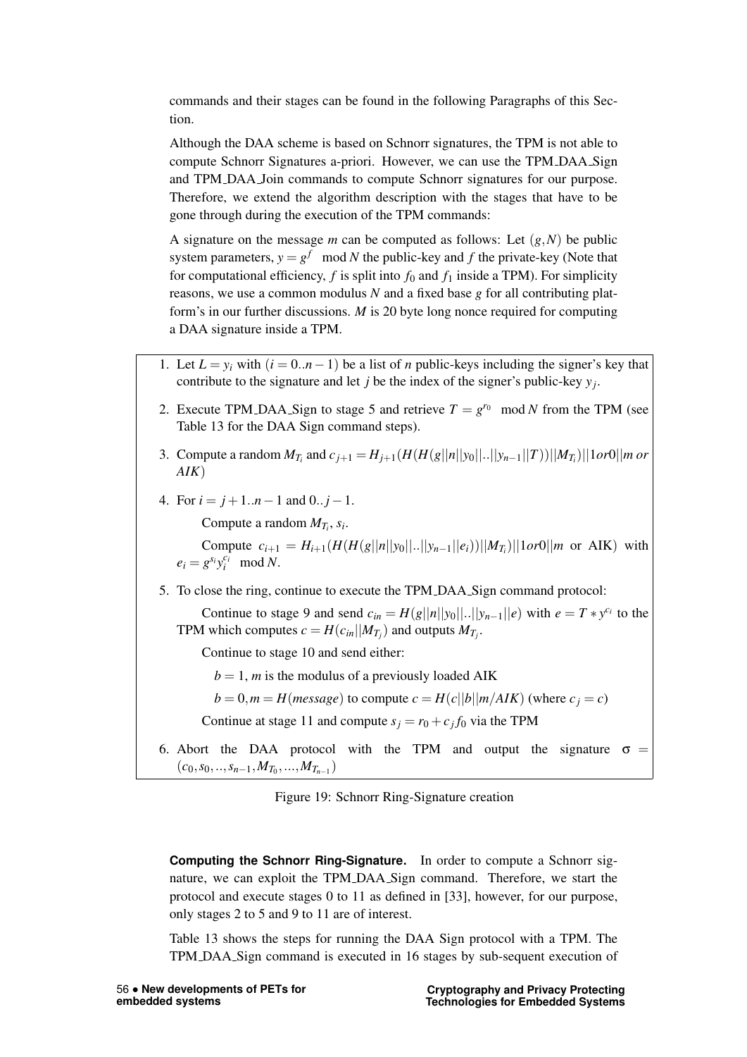commands and their stages can be found in the following Paragraphs of this Section.

Although the DAA scheme is based on Schnorr signatures, the TPM is not able to compute Schnorr Signatures a-priori. However, we can use the TPM_DAA_Sign and TPM_DAA_Join commands to compute Schnorr signatures for our purpose. Therefore, we extend the algorithm description with the stages that have to be gone through during the execution of the TPM commands:

A signature on the message $m$ can be computed as follows: Let $(g,N)$ be public system parameters, $y = g^f \mod N$ the public-key and $f$ the private-key (Note that for computational efficiency, $f$ is split into $f_0$ and $f_1$ inside a TPM). For simplicity reasons, we use a common modulus $N$ and a fixed base $g$ for all contributing platform's in our further discussions. $M$ is 20 byte long nonce required for computing a DAA signature inside a TPM.

1. Let $L = y_i$ with $(i = 0..n-1)$ be a list of $n$ public-keys including the signer's key that contribute to the signature and let $j$ be the index of the signer's public-key $y_j$.
2. Execute TPM_DAA_Sign to stage 5 and retrieve $T = g^{r_0} \mod N$ from the TPM (see Table 13 for the DAA Sign command steps).
3. Compute a random $M_{T_i}$ and $c_{j+1} = H_{j+1}(H(H(g||n||y_0||..||y_{n-1}||T))||M_{T_i})||1or0||m\ or\ AIK)$
4. For $i = j+1..n-1$ and $0..j-1$.

   Compute a random $M_{T_i}$, $s_i$.

   Compute $c_{i+1} = H_{i+1}(H(H(g||n||y_0||..||y_{n-1}||e_i))||M_{T_i})||1or0||m$ or AIK) with $e_i = g^{s_i} y_i^{c_i} \mod N$.
5. To close the ring, continue to execute the TPM_DAA_Sign command protocol:

   Continue to stage 9 and send $c_{in} = H(g||n||y_0||..||y_{n-1}||e)$ with $e = T * y^{c_i}$ to the TPM which computes $c = H(c_{in}||M_{T_j})$ and outputs $M_{T_j}$.

   Continue to stage 10 and send either:

   $b = 1$, $m$ is the modulus of a previously loaded AIK

   $b = 0, m = H(message)$ to compute $c = H(c||b||m/AIK)$ (where $c_j = c$)

   Continue at stage 11 and compute $s_j = r_0 + c_j f_0$ via the TPM
6. Abort the DAA protocol with the TPM and output the signature $\sigma = (c_0, s_0, .., s_{n-1}, M_{T_0}, ..., M_{T_{n-1}})$

Figure 19: Schnorr Ring-Signature creation

**Computing the Schnorr Ring-Signature.** In order to compute a Schnorr signature, we can exploit the TPM_DAA_Sign command. Therefore, we start the protocol and execute stages 0 to 11 as defined in [33], however, for our purpose, only stages 2 to 5 and 9 to 11 are of interest.

Table 13 shows the steps for running the DAA Sign protocol with a TPM. The TPM_DAA_Sign command is executed in 16 stages by sub-sequent execution of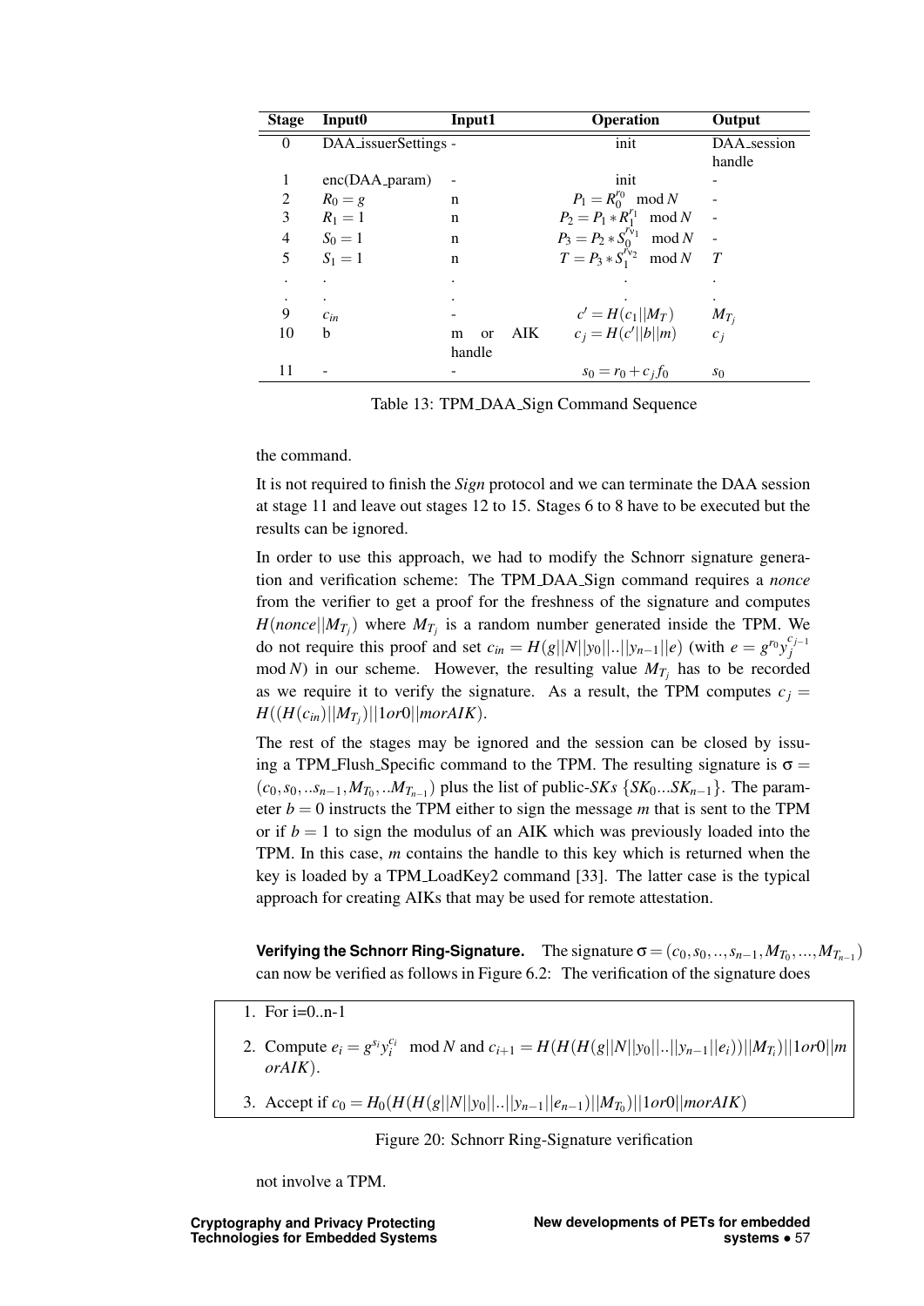| Stage | Input0 | Input1 | Operation | Output |
|---|---|---|---|---|
| 0 | DAA_issuerSettings | - | init | DAA_session handle |
| 1 | enc(DAA_param) | - | init | - |
| 2 | $R_0 = g$ | n | $P_1 = R_0^{r_0} \mod N$ | - |
| 3 | $R_1 = 1$ | n | $P_2 = P_1 * R_1^{r_1} \mod N$ | - |
| 4 | $S_0 = 1$ | n | $P_3 = P_2 * S_0^{r_{v1}} \mod N$ | - |
| 5 | $S_1 = 1$ | n | $T = P_3 * S_1^{r_{v2}} \mod N$ | $T$ |
| . | . | . | . | . |
| . | . | . | . | . |
| 9 | $c_{in}$ | - | $c' = H(c_1 \vert\vert M_T)$ | $M_{T_j}$ |
| 10 | b | m or AIK handle | $c_j = H(c' \vert\vert b \vert\vert m)$ | $c_j$ |
| 11 | - | - | $s_0 = r_0 + c_j f_0$ | $s_0$ |

Table 13: TPM_DAA_Sign Command Sequence

the command.

It is not required to finish the *Sign* protocol and we can terminate the DAA session at stage 11 and leave out stages 12 to 15. Stages 6 to 8 have to be executed but the results can be ignored.

In order to use this approach, we had to modify the Schnorr signature generation and verification scheme: The TPM_DAA_Sign command requires a *nonce* from the verifier to get a proof for the freshness of the signature and computes $H(nonce||M_{T_j})$ where $M_{T_j}$ is a random number generated inside the TPM. We do not require this proof and set $c_{in} = H(g||N||y_0||..||y_{n-1}||e)$ (with $e = g^{r_0} y_j^{c_{j-1}} \mod N$) in our scheme. However, the resulting value $M_{T_j}$ has to be recorded as we require it to verify the signature. As a result, the TPM computes $c_j = H((H(c_{in})||M_{T_j})||1or0||morAIK)$.

The rest of the stages may be ignored and the session can be closed by issuing a TPM_Flush_Specific command to the TPM. The resulting signature is $\sigma = (c_0, s_0, ..s_{n-1}, M_{T_0}, ..M_{T_{n-1}})$ plus the list of public-*SKs* $\{SK_0 ... SK_{n-1}\}$. The parameter $b = 0$ instructs the TPM either to sign the message *m* that is sent to the TPM or if $b = 1$ to sign the modulus of an AIK which was previously loaded into the TPM. In this case, *m* contains the handle to this key which is returned when the key is loaded by a TPM_LoadKey2 command [33]. The latter case is the typical approach for creating AIKs that may be used for remote attestation.

**Verifying the Schnorr Ring-Signature.** The signature $\sigma = (c_0, s_0, .., s_{n-1}, M_{T_0}, ..., M_{T_{n-1}})$ can now be verified as follows in Figure 6.2: The verification of the signature does

1. For i=0..n-1
2. Compute $e_i = g^{s_i} y_i^{c_i} \mod N$ and $c_{i+1} = H(H(H(g||N||y_0||..||y_{n-1}||e_i))||M_{T_i})||1or0||morAIK)$.
3. Accept if $c_0 = H_0(H(H(g||N||y_0||..||y_{n-1}||e_{n-1}))||M_{T_0})||1or0||morAIK)$

Figure 20: Schnorr Ring-Signature verification

not involve a TPM.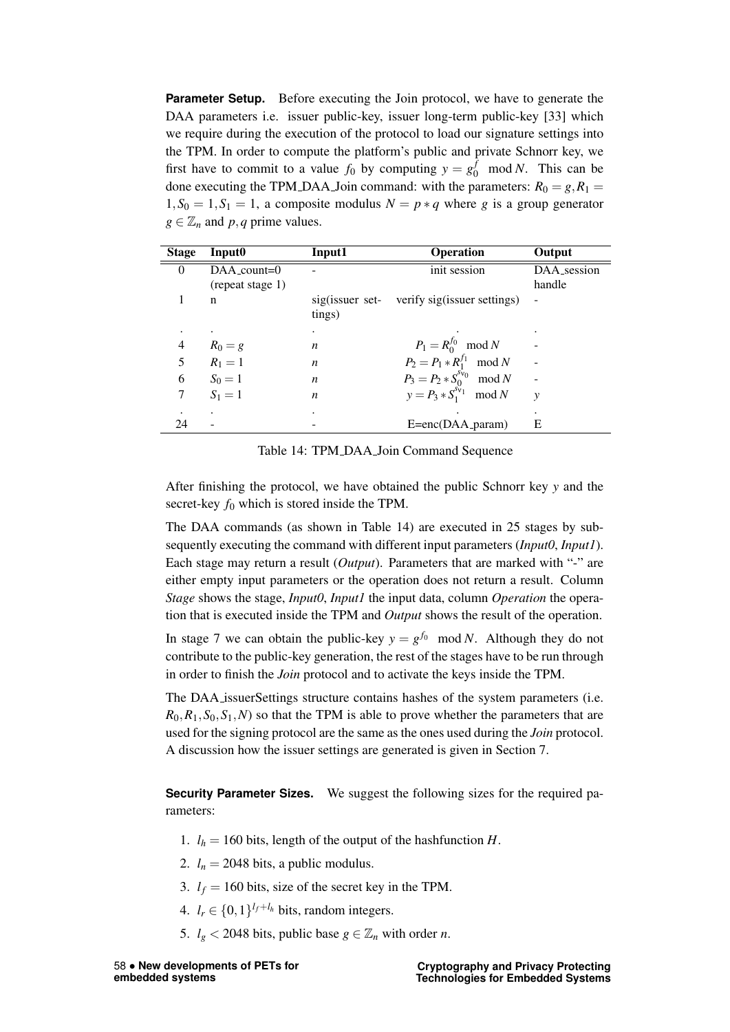**Parameter Setup.** Before executing the Join protocol, we have to generate the DAA parameters i.e. issuer public-key, issuer long-term public-key [33] which we require during the execution of the protocol to load our signature settings into the TPM. In order to compute the platform's public and private Schnorr key, we first have to commit to a value $f_0$ by computing $y = g_0^f \mod N$. This can be done executing the TPM_DAA_Join command: with the parameters: $R_0 = g, R_1 = 1, S_0 = 1, S_1 = 1$, a composite modulus $N = p * q$ where $g$ is a group generator $g \in \mathbb{Z}_n$ and $p, q$ prime values.

| Stage | Input0 | Input1 | Operation | Output |
|---|---|---|---|---|
| 0 | DAA_count=0 (repeat stage 1) | - | init session | DAA_session handle |
| 1 | n | sig(issuer settings) | verify sig(issuer settings) | - |
| . | . | . | . | . |
| 4 | $R_0 = g$ | $n$ | $P_1 = R_0^{f_0} \mod N$ | - |
| 5 | $R_1 = 1$ | $n$ | $P_2 = P_1 * R_1^{f_1} \mod N$ | - |
| 6 | $S_0 = 1$ | $n$ | $P_3 = P_2 * S_0^{s_{v_0}} \mod N$ | - |
| 7 | $S_1 = 1$ | $n$ | $y = P_3 * S_1^{s_{v_1}} \mod N$ | $y$ |
| . | . | . | . | . |
| 24 | - | - | E=enc(DAA_param) | E |

Table 14: TPM_DAA_Join Command Sequence

After finishing the protocol, we have obtained the public Schnorr key $y$ and the secret-key $f_0$ which is stored inside the TPM.

The DAA commands (as shown in Table 14) are executed in 25 stages by subsequently executing the command with different input parameters (*Input0*, *Input1*). Each stage may return a result (*Output*). Parameters that are marked with "-" are either empty input parameters or the operation does not return a result. Column *Stage* shows the stage, *Input0*, *Input1* the input data, column *Operation* the operation that is executed inside the TPM and *Output* shows the result of the operation.

In stage 7 we can obtain the public-key $y = g^{f_0} \mod N$. Although they do not contribute to the public-key generation, the rest of the stages have to be run through in order to finish the *Join* protocol and to activate the keys inside the TPM.

The DAA_issuerSettings structure contains hashes of the system parameters (i.e. $R_0, R_1, S_0, S_1, N$) so that the TPM is able to prove whether the parameters that are used for the signing protocol are the same as the ones used during the *Join* protocol. A discussion how the issuer settings are generated is given in Section 7.

**Security Parameter Sizes.** We suggest the following sizes for the required parameters:

1. $l_h = 160$ bits, length of the output of the hashfunction $H$.
2. $l_n = 2048$ bits, a public modulus.
3. $l_f = 160$ bits, size of the secret key in the TPM.
4. $l_r \in \{0,1\}^{l_f + l_h}$ bits, random integers.
5. $l_g < 2048$ bits, public base $g \in \mathbb{Z}_n$ with order $n$.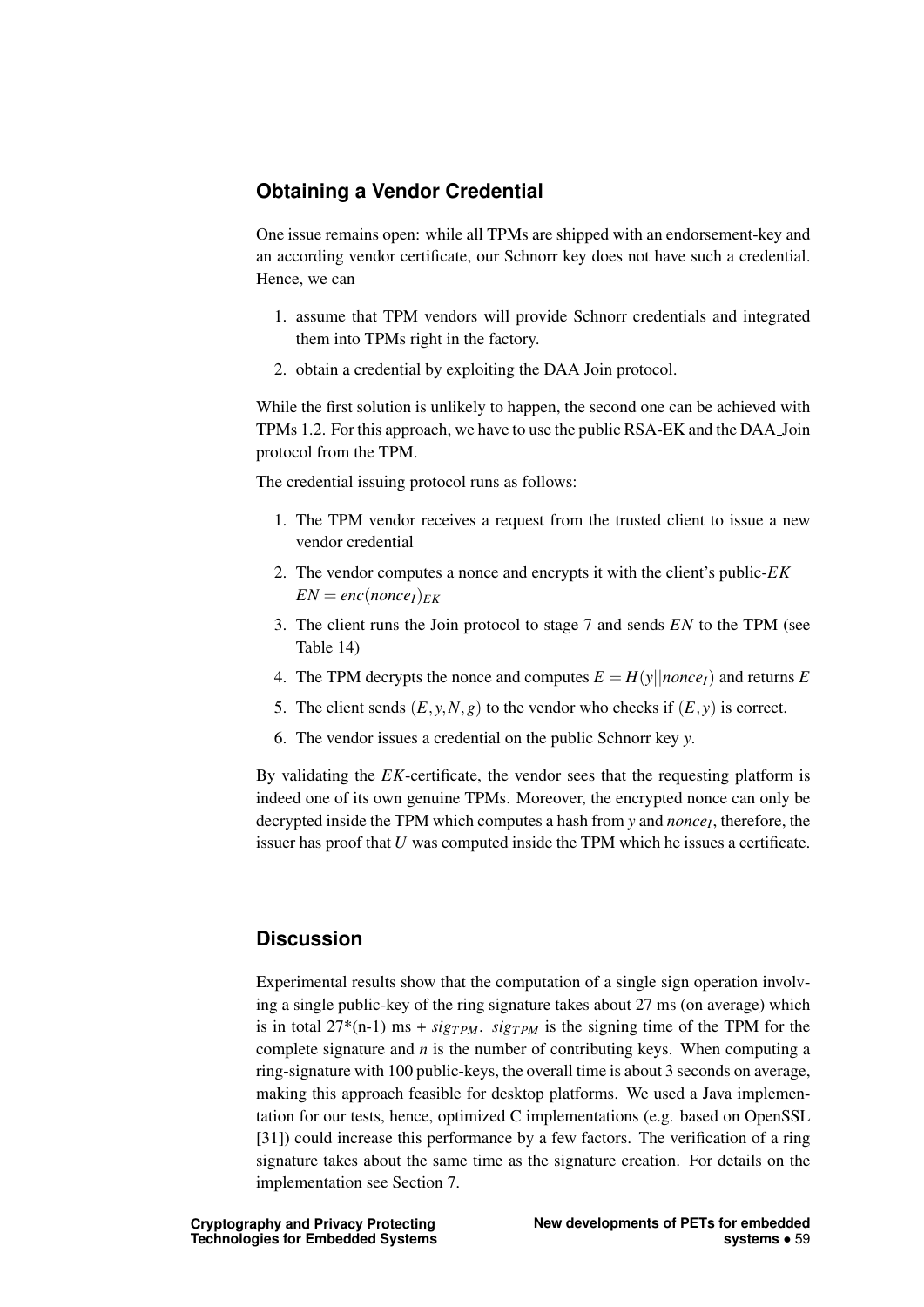## Obtaining a Vendor Credential

One issue remains open: while all TPMs are shipped with an endorsement-key and an according vendor certificate, our Schnorr key does not have such a credential. Hence, we can

1. assume that TPM vendors will provide Schnorr credentials and integrated them into TPMs right in the factory.
2. obtain a credential by exploiting the DAA Join protocol.

While the first solution is unlikely to happen, the second one can be achieved with TPMs 1.2. For this approach, we have to use the public RSA-EK and the DAA_Join protocol from the TPM.

The credential issuing protocol runs as follows:

1. The TPM vendor receives a request from the trusted client to issue a new vendor credential
2. The vendor computes a nonce and encrypts it with the client's public-$EK$ $EN = enc(nonce_I)_{EK}$
3. The client runs the Join protocol to stage 7 and sends $EN$ to the TPM (see Table 14)
4. The TPM decrypts the nonce and computes $E = H(y||nonce_I)$ and returns $E$
5. The client sends $(E, y, N, g)$ to the vendor who checks if $(E, y)$ is correct.
6. The vendor issues a credential on the public Schnorr key $y$.

By validating the $EK$-certificate, the vendor sees that the requesting platform is indeed one of its own genuine TPMs. Moreover, the encrypted nonce can only be decrypted inside the TPM which computes a hash from $y$ and $nonce_I$, therefore, the issuer has proof that $U$ was computed inside the TPM which he issues a certificate.

## Discussion

Experimental results show that the computation of a single sign operation involving a single public-key of the ring signature takes about 27 ms (on average) which is in total 27*(n-1) ms + $sig_{TPM}$. $sig_{TPM}$ is the signing time of the TPM for the complete signature and $n$ is the number of contributing keys. When computing a ring-signature with 100 public-keys, the overall time is about 3 seconds on average, making this approach feasible for desktop platforms. We used a Java implementation for our tests, hence, optimized C implementations (e.g. based on OpenSSL [31]) could increase this performance by a few factors. The verification of a ring signature takes about the same time as the signature creation. For details on the implementation see Section 7.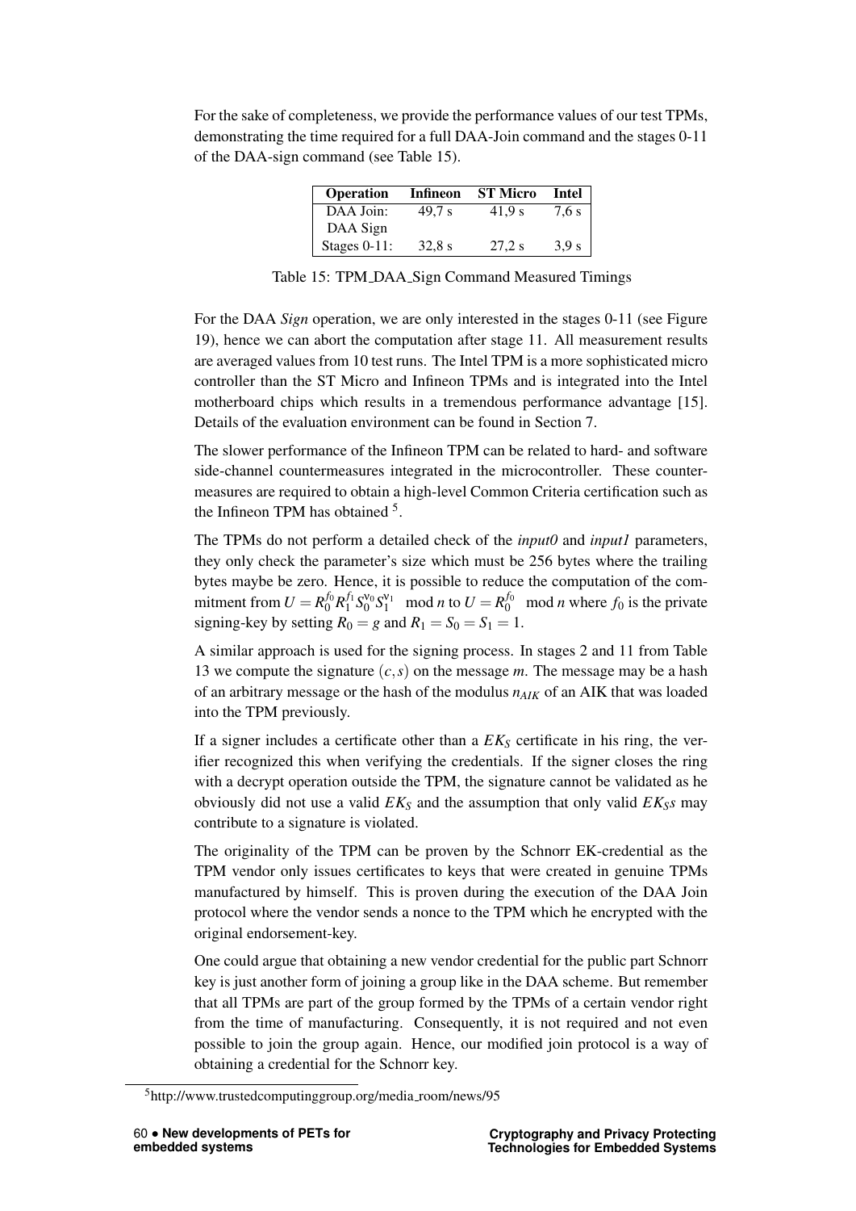For the sake of completeness, we provide the performance values of our test TPMs, demonstrating the time required for a full DAA-Join command and the stages 0-11 of the DAA-sign command (see Table 15).

| Operation | Infineon | ST Micro | Intel |
|---|---|---|---|
| DAA Join: | 49,7 s | 41,9 s | 7,6 s |
| DAA Sign Stages 0-11: | 32,8 s | 27,2 s | 3,9 s |

Table 15: TPM_DAA_Sign Command Measured Timings

For the DAA *Sign* operation, we are only interested in the stages 0-11 (see Figure 19), hence we can abort the computation after stage 11. All measurement results are averaged values from 10 test runs. The Intel TPM is a more sophisticated micro controller than the ST Micro and Infineon TPMs and is integrated into the Intel motherboard chips which results in a tremendous performance advantage [15]. Details of the evaluation environment can be found in Section 7.

The slower performance of the Infineon TPM can be related to hard- and software side-channel countermeasures integrated in the microcontroller. These countermeasures are required to obtain a high-level Common Criteria certification such as the Infineon TPM has obtained [5].

The TPMs do not perform a detailed check of the *input0* and *input1* parameters, they only check the parameter's size which must be 256 bytes where the trailing bytes maybe be zero. Hence, it is possible to reduce the computation of the commitment from $U = R_0^{f_0} R_1^{f_1} S_0^{v_0} S_1^{v_1} \mod n$ to $U = R_0^{f_0} \mod n$ where $f_0$ is the private signing-key by setting $R_0 = g$ and $R_1 = S_0 = S_1 = 1$.

A similar approach is used for the signing process. In stages 2 and 11 from Table 13 we compute the signature $(c, s)$ on the message $m$. The message may be a hash of an arbitrary message or the hash of the modulus $n_{AIK}$ of an AIK that was loaded into the TPM previously.

If a signer includes a certificate other than a $EK_S$ certificate in his ring, the verifier recognized this when verifying the credentials. If the signer closes the ring with a decrypt operation outside the TPM, the signature cannot be validated as he obviously did not use a valid $EK_S$ and the assumption that only valid $EK_S s$ may contribute to a signature is violated.

The originality of the TPM can be proven by the Schnorr EK-credential as the TPM vendor only issues certificates to keys that were created in genuine TPMs manufactured by himself. This is proven during the execution of the DAA Join protocol where the vendor sends a nonce to the TPM which he encrypted with the original endorsement-key.

One could argue that obtaining a new vendor credential for the public part Schnorr key is just another form of joining a group like in the DAA scheme. But remember that all TPMs are part of the group formed by the TPMs of a certain vendor right from the time of manufacturing. Consequently, it is not required and not even possible to join the group again. Hence, our modified join protocol is a way of obtaining a credential for the Schnorr key.

[5] http://www.trustedcomputinggroup.org/media_room/news/95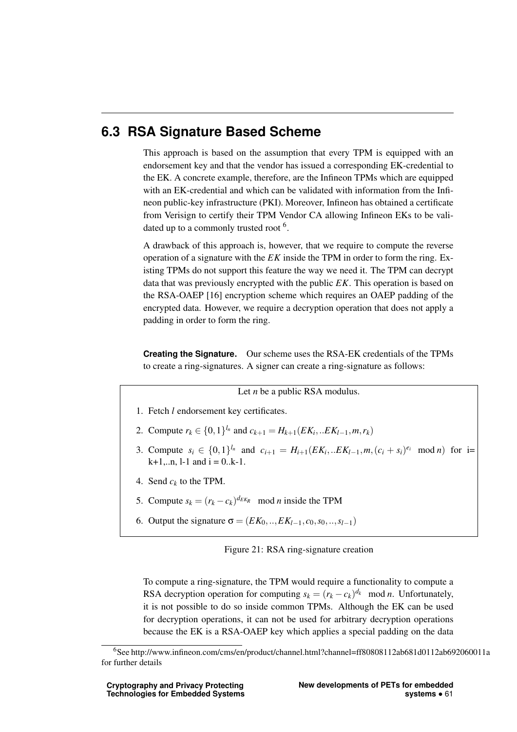## 6.3 RSA Signature Based Scheme

This approach is based on the assumption that every TPM is equipped with an endorsement key and that the vendor has issued a corresponding EK-credential to the EK. A concrete example, therefore, are the Infineon TPMs which are equipped with an EK-credential and which can be validated with information from the Infineon public-key infrastructure (PKI). Moreover, Infineon has obtained a certificate from Verisign to certify their TPM Vendor CA allowing Infineon EKs to be validated up to a commonly trusted root [6].

A drawback of this approach is, however, that we require to compute the reverse operation of a signature with the $EK$ inside the TPM in order to form the ring. Existing TPMs do not support this feature the way we need it. The TPM can decrypt data that was previously encrypted with the public $EK$. This operation is based on the RSA-OAEP [16] encryption scheme which requires an OAEP padding of the encrypted data. However, we require a decryption operation that does not apply a padding in order to form the ring.

**Creating the Signature.** Our scheme uses the RSA-EK credentials of the TPMs to create a ring-signatures. A signer can create a ring-signature as follows:

Let $n$ be a public RSA modulus.

1. Fetch $l$ endorsement key certificates.
2. Compute $r_k \in \{0,1\}^{l_n}$ and $c_{k+1} = H_{k+1}(EK_i, ..EK_{l-1}, m, r_k)$
3. Compute $s_i \in \{0,1\}^{l_n}$ and $c_{i+1} = H_{i+1}(EK_i, ..EK_{l-1}, m, (c_i + s_i)^{e_i} \mod n)$ for i= k+1,..n, l-1 and i = 0..k-1.
4. Send $c_k$ to the TPM.
5. Compute $s_k = (r_k - c_k)^{d_{EK_R}} \mod n$ inside the TPM
6. Output the signature $\sigma = (EK_0, .., EK_{l-1}, c_0, s_0, .., s_{l-1})$

Figure 21: RSA ring-signature creation

To compute a ring-signature, the TPM would require a functionality to compute a RSA decryption operation for computing $s_k = (r_k - c_k)^{d_k} \mod n$. Unfortunately, it is not possible to do so inside common TPMs. Although the EK can be used for decryption operations, it can not be used for arbitrary decryption operations because the EK is a RSA-OAEP key which applies a special padding on the data

[6] See http://www.infineon.com/cms/en/product/channel.html?channel=ff80808112ab681d0112ab692060011a for further details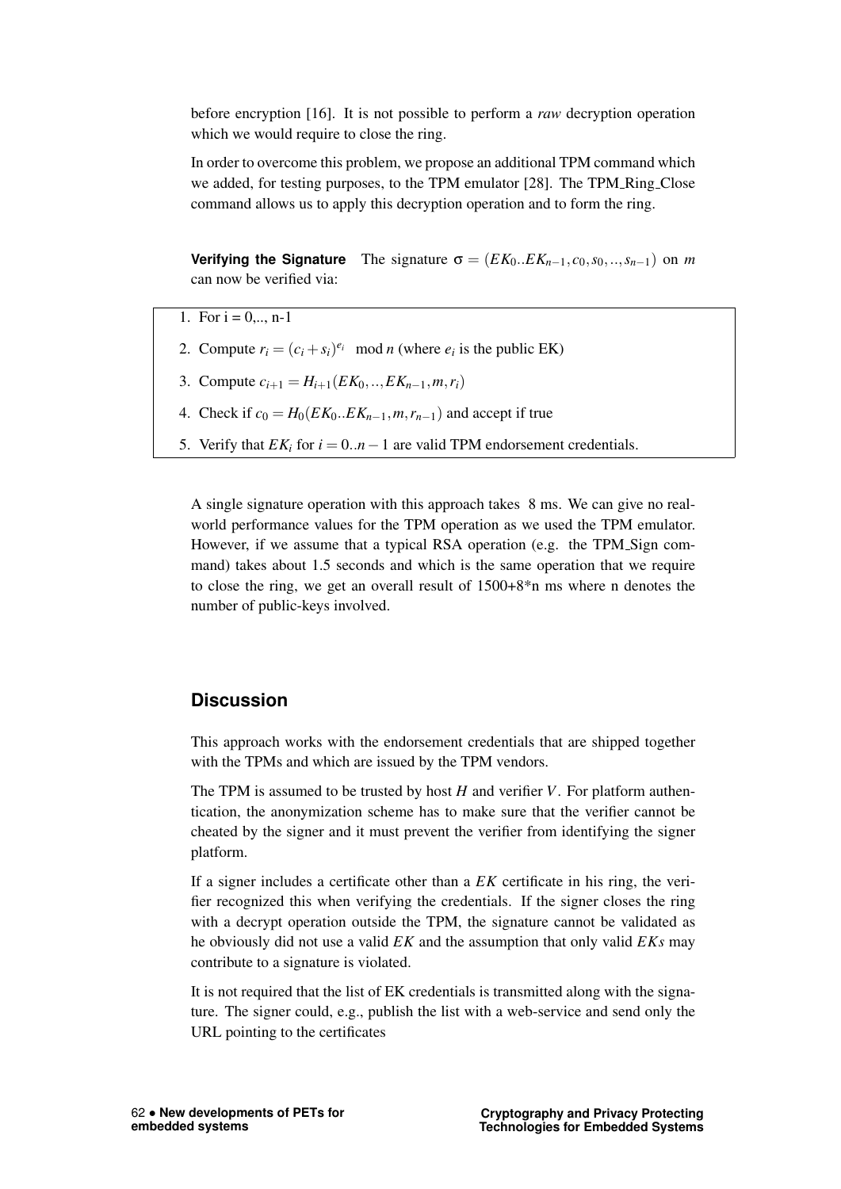before encryption [16]. It is not possible to perform a *raw* decryption operation which we would require to close the ring.

In order to overcome this problem, we propose an additional TPM command which we added, for testing purposes, to the TPM emulator [28]. The TPM_Ring_Close command allows us to apply this decryption operation and to form the ring.

**Verifying the Signature** The signature $\sigma = (EK_0..EK_{n-1}, c_0, s_0, .., s_{n-1})$ on $m$ can now be verified via:

1. For i = 0,.., n-1
2. Compute $r_i = (c_i + s_i)^{e_i} \mod n$ (where $e_i$ is the public EK)
3. Compute $c_{i+1} = H_{i+1}(EK_0, .., EK_{n-1}, m, r_i)$
4. Check if $c_0 = H_0(EK_0..EK_{n-1}, m, r_{n-1})$ and accept if true
5. Verify that $EK_i$ for $i = 0..n-1$ are valid TPM endorsement credentials.

A single signature operation with this approach takes 8 ms. We can give no real-world performance values for the TPM operation as we used the TPM emulator. However, if we assume that a typical RSA operation (e.g. the TPM_Sign command) takes about 1.5 seconds and which is the same operation that we require to close the ring, we get an overall result of 1500+8*n ms where n denotes the number of public-keys involved.

## Discussion

This approach works with the endorsement credentials that are shipped together with the TPMs and which are issued by the TPM vendors.

The TPM is assumed to be trusted by host $H$ and verifier $V$. For platform authentication, the anonymization scheme has to make sure that the verifier cannot be cheated by the signer and it must prevent the verifier from identifying the signer platform.

If a signer includes a certificate other than a $EK$ certificate in his ring, the verifier recognized this when verifying the credentials. If the signer closes the ring with a decrypt operation outside the TPM, the signature cannot be validated as he obviously did not use a valid $EK$ and the assumption that only valid $EKs$ may contribute to a signature is violated.

It is not required that the list of EK credentials is transmitted along with the signature. The signer could, e.g., publish the list with a web-service and send only the URL pointing to the certificates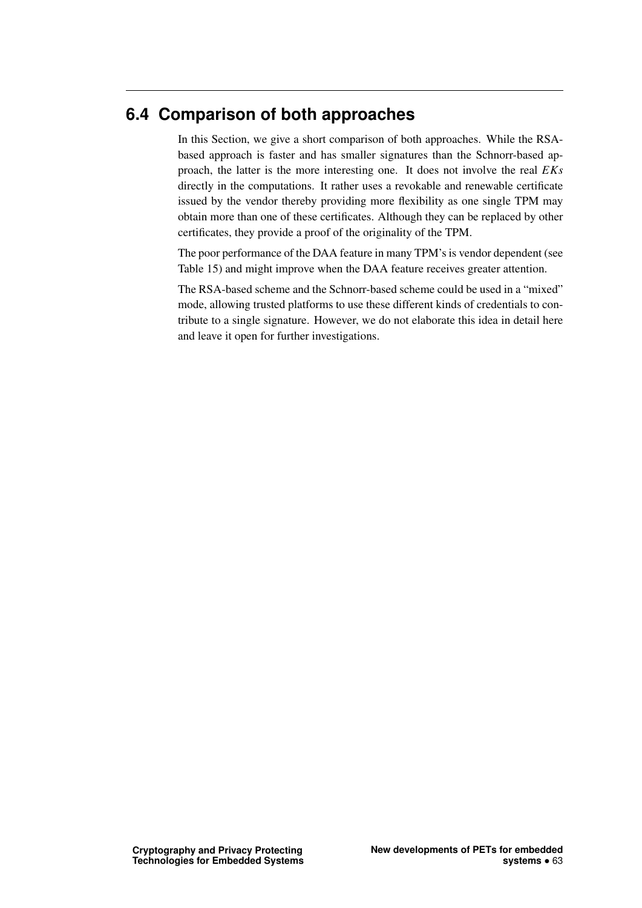## 6.4 Comparison of both approaches

In this Section, we give a short comparison of both approaches. While the RSA-based approach is faster and has smaller signatures than the Schnorr-based approach, the latter is the more interesting one. It does not involve the real *EKs* directly in the computations. It rather uses a revokable and renewable certificate issued by the vendor thereby providing more flexibility as one single TPM may obtain more than one of these certificates. Although they can be replaced by other certificates, they provide a proof of the originality of the TPM.

The poor performance of the DAA feature in many TPM's is vendor dependent (see Table 15) and might improve when the DAA feature receives greater attention.

The RSA-based scheme and the Schnorr-based scheme could be used in a "mixed" mode, allowing trusted platforms to use these different kinds of credentials to contribute to a single signature. However, we do not elaborate this idea in detail here and leave it open for further investigations.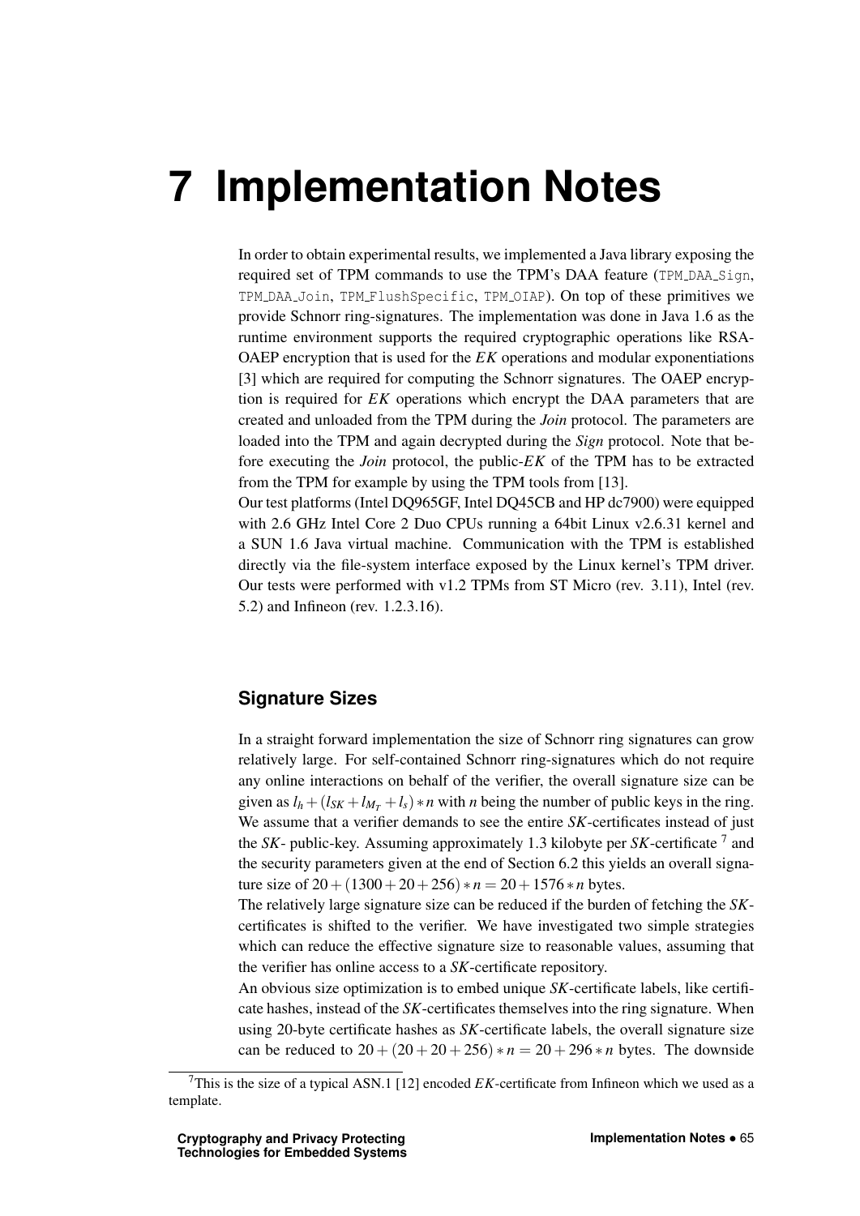# 7 Implementation Notes

In order to obtain experimental results, we implemented a Java library exposing the required set of TPM commands to use the TPM's DAA feature (TPM_DAA_Sign, TPM_DAA_Join, TPM_FlushSpecific, TPM_OIAP). On top of these primitives we provide Schnorr ring-signatures. The implementation was done in Java 1.6 as the runtime environment supports the required cryptographic operations like RSA-OAEP encryption that is used for the *EK* operations and modular exponentiations [3] which are required for computing the Schnorr signatures. The OAEP encryption is required for *EK* operations which encrypt the DAA parameters that are created and unloaded from the TPM during the *Join* protocol. The parameters are loaded into the TPM and again decrypted during the *Sign* protocol. Note that before executing the *Join* protocol, the public-*EK* of the TPM has to be extracted from the TPM for example by using the TPM tools from [13].

Our test platforms (Intel DQ965GF, Intel DQ45CB and HP dc7900) were equipped with 2.6 GHz Intel Core 2 Duo CPUs running a 64bit Linux v2.6.31 kernel and a SUN 1.6 Java virtual machine. Communication with the TPM is established directly via the file-system interface exposed by the Linux kernel's TPM driver. Our tests were performed with v1.2 TPMs from ST Micro (rev. 3.11), Intel (rev. 5.2) and Infineon (rev. 1.2.3.16).

### Signature Sizes

In a straight forward implementation the size of Schnorr ring signatures can grow relatively large. For self-contained Schnorr ring-signatures which do not require any online interactions on behalf of the verifier, the overall signature size can be given as $l_h + (l_{SK} + l_{M_T} + l_s) * n$ with $n$ being the number of public keys in the ring. We assume that a verifier demands to see the entire *SK*-certificates instead of just the *SK*- public-key. Assuming approximately 1.3 kilobyte per *SK*-certificate [7] and the security parameters given at the end of Section 6.2 this yields an overall signature size of $20 + (1300 + 20 + 256) * n = 20 + 1576 * n$ bytes.

The relatively large signature size can be reduced if the burden of fetching the *SK*-certificates is shifted to the verifier. We have investigated two simple strategies which can reduce the effective signature size to reasonable values, assuming that the verifier has online access to a *SK*-certificate repository.

An obvious size optimization is to embed unique *SK*-certificate labels, like certificate hashes, instead of the *SK*-certificates themselves into the ring signature. When using 20-byte certificate hashes as *SK*-certificate labels, the overall signature size can be reduced to $20 + (20 + 20 + 256) * n = 20 + 296 * n$ bytes. The downside

[7] This is the size of a typical ASN.1 [12] encoded *EK*-certificate from Infineon which we used as a template.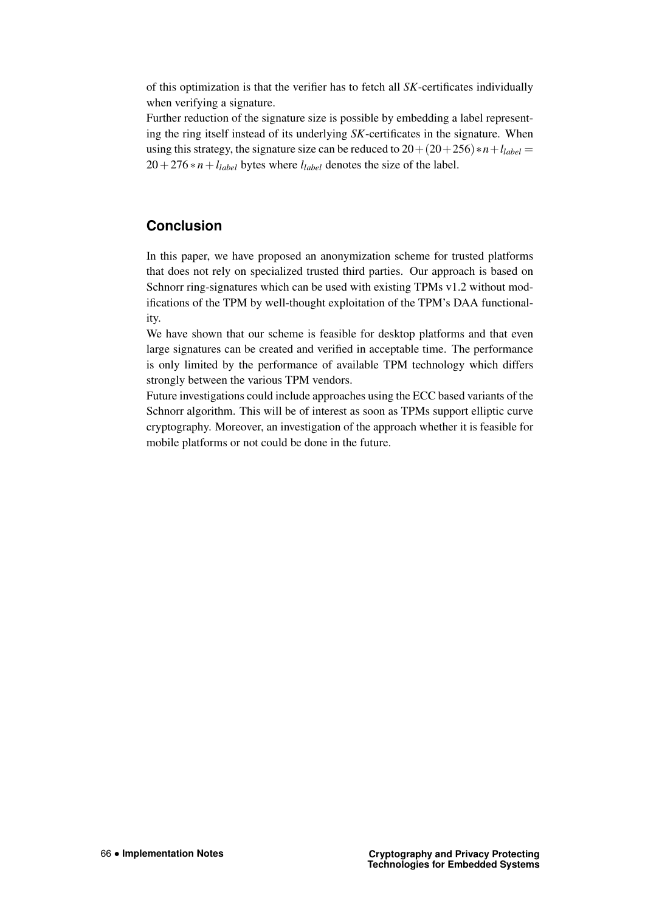of this optimization is that the verifier has to fetch all *SK*-certificates individually when verifying a signature.

Further reduction of the signature size is possible by embedding a label representing the ring itself instead of its underlying *SK*-certificates in the signature. When using this strategy, the signature size can be reduced to $20+(20+256)*n+l_{label} = 20+276*n+l_{label}$ bytes where $l_{label}$ denotes the size of the label.

## Conclusion

In this paper, we have proposed an anonymization scheme for trusted platforms that does not rely on specialized trusted third parties. Our approach is based on Schnorr ring-signatures which can be used with existing TPMs v1.2 without modifications of the TPM by well-thought exploitation of the TPM's DAA functionality.

We have shown that our scheme is feasible for desktop platforms and that even large signatures can be created and verified in acceptable time. The performance is only limited by the performance of available TPM technology which differs strongly between the various TPM vendors.

Future investigations could include approaches using the ECC based variants of the Schnorr algorithm. This will be of interest as soon as TPMs support elliptic curve cryptography. Moreover, an investigation of the approach whether it is feasible for mobile platforms or not could be done in the future.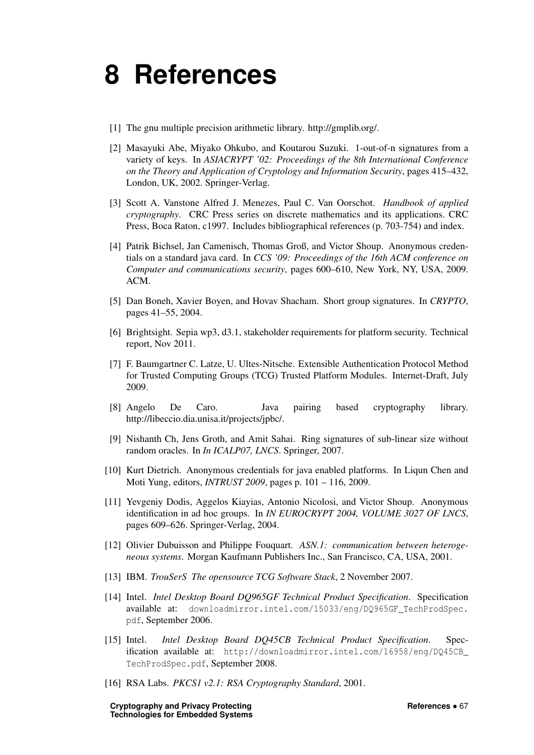# 8 References

[1] The gnu multiple precision arithmetic library. http://gmplib.org/.

[2] Masayuki Abe, Miyako Ohkubo, and Koutarou Suzuki. 1-out-of-n signatures from a variety of keys. In *ASIACRYPT '02: Proceedings of the 8th International Conference on the Theory and Application of Cryptology and Information Security*, pages 415–432, London, UK, 2002. Springer-Verlag.

[3] Scott A. Vanstone Alfred J. Menezes, Paul C. Van Oorschot. *Handbook of applied cryptography*. CRC Press series on discrete mathematics and its applications. CRC Press, Boca Raton, c1997. Includes bibliographical references (p. 703-754) and index.

[4] Patrik Bichsel, Jan Camenisch, Thomas Groß, and Victor Shoup. Anonymous credentials on a standard java card. In *CCS '09: Proceedings of the 16th ACM conference on Computer and communications security*, pages 600–610, New York, NY, USA, 2009. ACM.

[5] Dan Boneh, Xavier Boyen, and Hovav Shacham. Short group signatures. In *CRYPTO*, pages 41–55, 2004.

[6] Brightsight. Sepia wp3, d3.1, stakeholder requirements for platform security. Technical report, Nov 2011.

[7] F. Baumgartner C. Latze, U. Ultes-Nitsche. Extensible Authentication Protocol Method for Trusted Computing Groups (TCG) Trusted Platform Modules. Internet-Draft, July 2009.

[8] Angelo De Caro. Java pairing based cryptography library. http://libeccio.dia.unisa.it/projects/jpbc/.

[9] Nishanth Ch, Jens Groth, and Amit Sahai. Ring signatures of sub-linear size without random oracles. In *In ICALP07, LNCS*. Springer, 2007.

[10] Kurt Dietrich. Anonymous credentials for java enabled platforms. In Liqun Chen and Moti Yung, editors, *INTRUST 2009*, pages p. 101 – 116, 2009.

[11] Yevgeniy Dodis, Aggelos Kiayias, Antonio Nicolosi, and Victor Shoup. Anonymous identification in ad hoc groups. In *IN EUROCRYPT 2004, VOLUME 3027 OF LNCS*, pages 609–626. Springer-Verlag, 2004.

[12] Olivier Dubuisson and Philippe Fouquart. *ASN.1: communication between heterogeneous systems*. Morgan Kaufmann Publishers Inc., San Francisco, CA, USA, 2001.

[13] IBM. *TrouSerS The opensource TCG Software Stack*, 2 November 2007.

[14] Intel. *Intel Desktop Board DQ965GF Technical Product Specification*. Specification available at: `downloadmirror.intel.com/15033/eng/DQ965GF_TechProdSpec.pdf`, September 2006.

[15] Intel. *Intel Desktop Board DQ45CB Technical Product Specification*. Specification available at: `http://downloadmirror.intel.com/16958/eng/DQ45CB_TechProdSpec.pdf`, September 2008.

[16] RSA Labs. *PKCS1 v2.1: RSA Cryptography Standard*, 2001.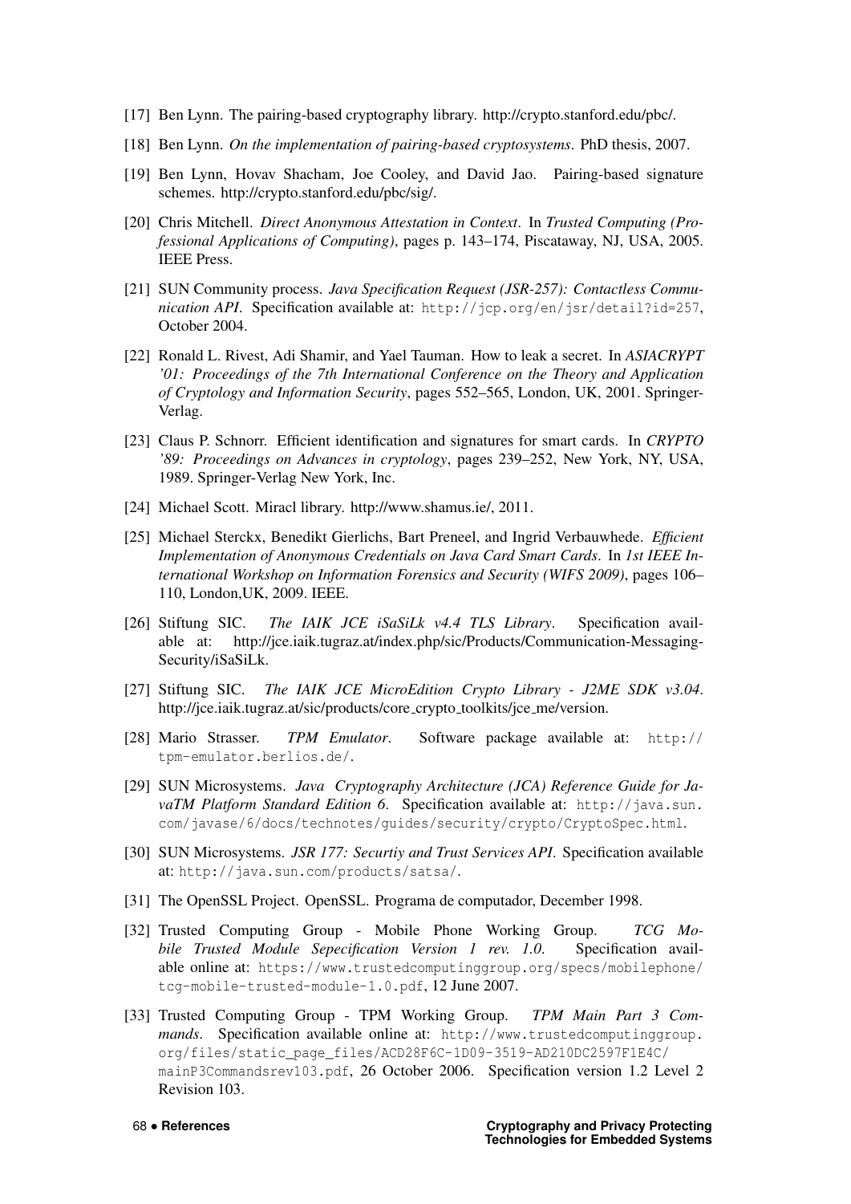[17] Ben Lynn. The pairing-based cryptography library. http://crypto.stanford.edu/pbc/.

[18] Ben Lynn. *On the implementation of pairing-based cryptosystems*. PhD thesis, 2007.

[19] Ben Lynn, Hovav Shacham, Joe Cooley, and David Jao. Pairing-based signature schemes. http://crypto.stanford.edu/pbc/sig/.

[20] Chris Mitchell. *Direct Anonymous Attestation in Context*. In *Trusted Computing (Professional Applications of Computing)*, pages p. 143–174, Piscataway, NJ, USA, 2005. IEEE Press.

[21] SUN Community process. *Java Specification Request (JSR-257): Contactless Communication API*. Specification available at: `http://jcp.org/en/jsr/detail?id=257`, October 2004.

[22] Ronald L. Rivest, Adi Shamir, and Yael Tauman. How to leak a secret. In *ASIACRYPT '01: Proceedings of the 7th International Conference on the Theory and Application of Cryptology and Information Security*, pages 552–565, London, UK, 2001. Springer-Verlag.

[23] Claus P. Schnorr. Efficient identification and signatures for smart cards. In *CRYPTO '89: Proceedings on Advances in cryptology*, pages 239–252, New York, NY, USA, 1989. Springer-Verlag New York, Inc.

[24] Michael Scott. Miracl library. http://www.shamus.ie/, 2011.

[25] Michael Sterckx, Benedikt Gierlichs, Bart Preneel, and Ingrid Verbauwhede. *Efficient Implementation of Anonymous Credentials on Java Card Smart Cards*. In *1st IEEE International Workshop on Information Forensics and Security (WIFS 2009)*, pages 106–110, London,UK, 2009. IEEE.

[26] Stiftung SIC. *The IAIK JCE iSaSiLk v4.4 TLS Library*. Specification available at: http://jce.iaik.tugraz.at/index.php/sic/Products/Communication-Messaging-Security/iSaSiLk.

[27] Stiftung SIC. *The IAIK JCE MicroEdition Crypto Library - J2ME SDK v3.04*. http://jce.iaik.tugraz.at/sic/products/core_crypto_toolkits/jce_me/version.

[28] Mario Strasser. *TPM Emulator*. Software package available at: `http://tpm-emulator.berlios.de/`.

[29] SUN Microsystems. *Java Cryptography Architecture (JCA) Reference Guide for JavaTM Platform Standard Edition 6*. Specification available at: `http://java.sun.com/javase/6/docs/technotes/guides/security/crypto/CryptoSpec.html`.

[30] SUN Microsystems. *JSR 177: Securtiy and Trust Services API*. Specification available at: `http://java.sun.com/products/satsa/`.

[31] The OpenSSL Project. OpenSSL. Programa de computador, December 1998.

[32] Trusted Computing Group - Mobile Phone Working Group. *TCG Mobile Trusted Module Sepecification Version 1 rev. 1.0*. Specification available online at: `https://www.trustedcomputinggroup.org/specs/mobilephone/tcg-mobile-trusted-module-1.0.pdf`, 12 June 2007.

[33] Trusted Computing Group - TPM Working Group. *TPM Main Part 3 Commands*. Specification available online at: `http://www.trustedcomputinggroup.org/files/static_page_files/ACD28F6C-1D09-3519-AD210DC2597F1E4C/mainP3Commandsrev103.pdf`, 26 October 2006. Specification version 1.2 Level 2 Revision 103.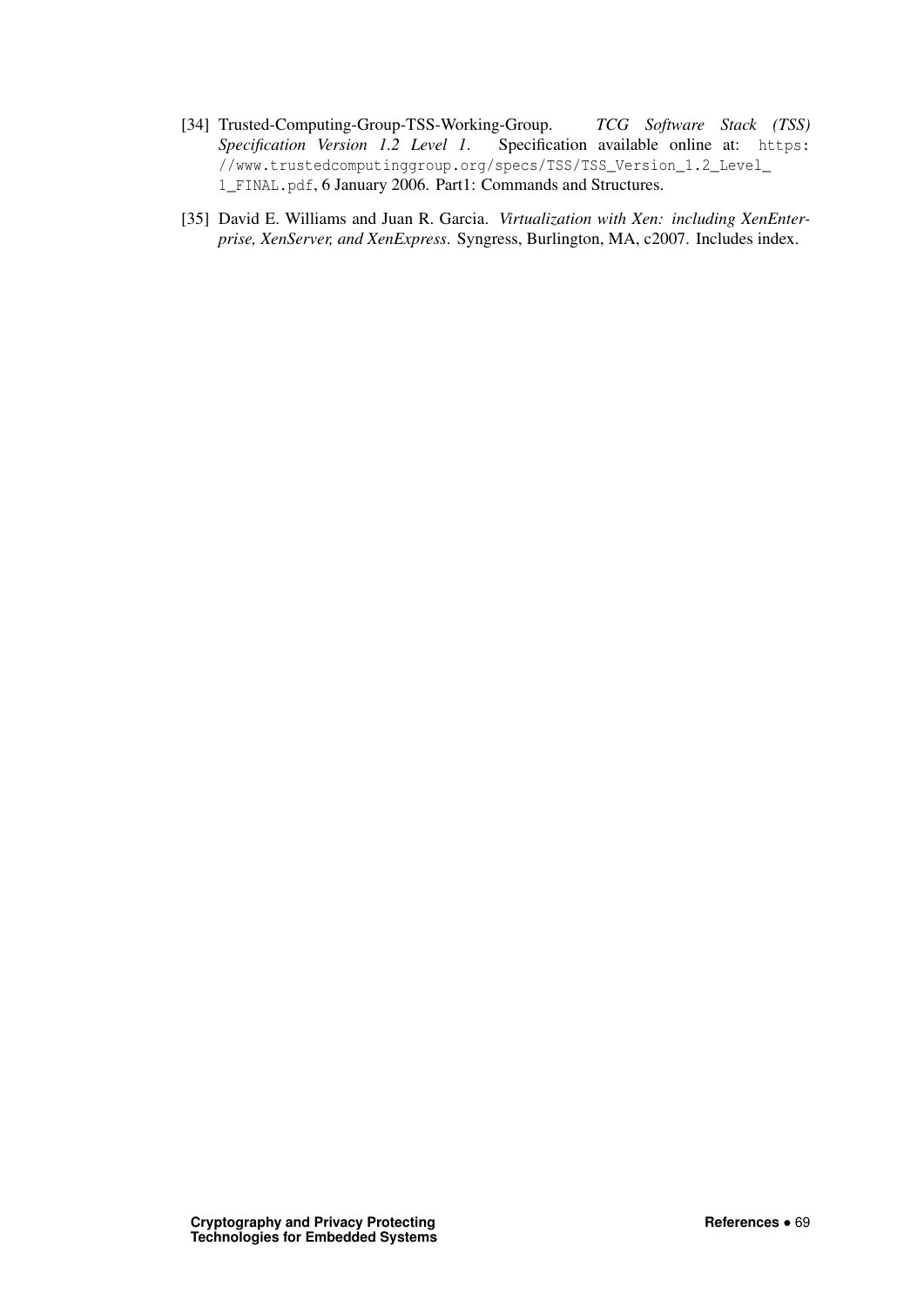[34] Trusted-Computing-Group-TSS-Working-Group. *TCG Software Stack (TSS) Specification Version 1.2 Level 1*. Specification available online at: https://www.trustedcomputinggroup.org/specs/TSS/TSS_Version_1.2_Level_1_FINAL.pdf, 6 January 2006. Part1: Commands and Structures.

[35] David E. Williams and Juan R. Garcia. *Virtualization with Xen: including XenEnterprise, XenServer, and XenExpress*. Syngress, Burlington, MA, c2007. Includes index.